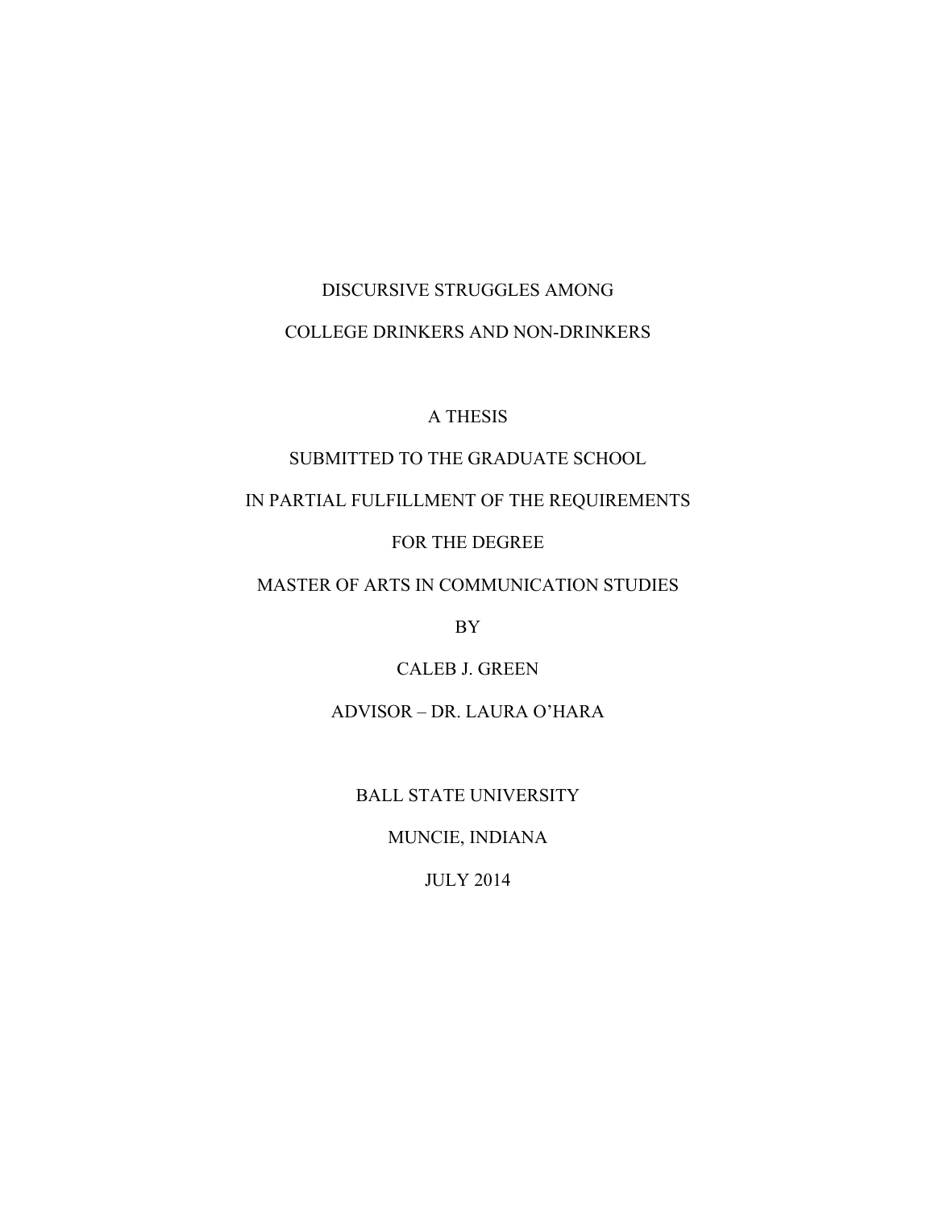# DISCURSIVE STRUGGLES AMONG COLLEGE DRINKERS AND NON-DRINKERS

A THESIS

SUBMITTED TO THE GRADUATE SCHOOL

IN PARTIAL FULFILLMENT OF THE REQUIREMENTS

FOR THE DEGREE

MASTER OF ARTS IN COMMUNICATION STUDIES

BY

CALEB J. GREEN

ADVISOR – DR. LAURA O'HARA

BALL STATE UNIVERSITY

MUNCIE, INDIANA

JULY 2014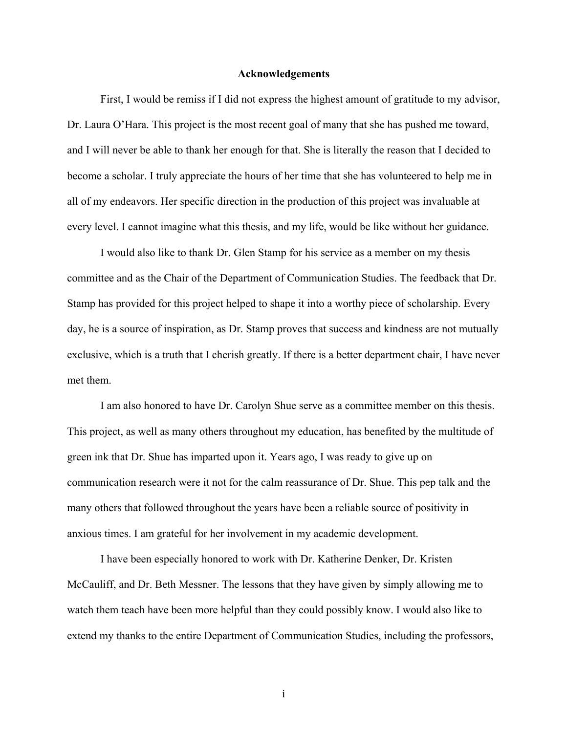# Acknowledgements

First, I would be remiss if I did not express the highest amount of gratitude to my advisor, Dr. Laura O'Hara. This project is the most recent goal of many that she has pushed me toward, and I will never be able to thank her enough for that. She is literally the reason that I decided to become a scholar. I truly appreciate the hours of her time that she has volunteered to help me in all of my endeavors. Her specific direction in the production of this project was invaluable at every level. I cannot imagine what this thesis, and my life, would be like without her guidance.

I would also like to thank Dr. Glen Stamp for his service as a member on my thesis committee and as the Chair of the Department of Communication Studies. The feedback that Dr. Stamp has provided for this project helped to shape it into a worthy piece of scholarship. Every day, he is a source of inspiration, as Dr. Stamp proves that success and kindness are not mutually exclusive, which is a truth that I cherish greatly. If there is a better department chair, I have never met them.

I am also honored to have Dr. Carolyn Shue serve as a committee member on this thesis. This project, as well as many others throughout my education, has benefited by the multitude of green ink that Dr. Shue has imparted upon it. Years ago, I was ready to give up on communication research were it not for the calm reassurance of Dr. Shue. This pep talk and the many others that followed throughout the years have been a reliable source of positivity in anxious times. I am grateful for her involvement in my academic development.

I have been especially honored to work with Dr. Katherine Denker, Dr. Kristen McCauliff, and Dr. Beth Messner. The lessons that they have given by simply allowing me to watch them teach have been more helpful than they could possibly know. I would also like to extend my thanks to the entire Department of Communication Studies, including the professors,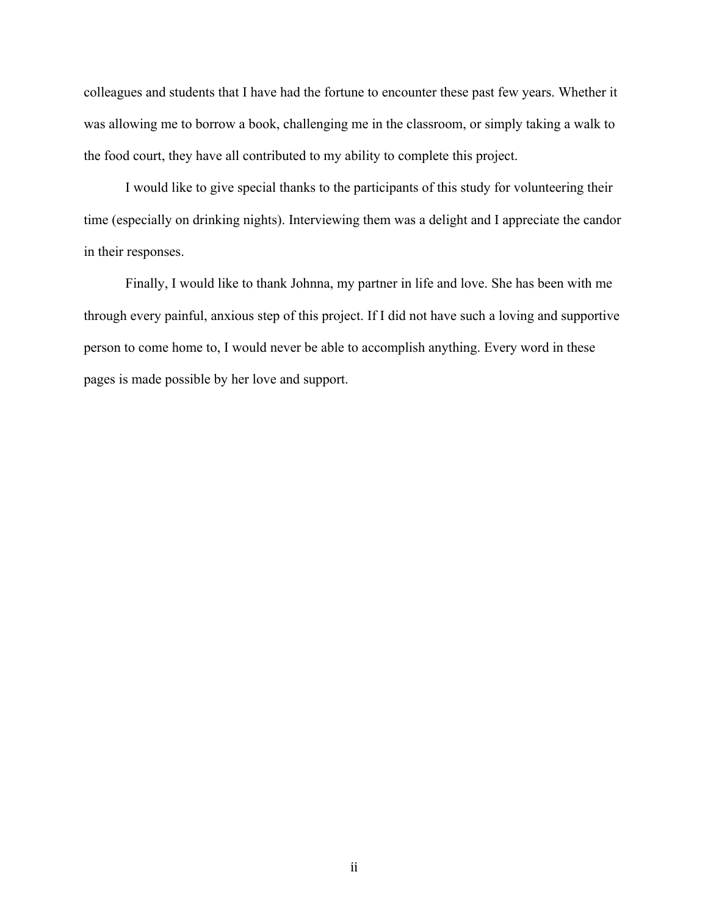colleagues and students that I have had the fortune to encounter these past few years. Whether it was allowing me to borrow a book, challenging me in the classroom, or simply taking a walk to the food court, they have all contributed to my ability to complete this project.

I would like to give special thanks to the participants of this study for volunteering their time (especially on drinking nights). Interviewing them was a delight and I appreciate the candor in their responses.

Finally, I would like to thank Johnna, my partner in life and love. She has been with me through every painful, anxious step of this project. If I did not have such a loving and supportive person to come home to, I would never be able to accomplish anything. Every word in these pages is made possible by her love and support.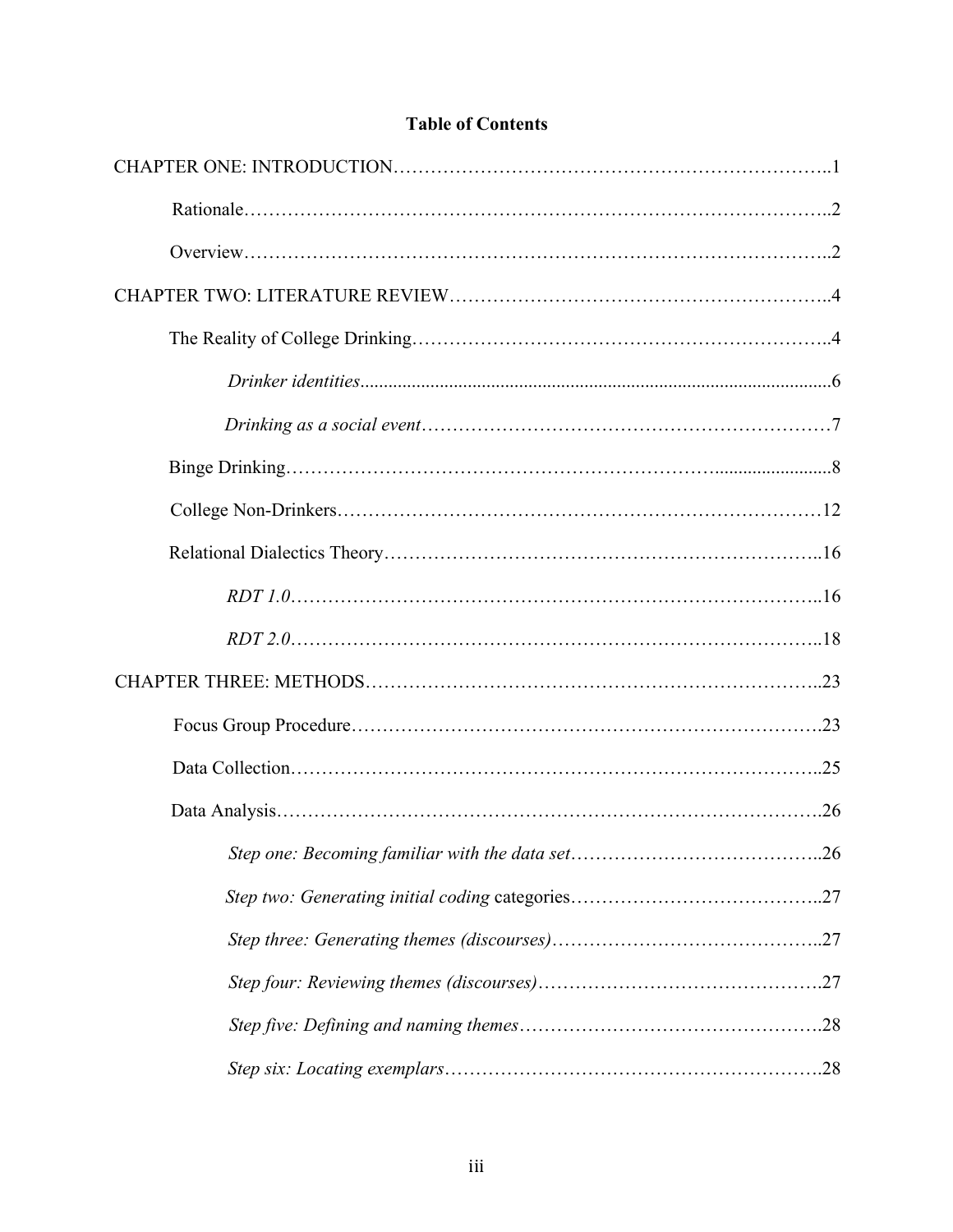**Table of Contents**

CHAPTER ONE: INTRODUCTION…………………………………………………………..1

Rationale……………………………………………………………………………..2

Overview……………………………………………………………………………..2

CHAPTER TWO: LITERATURE REVIEW……………………………………………………..4

The Reality of College Drinking…………………………………………………………..4

*Drinker identities*.....................................................................................................6

*Drinking as a social event*…………………………………………………………7

Binge Drinking…………………………………………………………........................8

College Non-Drinkers……………………………………………………………………12

Relational Dialectics Theory…………………………………………………………..16

*RDT 1.0*……………………………………………………………………………..16

*RDT 2.0*……………………………………………………………………………..18

CHAPTER THREE: METHODS……………………………………………………………..23

Focus Group Procedure………………………………………………………………….23

Data Collection………………………………………………………………………..25

Data Analysis…………………………………………………………………………….26

*Step one: Becoming familiar with the data set*…………………………………..26

*Step two: Generating initial coding* categories…………………………………..27

*Step three: Generating themes (discourses)*……………………………………..27

*Step four: Reviewing themes (discourses)*……………………………………….27

*Step five: Defining and naming themes*………………………………………….28

*Step six: Locating exemplars*…………………………………………………….28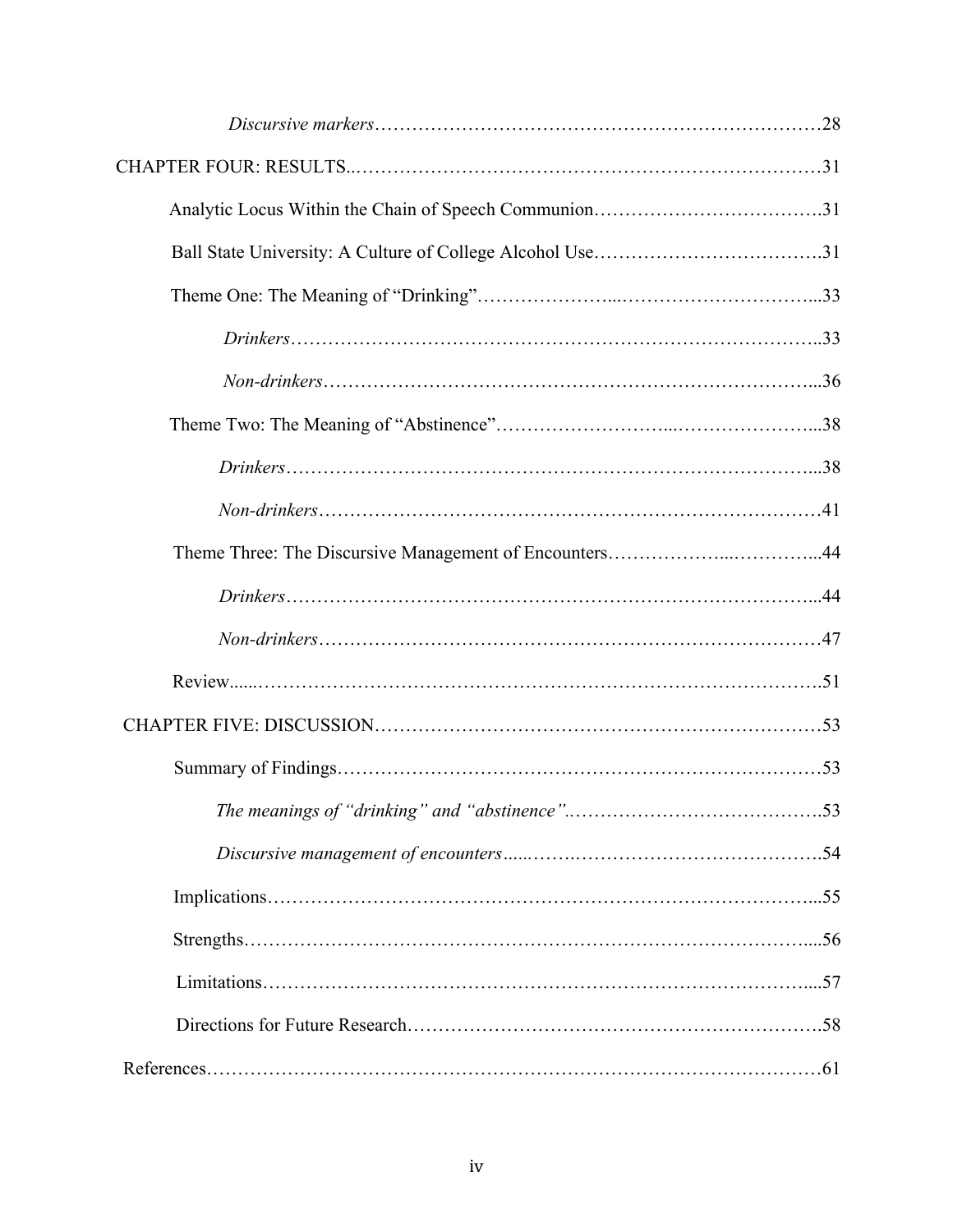*Discursive markers*……………………………………………………………28

CHAPTER FOUR: RESULTS..…………………………………………………………31

Analytic Locus Within the Chain of Speech Communion……………………………….31

Ball State University: A Culture of College Alcohol Use……………………………….31

Theme One: The Meaning of "Drinking"…………………...…………………………...33

*Drinkers*…………………………………………………………………………..33

*Non-drinkers*……………………………………………………………………...36

Theme Two: The Meaning of "Abstinence"……………………...…………………...38

*Drinkers*…………………………………………………………………………...38

*Non-drinkers*……………………………………………………………………41

Theme Three: The Discursive Management of Encounters………………...…………...44

*Drinkers*…………………………………………………………………………...44

*Non-drinkers*……………………………………………………………………47

Review......…………………………………………………………………………….51

CHAPTER FIVE: DISCUSSION……………………………………………………………53

Summary of Findings……………………………………………………………………53

*The meanings of "drinking" and "abstinence"*.………………………………….53

*Discursive management of encounters*......…….………………………………….54

Implications……………………………………………………………………………...55

Strengths………………………………………………………………………………....56

Limitations……………………………………………………………………………....57

Directions for Future Research…………………………………………………….58

References………………………………………………………………………………61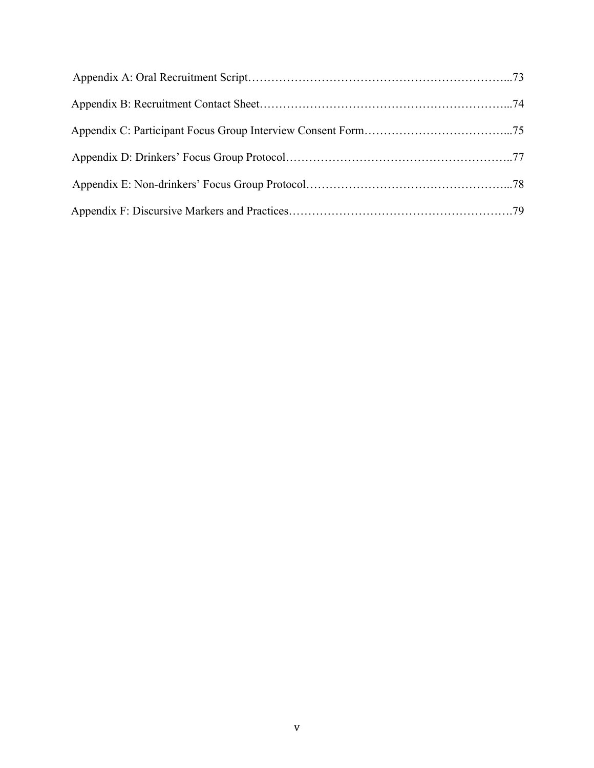Appendix A: Oral Recruitment Script…………………………………………………………...73

Appendix B: Recruitment Contact Sheet………………………………………………………...74

Appendix C: Participant Focus Group Interview Consent Form………………………………...75

Appendix D: Drinkers' Focus Group Protocol…………………………………………………..77

Appendix E: Non-drinkers' Focus Group Protocol……………………………………………...78

Appendix F: Discursive Markers and Practices………………………………………………….79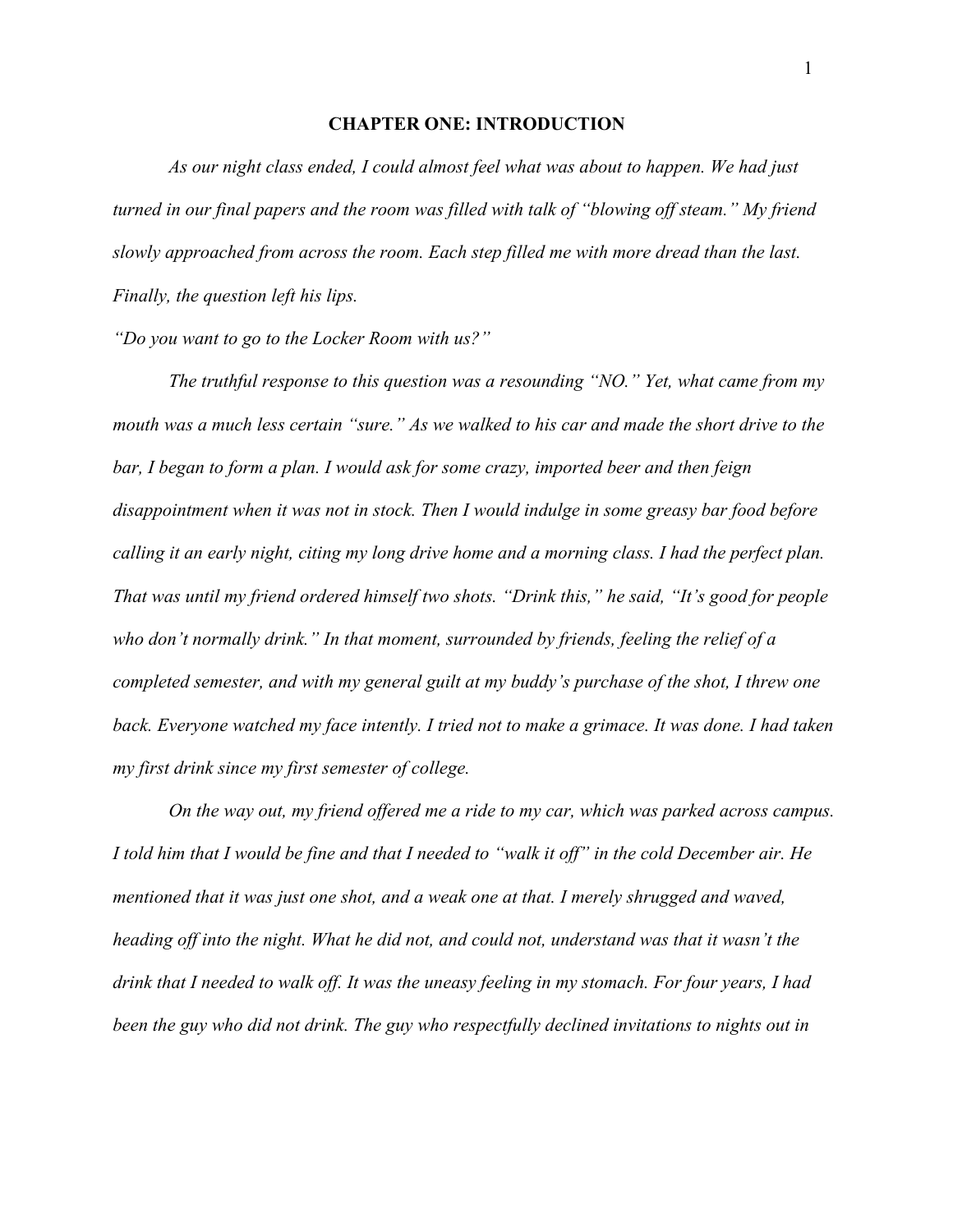# CHAPTER ONE: INTRODUCTION

*As our night class ended, I could almost feel what was about to happen. We had just turned in our final papers and the room was filled with talk of "blowing off steam." My friend slowly approached from across the room. Each step filled me with more dread than the last. Finally, the question left his lips.*

*"Do you want to go to the Locker Room with us?"*

*The truthful response to this question was a resounding "NO." Yet, what came from my mouth was a much less certain "sure." As we walked to his car and made the short drive to the bar, I began to form a plan. I would ask for some crazy, imported beer and then feign disappointment when it was not in stock. Then I would indulge in some greasy bar food before calling it an early night, citing my long drive home and a morning class. I had the perfect plan. That was until my friend ordered himself two shots. "Drink this," he said, "It's good for people who don't normally drink." In that moment, surrounded by friends, feeling the relief of a completed semester, and with my general guilt at my buddy's purchase of the shot, I threw one back. Everyone watched my face intently. I tried not to make a grimace. It was done. I had taken my first drink since my first semester of college.*

*On the way out, my friend offered me a ride to my car, which was parked across campus. I told him that I would be fine and that I needed to "walk it off" in the cold December air. He mentioned that it was just one shot, and a weak one at that. I merely shrugged and waved, heading off into the night. What he did not, and could not, understand was that it wasn't the drink that I needed to walk off. It was the uneasy feeling in my stomach. For four years, I had been the guy who did not drink. The guy who respectfully declined invitations to nights out in*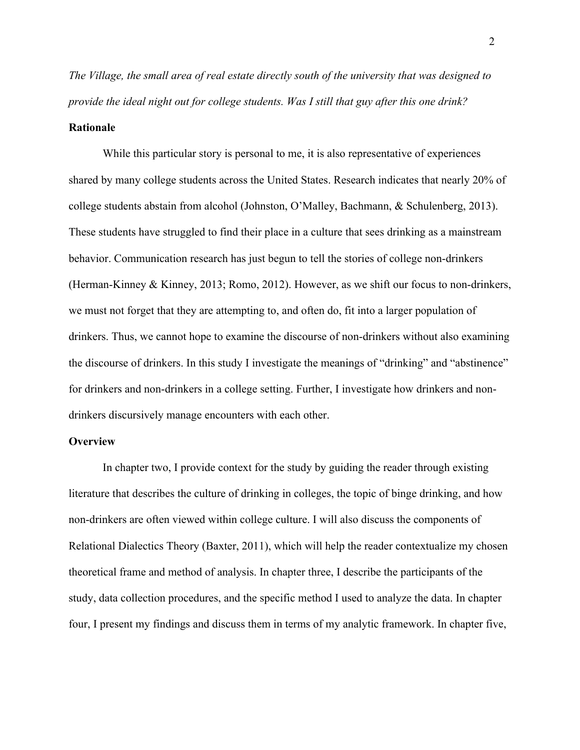*The Village, the small area of real estate directly south of the university that was designed to provide the ideal night out for college students. Was I still that guy after this one drink?*

**Rationale**

While this particular story is personal to me, it is also representative of experiences shared by many college students across the United States. Research indicates that nearly 20% of college students abstain from alcohol (Johnston, O'Malley, Bachmann, & Schulenberg, 2013). These students have struggled to find their place in a culture that sees drinking as a mainstream behavior. Communication research has just begun to tell the stories of college non-drinkers (Herman-Kinney & Kinney, 2013; Romo, 2012). However, as we shift our focus to non-drinkers, we must not forget that they are attempting to, and often do, fit into a larger population of drinkers. Thus, we cannot hope to examine the discourse of non-drinkers without also examining the discourse of drinkers. In this study I investigate the meanings of "drinking" and "abstinence" for drinkers and non-drinkers in a college setting. Further, I investigate how drinkers and non-drinkers discursively manage encounters with each other.

**Overview**

In chapter two, I provide context for the study by guiding the reader through existing literature that describes the culture of drinking in colleges, the topic of binge drinking, and how non-drinkers are often viewed within college culture. I will also discuss the components of Relational Dialectics Theory (Baxter, 2011), which will help the reader contextualize my chosen theoretical frame and method of analysis. In chapter three, I describe the participants of the study, data collection procedures, and the specific method I used to analyze the data. In chapter four, I present my findings and discuss them in terms of my analytic framework. In chapter five,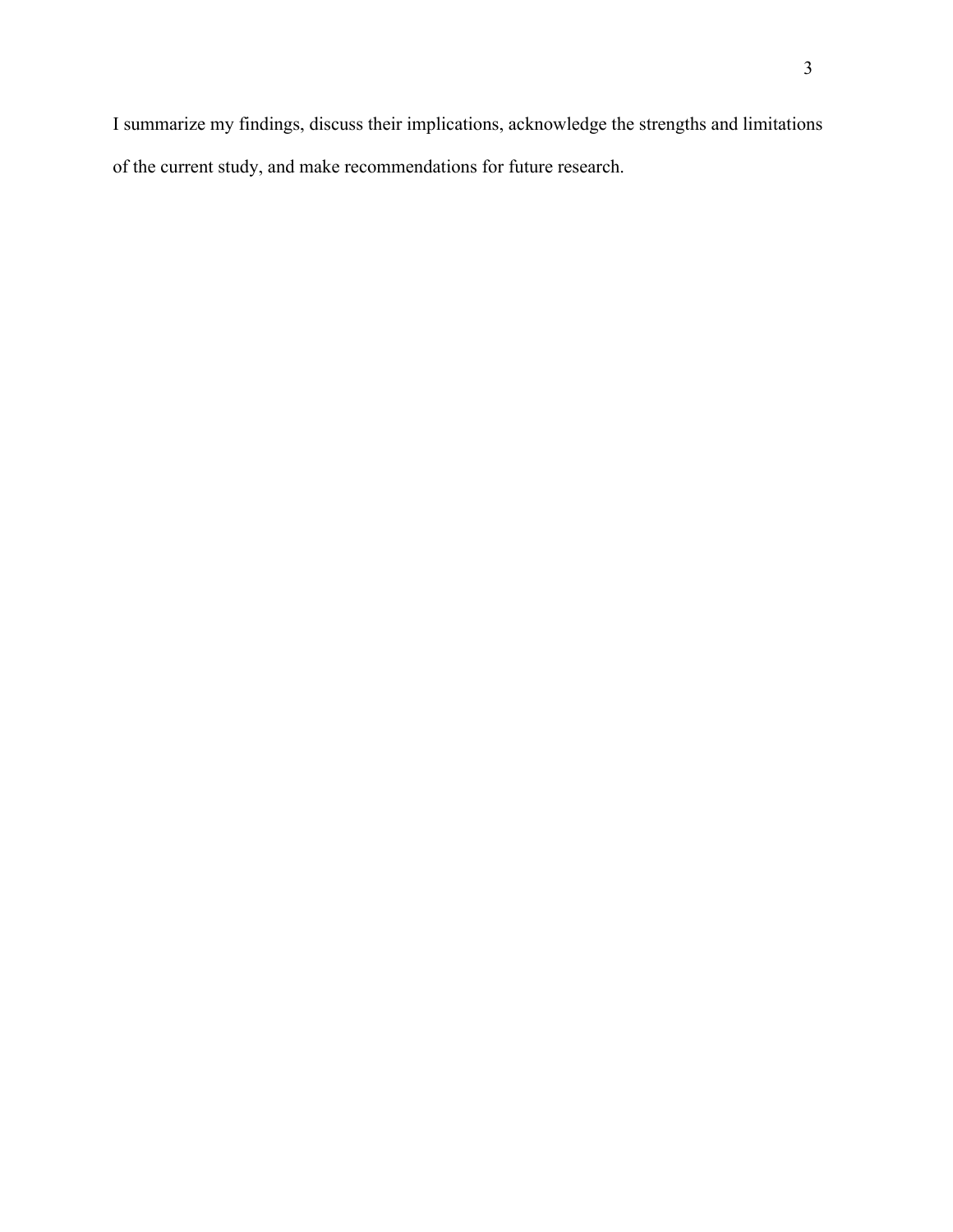I summarize my findings, discuss their implications, acknowledge the strengths and limitations of the current study, and make recommendations for future research.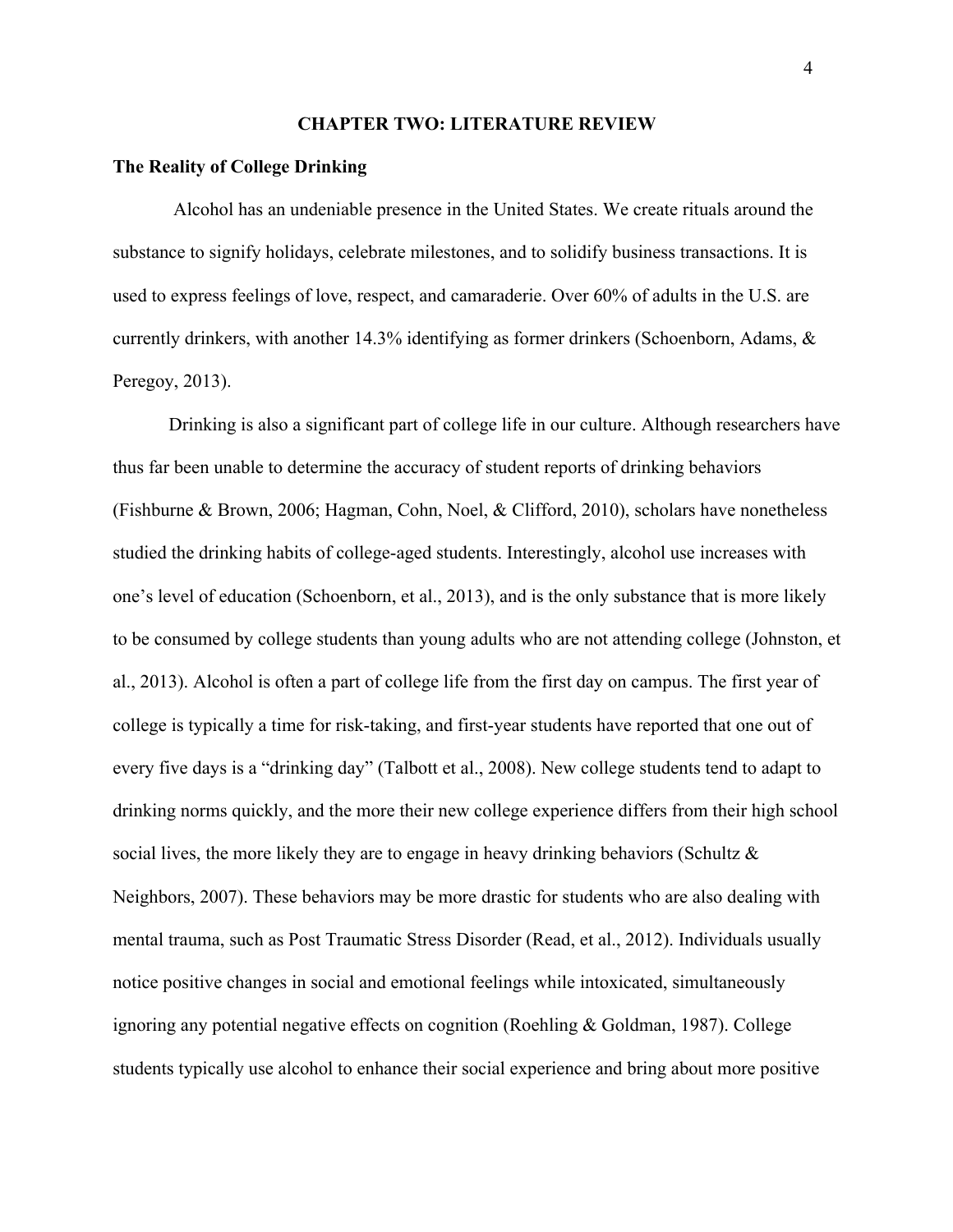# CHAPTER TWO: LITERATURE REVIEW

## The Reality of College Drinking

Alcohol has an undeniable presence in the United States. We create rituals around the substance to signify holidays, celebrate milestones, and to solidify business transactions. It is used to express feelings of love, respect, and camaraderie. Over 60% of adults in the U.S. are currently drinkers, with another 14.3% identifying as former drinkers (Schoenborn, Adams, & Peregoy, 2013).

Drinking is also a significant part of college life in our culture. Although researchers have thus far been unable to determine the accuracy of student reports of drinking behaviors (Fishburne & Brown, 2006; Hagman, Cohn, Noel, & Clifford, 2010), scholars have nonetheless studied the drinking habits of college-aged students. Interestingly, alcohol use increases with one's level of education (Schoenborn, et al., 2013), and is the only substance that is more likely to be consumed by college students than young adults who are not attending college (Johnston, et al., 2013). Alcohol is often a part of college life from the first day on campus. The first year of college is typically a time for risk-taking, and first-year students have reported that one out of every five days is a "drinking day" (Talbott et al., 2008). New college students tend to adapt to drinking norms quickly, and the more their new college experience differs from their high school social lives, the more likely they are to engage in heavy drinking behaviors (Schultz & Neighbors, 2007). These behaviors may be more drastic for students who are also dealing with mental trauma, such as Post Traumatic Stress Disorder (Read, et al., 2012). Individuals usually notice positive changes in social and emotional feelings while intoxicated, simultaneously ignoring any potential negative effects on cognition (Roehling & Goldman, 1987). College students typically use alcohol to enhance their social experience and bring about more positive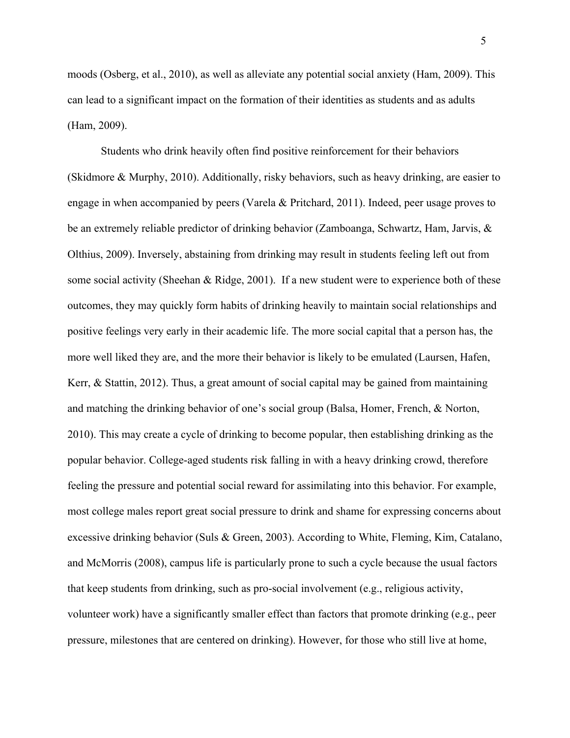moods (Osberg, et al., 2010), as well as alleviate any potential social anxiety (Ham, 2009). This can lead to a significant impact on the formation of their identities as students and as adults (Ham, 2009).

Students who drink heavily often find positive reinforcement for their behaviors (Skidmore & Murphy, 2010). Additionally, risky behaviors, such as heavy drinking, are easier to engage in when accompanied by peers (Varela & Pritchard, 2011). Indeed, peer usage proves to be an extremely reliable predictor of drinking behavior (Zamboanga, Schwartz, Ham, Jarvis, & Olthius, 2009). Inversely, abstaining from drinking may result in students feeling left out from some social activity (Sheehan & Ridge, 2001). If a new student were to experience both of these outcomes, they may quickly form habits of drinking heavily to maintain social relationships and positive feelings very early in their academic life. The more social capital that a person has, the more well liked they are, and the more their behavior is likely to be emulated (Laursen, Hafen, Kerr, & Stattin, 2012). Thus, a great amount of social capital may be gained from maintaining and matching the drinking behavior of one's social group (Balsa, Homer, French, & Norton, 2010). This may create a cycle of drinking to become popular, then establishing drinking as the popular behavior. College-aged students risk falling in with a heavy drinking crowd, therefore feeling the pressure and potential social reward for assimilating into this behavior. For example, most college males report great social pressure to drink and shame for expressing concerns about excessive drinking behavior (Suls & Green, 2003). According to White, Fleming, Kim, Catalano, and McMorris (2008), campus life is particularly prone to such a cycle because the usual factors that keep students from drinking, such as pro-social involvement (e.g., religious activity, volunteer work) have a significantly smaller effect than factors that promote drinking (e.g., peer pressure, milestones that are centered on drinking). However, for those who still live at home,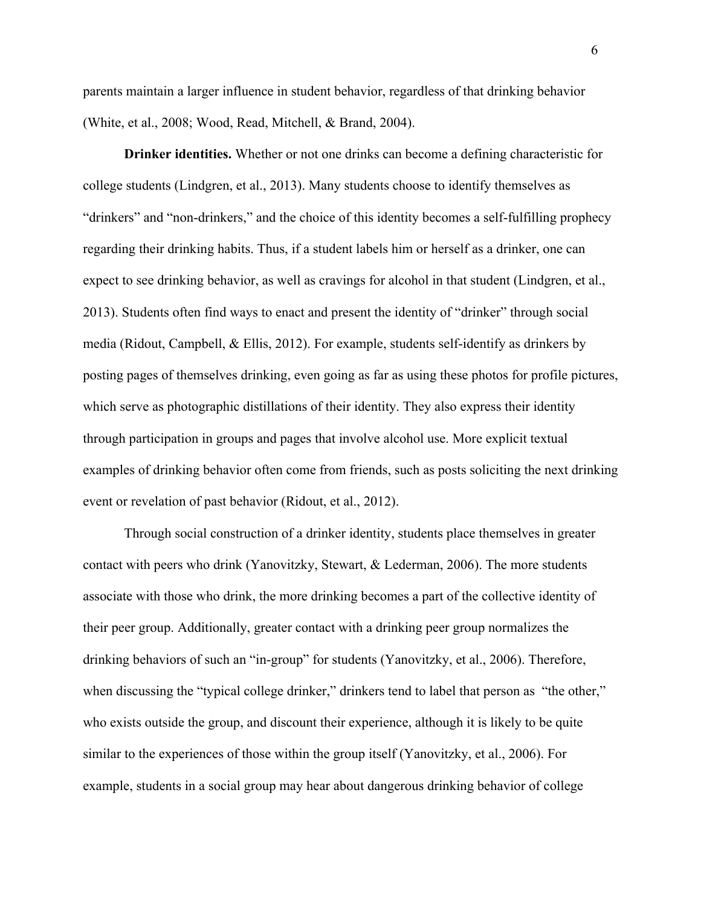parents maintain a larger influence in student behavior, regardless of that drinking behavior (White, et al., 2008; Wood, Read, Mitchell, & Brand, 2004).

**Drinker identities.** Whether or not one drinks can become a defining characteristic for college students (Lindgren, et al., 2013). Many students choose to identify themselves as "drinkers" and "non-drinkers," and the choice of this identity becomes a self-fulfilling prophecy regarding their drinking habits. Thus, if a student labels him or herself as a drinker, one can expect to see drinking behavior, as well as cravings for alcohol in that student (Lindgren, et al., 2013). Students often find ways to enact and present the identity of "drinker" through social media (Ridout, Campbell, & Ellis, 2012). For example, students self-identify as drinkers by posting pages of themselves drinking, even going as far as using these photos for profile pictures, which serve as photographic distillations of their identity. They also express their identity through participation in groups and pages that involve alcohol use. More explicit textual examples of drinking behavior often come from friends, such as posts soliciting the next drinking event or revelation of past behavior (Ridout, et al., 2012).

Through social construction of a drinker identity, students place themselves in greater contact with peers who drink (Yanovitzky, Stewart, & Lederman, 2006). The more students associate with those who drink, the more drinking becomes a part of the collective identity of their peer group. Additionally, greater contact with a drinking peer group normalizes the drinking behaviors of such an "in-group" for students (Yanovitzky, et al., 2006). Therefore, when discussing the "typical college drinker," drinkers tend to label that person as "the other," who exists outside the group, and discount their experience, although it is likely to be quite similar to the experiences of those within the group itself (Yanovitzky, et al., 2006). For example, students in a social group may hear about dangerous drinking behavior of college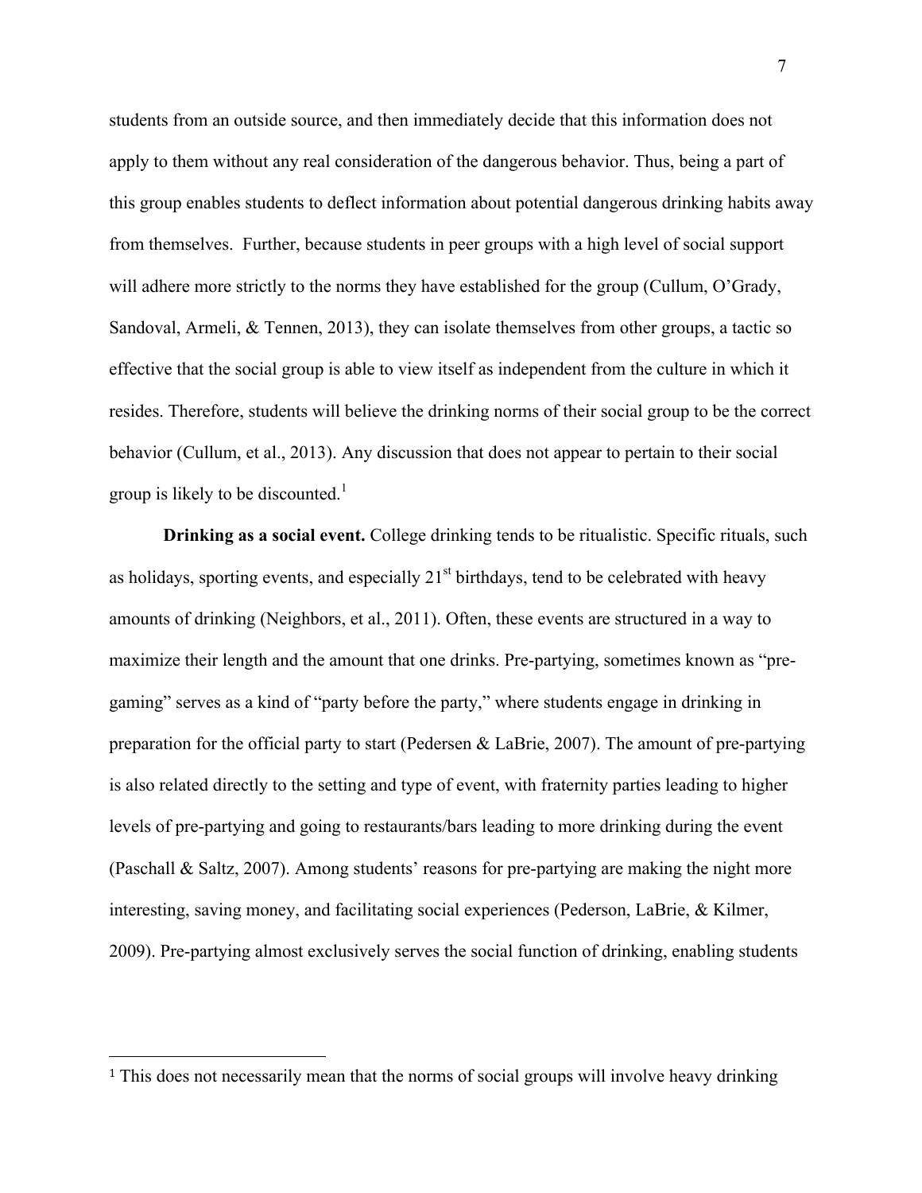students from an outside source, and then immediately decide that this information does not apply to them without any real consideration of the dangerous behavior. Thus, being a part of this group enables students to deflect information about potential dangerous drinking habits away from themselves. Further, because students in peer groups with a high level of social support will adhere more strictly to the norms they have established for the group (Cullum, O'Grady, Sandoval, Armeli, & Tennen, 2013), they can isolate themselves from other groups, a tactic so effective that the social group is able to view itself as independent from the culture in which it resides. Therefore, students will believe the drinking norms of their social group to be the correct behavior (Cullum, et al., 2013). Any discussion that does not appear to pertain to their social group is likely to be discounted.[1]

**Drinking as a social event.** College drinking tends to be ritualistic. Specific rituals, such as holidays, sporting events, and especially 21st birthdays, tend to be celebrated with heavy amounts of drinking (Neighbors, et al., 2011). Often, these events are structured in a way to maximize their length and the amount that one drinks. Pre-partying, sometimes known as "pre-gaming" serves as a kind of "party before the party," where students engage in drinking in preparation for the official party to start (Pedersen & LaBrie, 2007). The amount of pre-partying is also related directly to the setting and type of event, with fraternity parties leading to higher levels of pre-partying and going to restaurants/bars leading to more drinking during the event (Paschall & Saltz, 2007). Among students' reasons for pre-partying are making the night more interesting, saving money, and facilitating social experiences (Pederson, LaBrie, & Kilmer, 2009). Pre-partying almost exclusively serves the social function of drinking, enabling students

---

[1] This does not necessarily mean that the norms of social groups will involve heavy drinking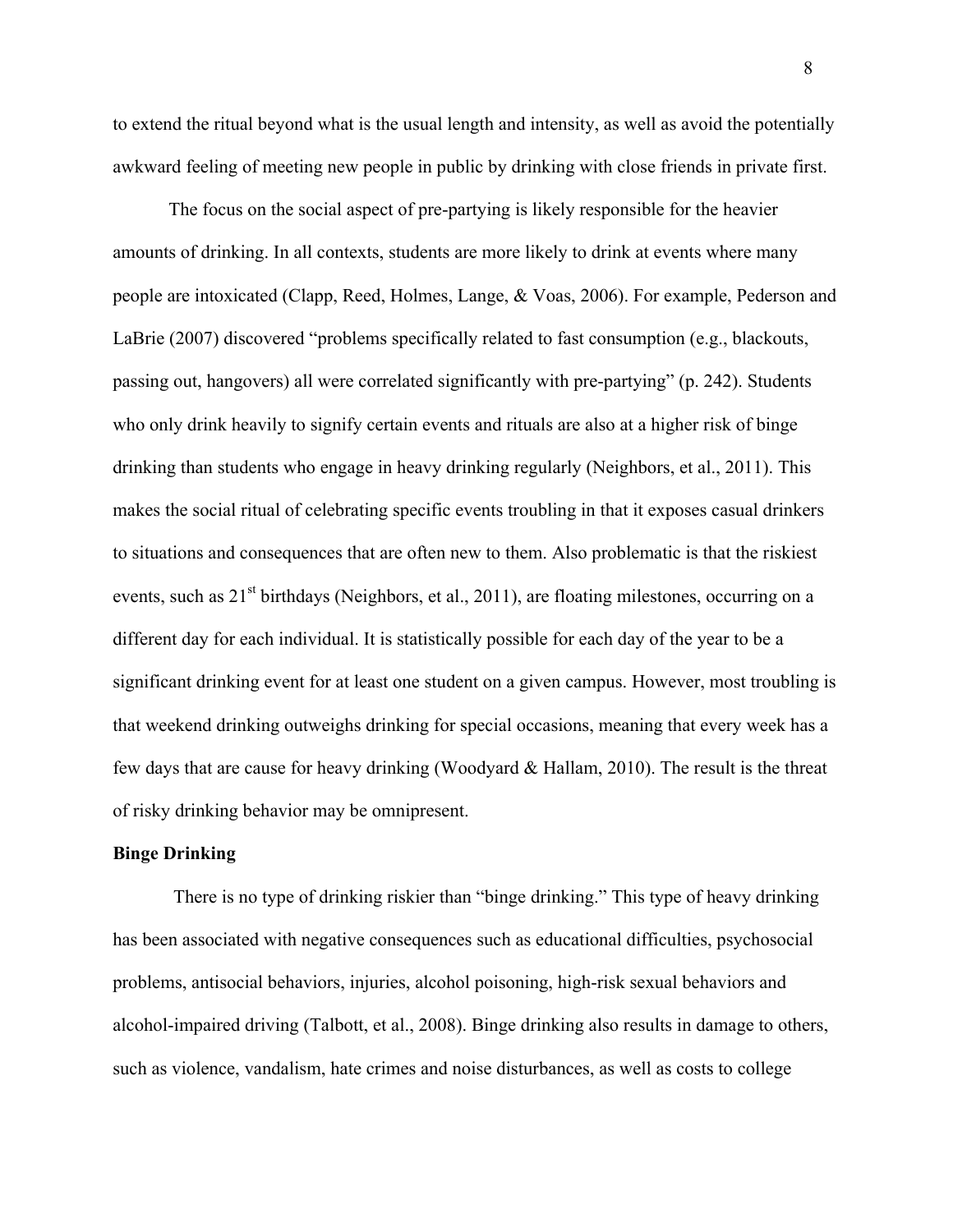to extend the ritual beyond what is the usual length and intensity, as well as avoid the potentially awkward feeling of meeting new people in public by drinking with close friends in private first.

The focus on the social aspect of pre-partying is likely responsible for the heavier amounts of drinking. In all contexts, students are more likely to drink at events where many people are intoxicated (Clapp, Reed, Holmes, Lange, & Voas, 2006). For example, Pederson and LaBrie (2007) discovered "problems specifically related to fast consumption (e.g., blackouts, passing out, hangovers) all were correlated significantly with pre-partying" (p. 242). Students who only drink heavily to signify certain events and rituals are also at a higher risk of binge drinking than students who engage in heavy drinking regularly (Neighbors, et al., 2011). This makes the social ritual of celebrating specific events troubling in that it exposes casual drinkers to situations and consequences that are often new to them. Also problematic is that the riskiest events, such as 21st birthdays (Neighbors, et al., 2011), are floating milestones, occurring on a different day for each individual. It is statistically possible for each day of the year to be a significant drinking event for at least one student on a given campus. However, most troubling is that weekend drinking outweighs drinking for special occasions, meaning that every week has a few days that are cause for heavy drinking (Woodyard & Hallam, 2010). The result is the threat of risky drinking behavior may be omnipresent.

**Binge Drinking**

There is no type of drinking riskier than "binge drinking." This type of heavy drinking has been associated with negative consequences such as educational difficulties, psychosocial problems, antisocial behaviors, injuries, alcohol poisoning, high-risk sexual behaviors and alcohol-impaired driving (Talbott, et al., 2008). Binge drinking also results in damage to others, such as violence, vandalism, hate crimes and noise disturbances, as well as costs to college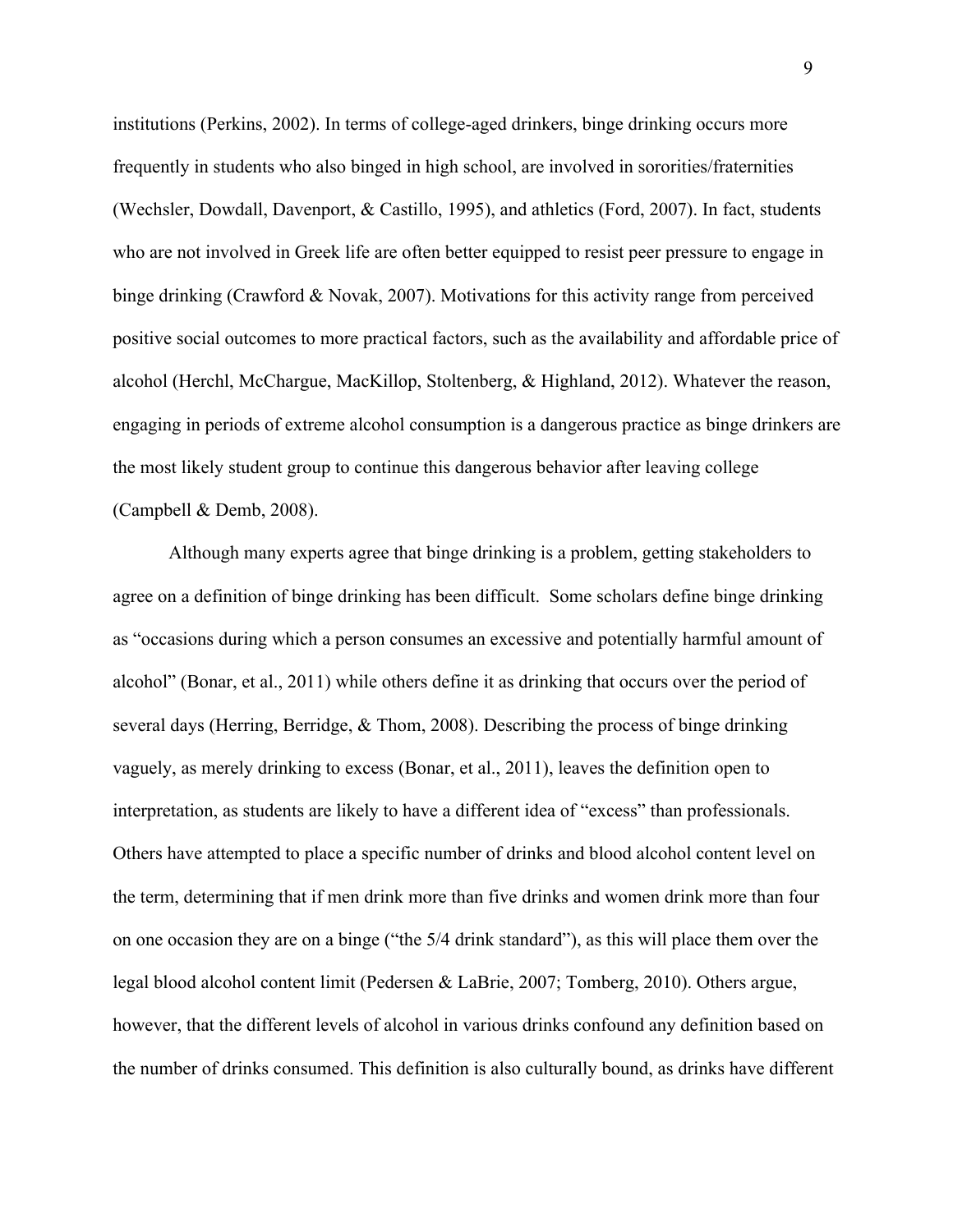institutions (Perkins, 2002). In terms of college-aged drinkers, binge drinking occurs more frequently in students who also binged in high school, are involved in sororities/fraternities (Wechsler, Dowdall, Davenport, & Castillo, 1995), and athletics (Ford, 2007). In fact, students who are not involved in Greek life are often better equipped to resist peer pressure to engage in binge drinking (Crawford & Novak, 2007). Motivations for this activity range from perceived positive social outcomes to more practical factors, such as the availability and affordable price of alcohol (Herchl, McChargue, MacKillop, Stoltenberg, & Highland, 2012). Whatever the reason, engaging in periods of extreme alcohol consumption is a dangerous practice as binge drinkers are the most likely student group to continue this dangerous behavior after leaving college (Campbell & Demb, 2008).

Although many experts agree that binge drinking is a problem, getting stakeholders to agree on a definition of binge drinking has been difficult. Some scholars define binge drinking as "occasions during which a person consumes an excessive and potentially harmful amount of alcohol" (Bonar, et al., 2011) while others define it as drinking that occurs over the period of several days (Herring, Berridge, & Thom, 2008). Describing the process of binge drinking vaguely, as merely drinking to excess (Bonar, et al., 2011), leaves the definition open to interpretation, as students are likely to have a different idea of "excess" than professionals. Others have attempted to place a specific number of drinks and blood alcohol content level on the term, determining that if men drink more than five drinks and women drink more than four on one occasion they are on a binge ("the 5/4 drink standard"), as this will place them over the legal blood alcohol content limit (Pedersen & LaBrie, 2007; Tomberg, 2010). Others argue, however, that the different levels of alcohol in various drinks confound any definition based on the number of drinks consumed. This definition is also culturally bound, as drinks have different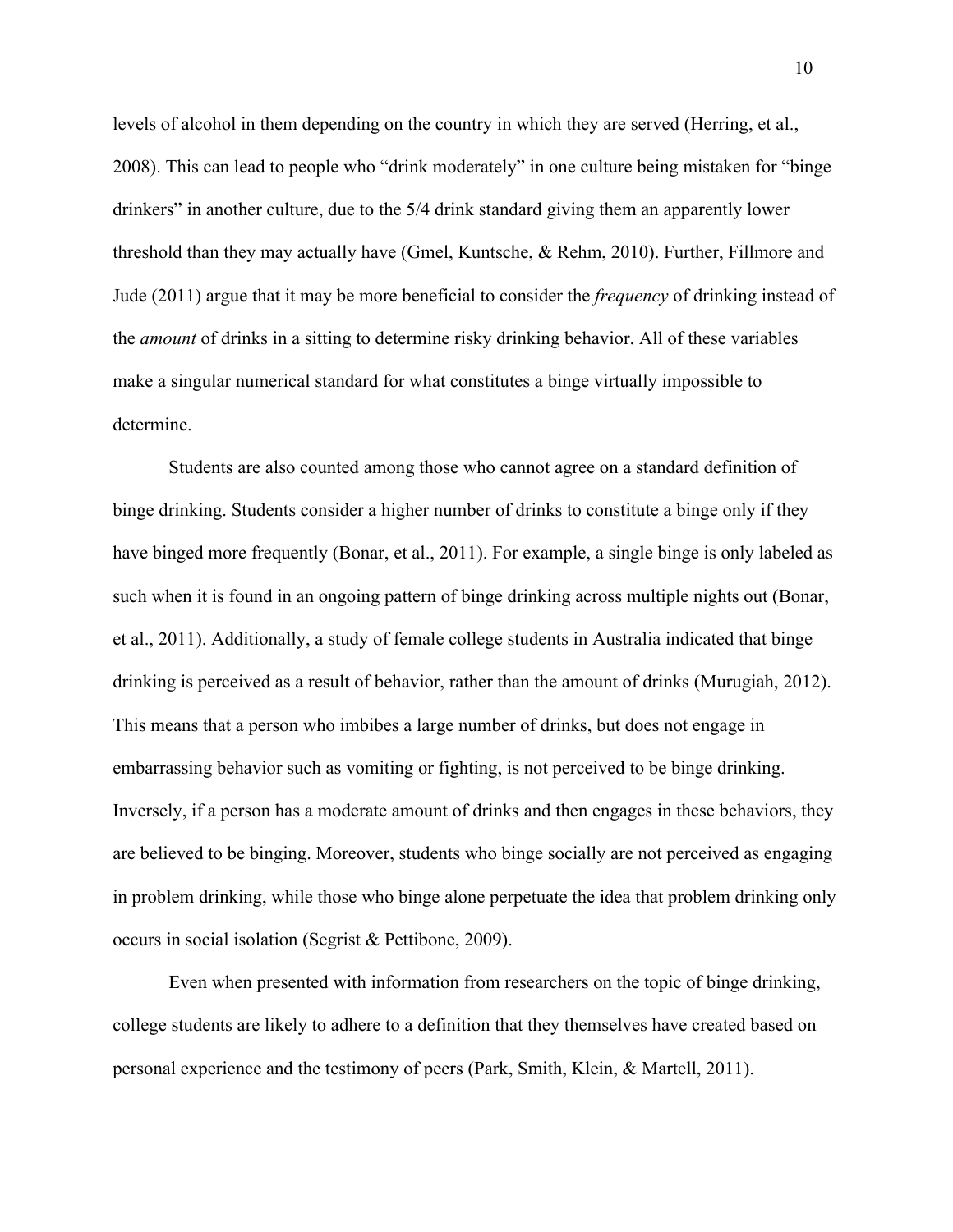levels of alcohol in them depending on the country in which they are served (Herring, et al., 2008). This can lead to people who "drink moderately" in one culture being mistaken for "binge drinkers" in another culture, due to the 5/4 drink standard giving them an apparently lower threshold than they may actually have (Gmel, Kuntsche, & Rehm, 2010). Further, Fillmore and Jude (2011) argue that it may be more beneficial to consider the *frequency* of drinking instead of the *amount* of drinks in a sitting to determine risky drinking behavior. All of these variables make a singular numerical standard for what constitutes a binge virtually impossible to determine.

Students are also counted among those who cannot agree on a standard definition of binge drinking. Students consider a higher number of drinks to constitute a binge only if they have binged more frequently (Bonar, et al., 2011). For example, a single binge is only labeled as such when it is found in an ongoing pattern of binge drinking across multiple nights out (Bonar, et al., 2011). Additionally, a study of female college students in Australia indicated that binge drinking is perceived as a result of behavior, rather than the amount of drinks (Murugiah, 2012). This means that a person who imbibes a large number of drinks, but does not engage in embarrassing behavior such as vomiting or fighting, is not perceived to be binge drinking. Inversely, if a person has a moderate amount of drinks and then engages in these behaviors, they are believed to be binging. Moreover, students who binge socially are not perceived as engaging in problem drinking, while those who binge alone perpetuate the idea that problem drinking only occurs in social isolation (Segrist & Pettibone, 2009).

Even when presented with information from researchers on the topic of binge drinking, college students are likely to adhere to a definition that they themselves have created based on personal experience and the testimony of peers (Park, Smith, Klein, & Martell, 2011).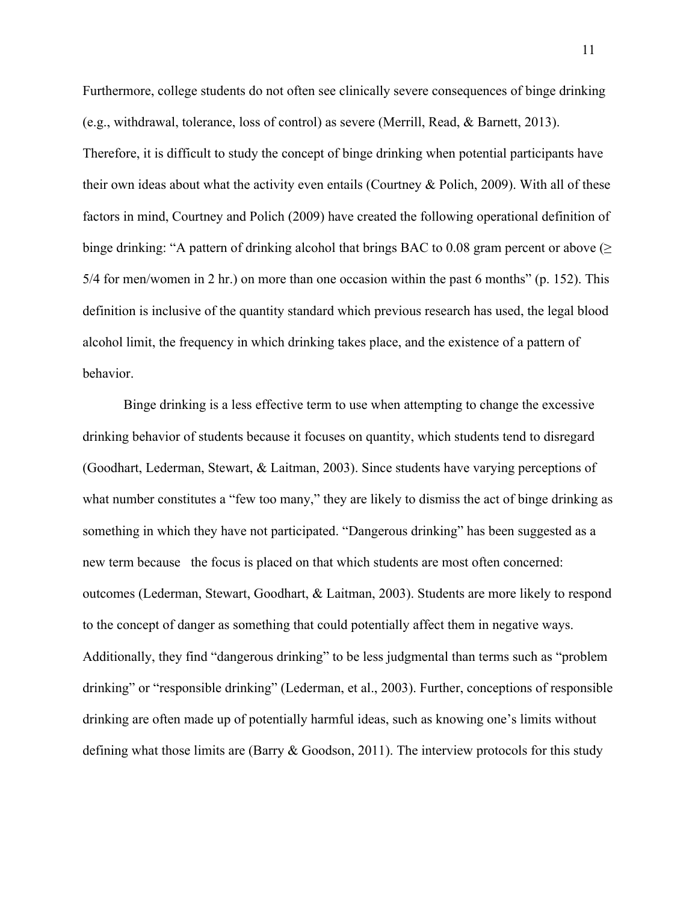Furthermore, college students do not often see clinically severe consequences of binge drinking (e.g., withdrawal, tolerance, loss of control) as severe (Merrill, Read, & Barnett, 2013). Therefore, it is difficult to study the concept of binge drinking when potential participants have their own ideas about what the activity even entails (Courtney & Polich, 2009). With all of these factors in mind, Courtney and Polich (2009) have created the following operational definition of binge drinking: "A pattern of drinking alcohol that brings BAC to 0.08 gram percent or above ($\geq$ 5/4 for men/women in 2 hr.) on more than one occasion within the past 6 months" (p. 152). This definition is inclusive of the quantity standard which previous research has used, the legal blood alcohol limit, the frequency in which drinking takes place, and the existence of a pattern of behavior.

Binge drinking is a less effective term to use when attempting to change the excessive drinking behavior of students because it focuses on quantity, which students tend to disregard (Goodhart, Lederman, Stewart, & Laitman, 2003). Since students have varying perceptions of what number constitutes a "few too many," they are likely to dismiss the act of binge drinking as something in which they have not participated. "Dangerous drinking" has been suggested as a new term because the focus is placed on that which students are most often concerned: outcomes (Lederman, Stewart, Goodhart, & Laitman, 2003). Students are more likely to respond to the concept of danger as something that could potentially affect them in negative ways. Additionally, they find "dangerous drinking" to be less judgmental than terms such as "problem drinking" or "responsible drinking" (Lederman, et al., 2003). Further, conceptions of responsible drinking are often made up of potentially harmful ideas, such as knowing one's limits without defining what those limits are (Barry & Goodson, 2011). The interview protocols for this study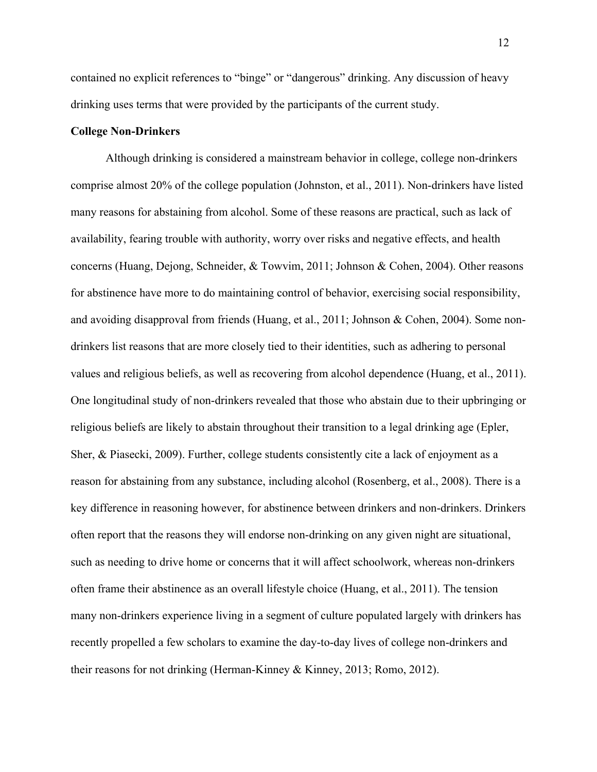contained no explicit references to "binge" or "dangerous" drinking. Any discussion of heavy drinking uses terms that were provided by the participants of the current study.

## College Non-Drinkers

Although drinking is considered a mainstream behavior in college, college non-drinkers comprise almost 20% of the college population (Johnston, et al., 2011). Non-drinkers have listed many reasons for abstaining from alcohol. Some of these reasons are practical, such as lack of availability, fearing trouble with authority, worry over risks and negative effects, and health concerns (Huang, Dejong, Schneider, & Towvim, 2011; Johnson & Cohen, 2004). Other reasons for abstinence have more to do maintaining control of behavior, exercising social responsibility, and avoiding disapproval from friends (Huang, et al., 2011; Johnson & Cohen, 2004). Some non-drinkers list reasons that are more closely tied to their identities, such as adhering to personal values and religious beliefs, as well as recovering from alcohol dependence (Huang, et al., 2011). One longitudinal study of non-drinkers revealed that those who abstain due to their upbringing or religious beliefs are likely to abstain throughout their transition to a legal drinking age (Epler, Sher, & Piasecki, 2009). Further, college students consistently cite a lack of enjoyment as a reason for abstaining from any substance, including alcohol (Rosenberg, et al., 2008). There is a key difference in reasoning however, for abstinence between drinkers and non-drinkers. Drinkers often report that the reasons they will endorse non-drinking on any given night are situational, such as needing to drive home or concerns that it will affect schoolwork, whereas non-drinkers often frame their abstinence as an overall lifestyle choice (Huang, et al., 2011). The tension many non-drinkers experience living in a segment of culture populated largely with drinkers has recently propelled a few scholars to examine the day-to-day lives of college non-drinkers and their reasons for not drinking (Herman-Kinney & Kinney, 2013; Romo, 2012).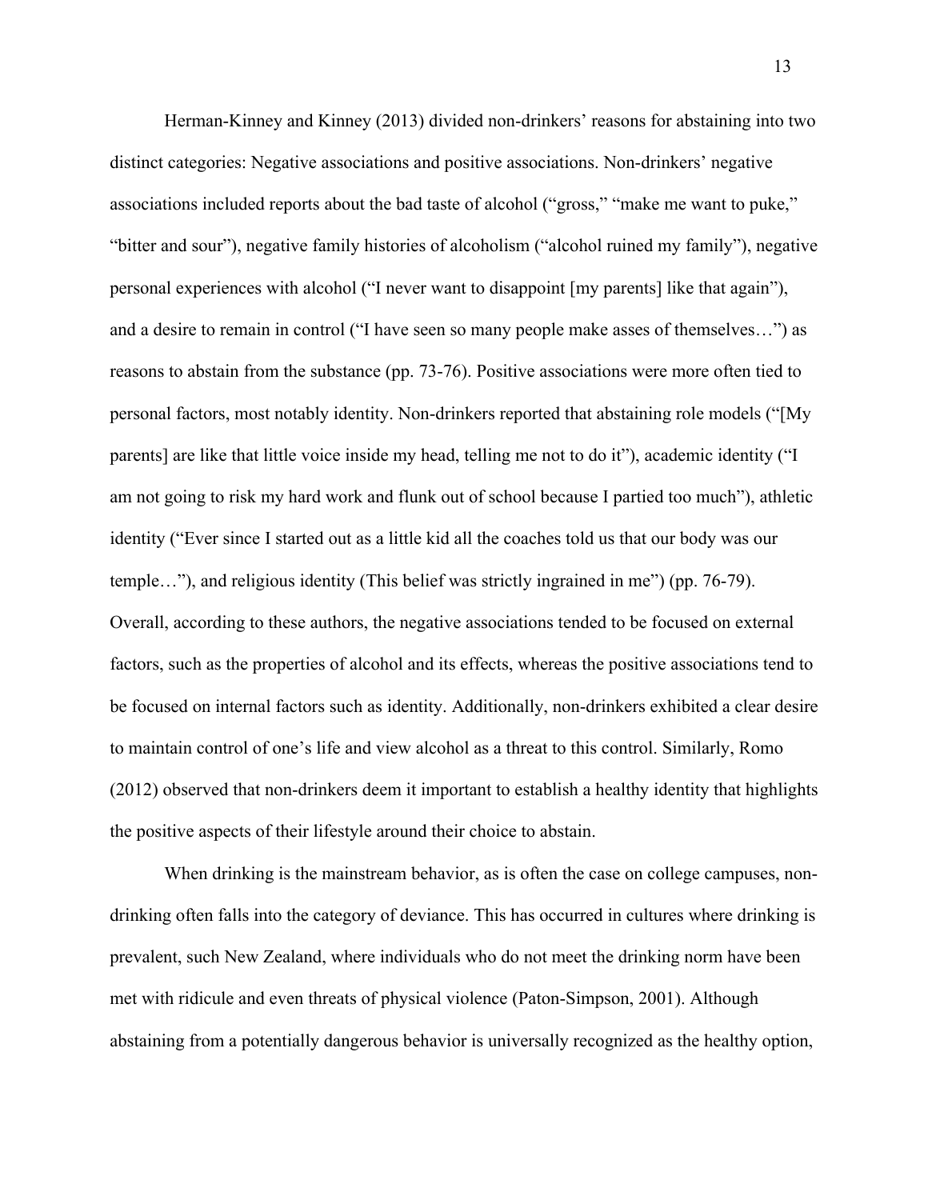Herman-Kinney and Kinney (2013) divided non-drinkers' reasons for abstaining into two distinct categories: Negative associations and positive associations. Non-drinkers' negative associations included reports about the bad taste of alcohol ("gross," "make me want to puke," "bitter and sour"), negative family histories of alcoholism ("alcohol ruined my family"), negative personal experiences with alcohol ("I never want to disappoint [my parents] like that again"), and a desire to remain in control ("I have seen so many people make asses of themselves…") as reasons to abstain from the substance (pp. 73-76). Positive associations were more often tied to personal factors, most notably identity. Non-drinkers reported that abstaining role models ("[My parents] are like that little voice inside my head, telling me not to do it"), academic identity ("I am not going to risk my hard work and flunk out of school because I partied too much"), athletic identity ("Ever since I started out as a little kid all the coaches told us that our body was our temple…"), and religious identity (This belief was strictly ingrained in me") (pp. 76-79). Overall, according to these authors, the negative associations tended to be focused on external factors, such as the properties of alcohol and its effects, whereas the positive associations tend to be focused on internal factors such as identity. Additionally, non-drinkers exhibited a clear desire to maintain control of one's life and view alcohol as a threat to this control. Similarly, Romo (2012) observed that non-drinkers deem it important to establish a healthy identity that highlights the positive aspects of their lifestyle around their choice to abstain.

When drinking is the mainstream behavior, as is often the case on college campuses, non-drinking often falls into the category of deviance. This has occurred in cultures where drinking is prevalent, such New Zealand, where individuals who do not meet the drinking norm have been met with ridicule and even threats of physical violence (Paton-Simpson, 2001). Although abstaining from a potentially dangerous behavior is universally recognized as the healthy option,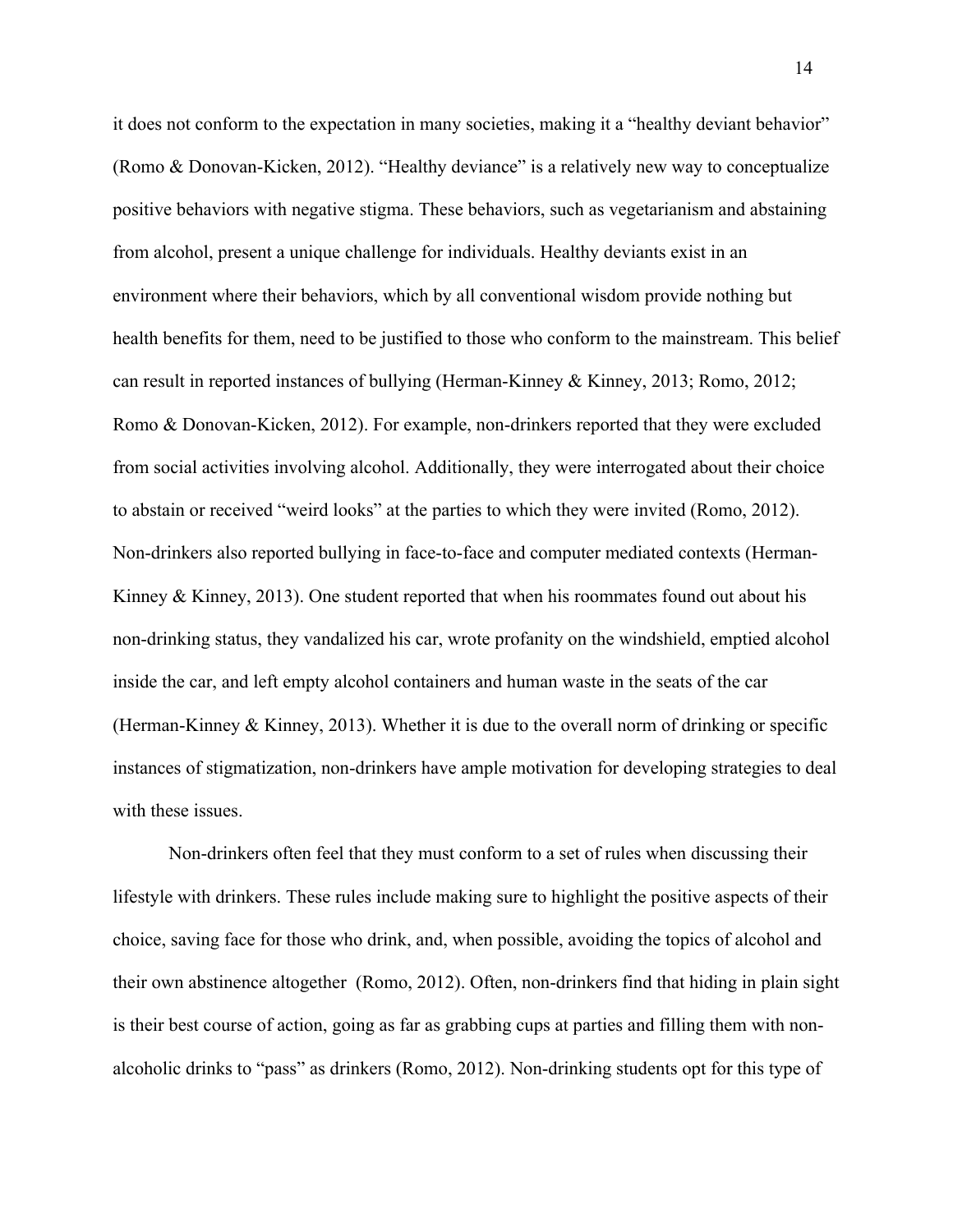it does not conform to the expectation in many societies, making it a "healthy deviant behavior" (Romo & Donovan-Kicken, 2012). "Healthy deviance" is a relatively new way to conceptualize positive behaviors with negative stigma. These behaviors, such as vegetarianism and abstaining from alcohol, present a unique challenge for individuals. Healthy deviants exist in an environment where their behaviors, which by all conventional wisdom provide nothing but health benefits for them, need to be justified to those who conform to the mainstream. This belief can result in reported instances of bullying (Herman-Kinney & Kinney, 2013; Romo, 2012; Romo & Donovan-Kicken, 2012). For example, non-drinkers reported that they were excluded from social activities involving alcohol. Additionally, they were interrogated about their choice to abstain or received "weird looks" at the parties to which they were invited (Romo, 2012). Non-drinkers also reported bullying in face-to-face and computer mediated contexts (Herman-Kinney & Kinney, 2013). One student reported that when his roommates found out about his non-drinking status, they vandalized his car, wrote profanity on the windshield, emptied alcohol inside the car, and left empty alcohol containers and human waste in the seats of the car (Herman-Kinney & Kinney, 2013). Whether it is due to the overall norm of drinking or specific instances of stigmatization, non-drinkers have ample motivation for developing strategies to deal with these issues.

Non-drinkers often feel that they must conform to a set of rules when discussing their lifestyle with drinkers. These rules include making sure to highlight the positive aspects of their choice, saving face for those who drink, and, when possible, avoiding the topics of alcohol and their own abstinence altogether (Romo, 2012). Often, non-drinkers find that hiding in plain sight is their best course of action, going as far as grabbing cups at parties and filling them with non-alcoholic drinks to "pass" as drinkers (Romo, 2012). Non-drinking students opt for this type of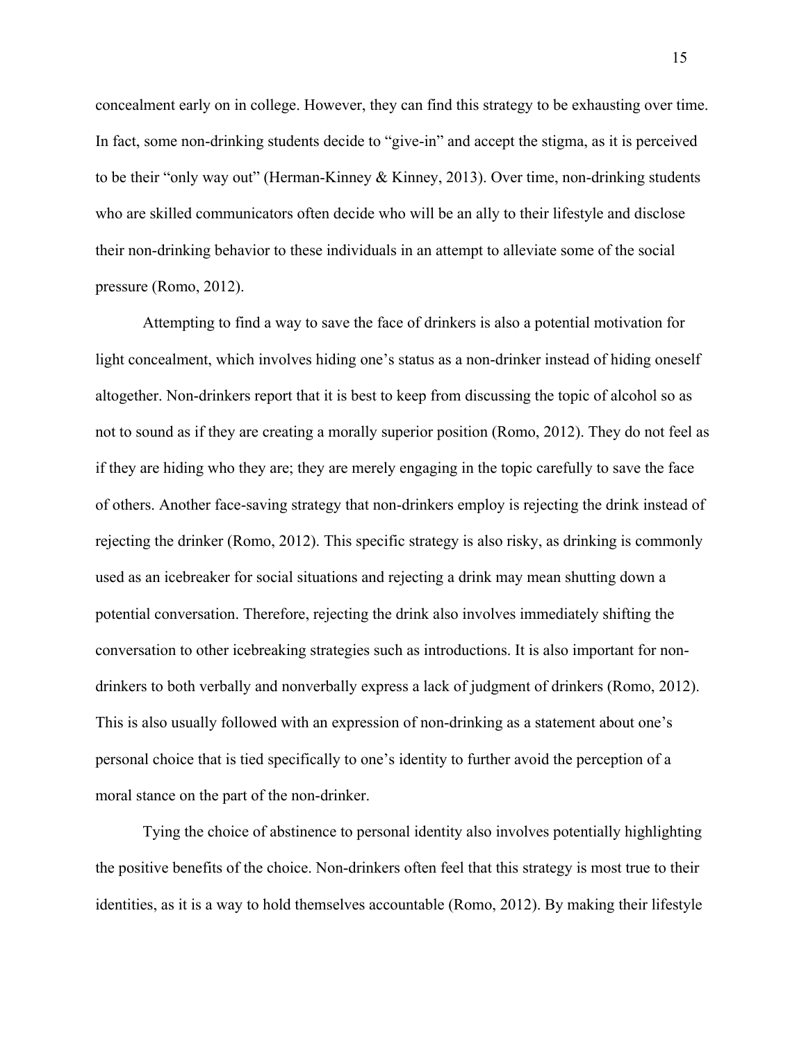concealment early on in college. However, they can find this strategy to be exhausting over time. In fact, some non-drinking students decide to "give-in" and accept the stigma, as it is perceived to be their "only way out" (Herman-Kinney & Kinney, 2013). Over time, non-drinking students who are skilled communicators often decide who will be an ally to their lifestyle and disclose their non-drinking behavior to these individuals in an attempt to alleviate some of the social pressure (Romo, 2012).

Attempting to find a way to save the face of drinkers is also a potential motivation for light concealment, which involves hiding one's status as a non-drinker instead of hiding oneself altogether. Non-drinkers report that it is best to keep from discussing the topic of alcohol so as not to sound as if they are creating a morally superior position (Romo, 2012). They do not feel as if they are hiding who they are; they are merely engaging in the topic carefully to save the face of others. Another face-saving strategy that non-drinkers employ is rejecting the drink instead of rejecting the drinker (Romo, 2012). This specific strategy is also risky, as drinking is commonly used as an icebreaker for social situations and rejecting a drink may mean shutting down a potential conversation. Therefore, rejecting the drink also involves immediately shifting the conversation to other icebreaking strategies such as introductions. It is also important for non-drinkers to both verbally and nonverbally express a lack of judgment of drinkers (Romo, 2012). This is also usually followed with an expression of non-drinking as a statement about one's personal choice that is tied specifically to one's identity to further avoid the perception of a moral stance on the part of the non-drinker.

Tying the choice of abstinence to personal identity also involves potentially highlighting the positive benefits of the choice. Non-drinkers often feel that this strategy is most true to their identities, as it is a way to hold themselves accountable (Romo, 2012). By making their lifestyle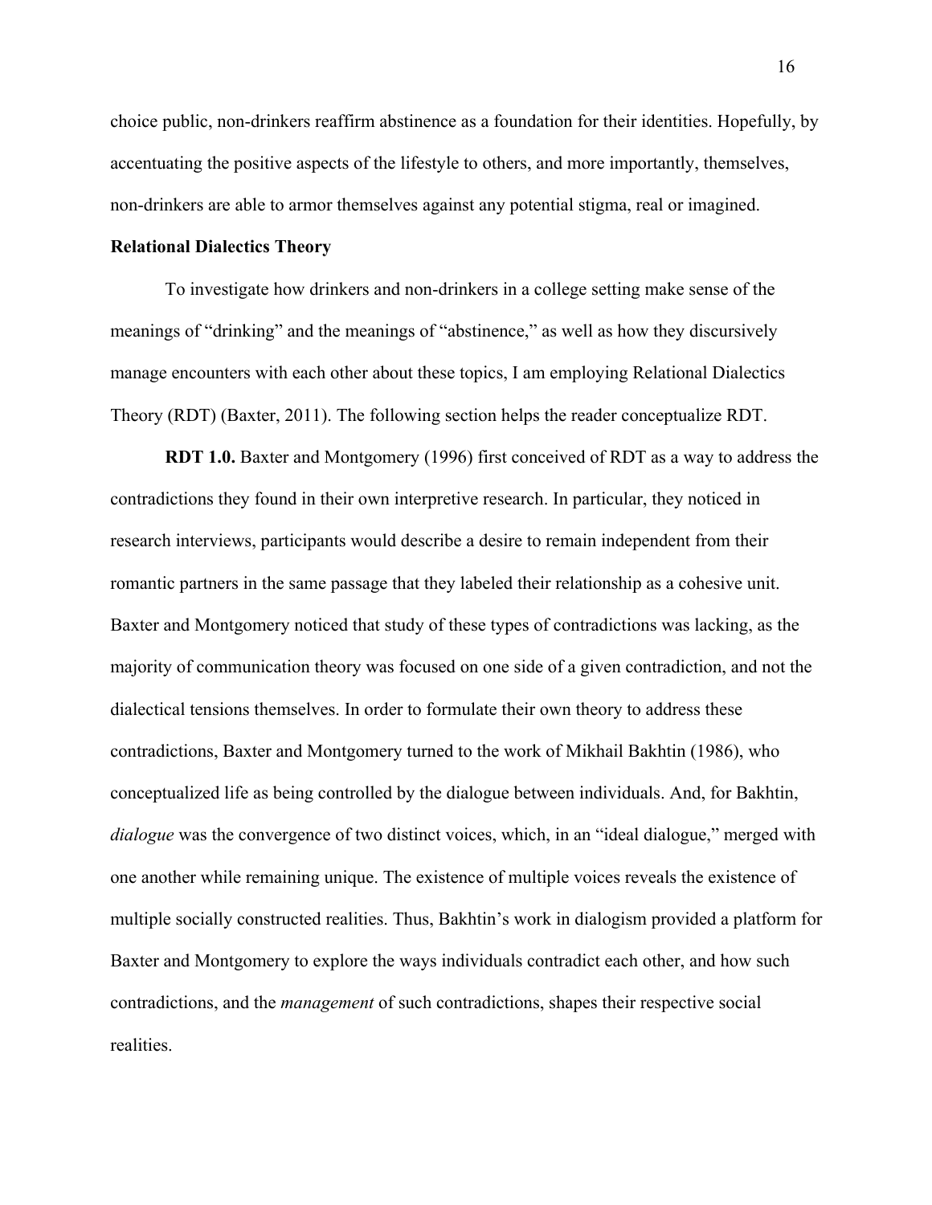choice public, non-drinkers reaffirm abstinence as a foundation for their identities. Hopefully, by accentuating the positive aspects of the lifestyle to others, and more importantly, themselves, non-drinkers are able to armor themselves against any potential stigma, real or imagined.

## Relational Dialectics Theory

To investigate how drinkers and non-drinkers in a college setting make sense of the meanings of "drinking" and the meanings of "abstinence," as well as how they discursively manage encounters with each other about these topics, I am employing Relational Dialectics Theory (RDT) (Baxter, 2011). The following section helps the reader conceptualize RDT.

**RDT 1.0.** Baxter and Montgomery (1996) first conceived of RDT as a way to address the contradictions they found in their own interpretive research. In particular, they noticed in research interviews, participants would describe a desire to remain independent from their romantic partners in the same passage that they labeled their relationship as a cohesive unit. Baxter and Montgomery noticed that study of these types of contradictions was lacking, as the majority of communication theory was focused on one side of a given contradiction, and not the dialectical tensions themselves. In order to formulate their own theory to address these contradictions, Baxter and Montgomery turned to the work of Mikhail Bakhtin (1986), who conceptualized life as being controlled by the dialogue between individuals. And, for Bakhtin, *dialogue* was the convergence of two distinct voices, which, in an "ideal dialogue," merged with one another while remaining unique. The existence of multiple voices reveals the existence of multiple socially constructed realities. Thus, Bakhtin's work in dialogism provided a platform for Baxter and Montgomery to explore the ways individuals contradict each other, and how such contradictions, and the *management* of such contradictions, shapes their respective social realities.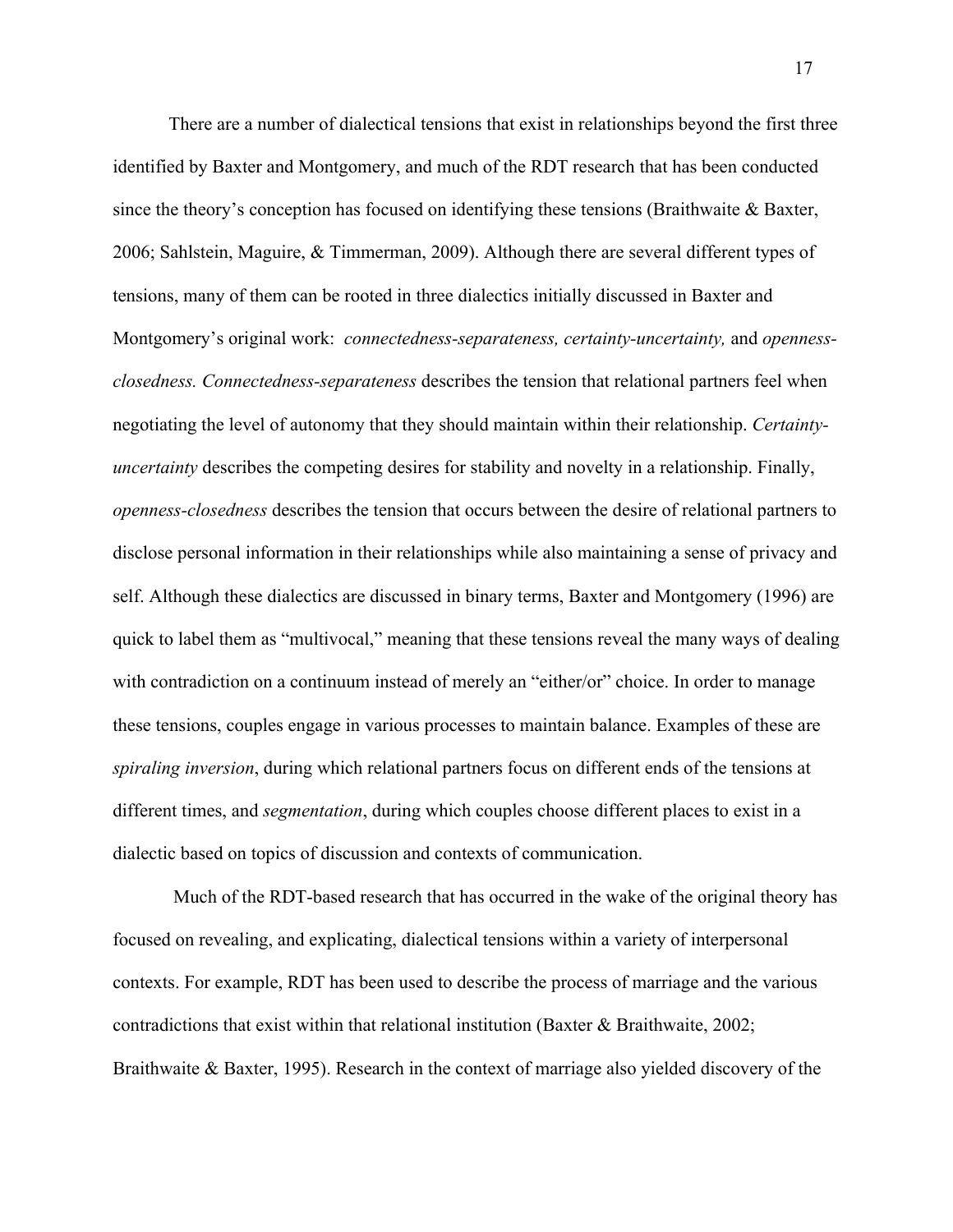There are a number of dialectical tensions that exist in relationships beyond the first three identified by Baxter and Montgomery, and much of the RDT research that has been conducted since the theory's conception has focused on identifying these tensions (Braithwaite & Baxter, 2006; Sahlstein, Maguire, & Timmerman, 2009). Although there are several different types of tensions, many of them can be rooted in three dialectics initially discussed in Baxter and Montgomery's original work: *connectedness-separateness, certainty-uncertainty,* and *openness-closedness. Connectedness-separateness* describes the tension that relational partners feel when negotiating the level of autonomy that they should maintain within their relationship. *Certainty-uncertainty* describes the competing desires for stability and novelty in a relationship. Finally, *openness-closedness* describes the tension that occurs between the desire of relational partners to disclose personal information in their relationships while also maintaining a sense of privacy and self. Although these dialectics are discussed in binary terms, Baxter and Montgomery (1996) are quick to label them as "multivocal," meaning that these tensions reveal the many ways of dealing with contradiction on a continuum instead of merely an "either/or" choice. In order to manage these tensions, couples engage in various processes to maintain balance. Examples of these are *spiraling inversion*, during which relational partners focus on different ends of the tensions at different times, and *segmentation*, during which couples choose different places to exist in a dialectic based on topics of discussion and contexts of communication.

Much of the RDT-based research that has occurred in the wake of the original theory has focused on revealing, and explicating, dialectical tensions within a variety of interpersonal contexts. For example, RDT has been used to describe the process of marriage and the various contradictions that exist within that relational institution (Baxter & Braithwaite, 2002; Braithwaite & Baxter, 1995). Research in the context of marriage also yielded discovery of the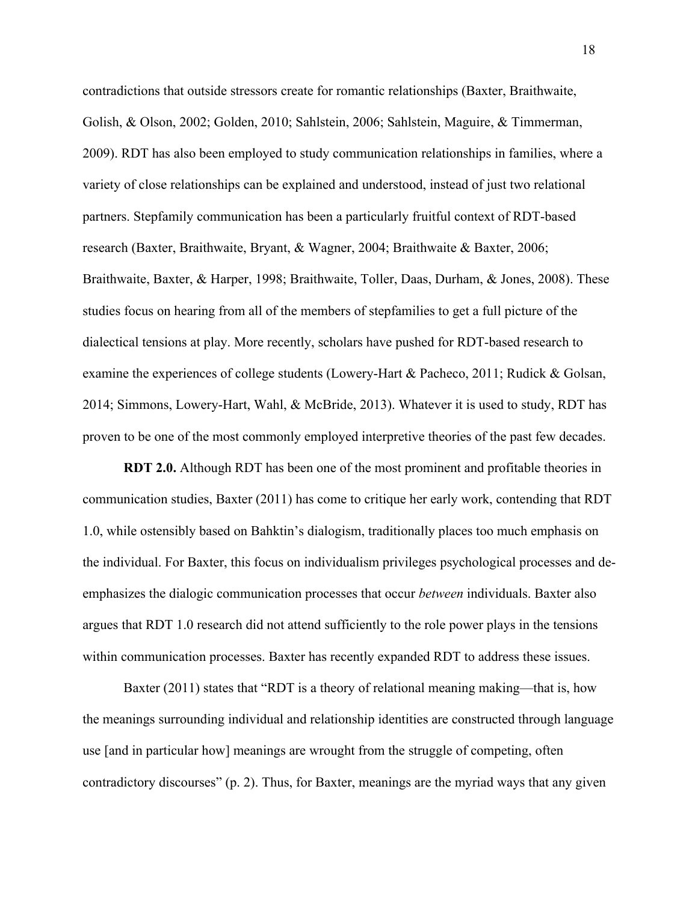contradictions that outside stressors create for romantic relationships (Baxter, Braithwaite, Golish, & Olson, 2002; Golden, 2010; Sahlstein, 2006; Sahlstein, Maguire, & Timmerman, 2009). RDT has also been employed to study communication relationships in families, where a variety of close relationships can be explained and understood, instead of just two relational partners. Stepfamily communication has been a particularly fruitful context of RDT-based research (Baxter, Braithwaite, Bryant, & Wagner, 2004; Braithwaite & Baxter, 2006; Braithwaite, Baxter, & Harper, 1998; Braithwaite, Toller, Daas, Durham, & Jones, 2008). These studies focus on hearing from all of the members of stepfamilies to get a full picture of the dialectical tensions at play. More recently, scholars have pushed for RDT-based research to examine the experiences of college students (Lowery-Hart & Pacheco, 2011; Rudick & Golsan, 2014; Simmons, Lowery-Hart, Wahl, & McBride, 2013). Whatever it is used to study, RDT has proven to be one of the most commonly employed interpretive theories of the past few decades.

**RDT 2.0.** Although RDT has been one of the most prominent and profitable theories in communication studies, Baxter (2011) has come to critique her early work, contending that RDT 1.0, while ostensibly based on Bahktin's dialogism, traditionally places too much emphasis on the individual. For Baxter, this focus on individualism privileges psychological processes and de-emphasizes the dialogic communication processes that occur *between* individuals. Baxter also argues that RDT 1.0 research did not attend sufficiently to the role power plays in the tensions within communication processes. Baxter has recently expanded RDT to address these issues.

Baxter (2011) states that "RDT is a theory of relational meaning making—that is, how the meanings surrounding individual and relationship identities are constructed through language use [and in particular how] meanings are wrought from the struggle of competing, often contradictory discourses" (p. 2). Thus, for Baxter, meanings are the myriad ways that any given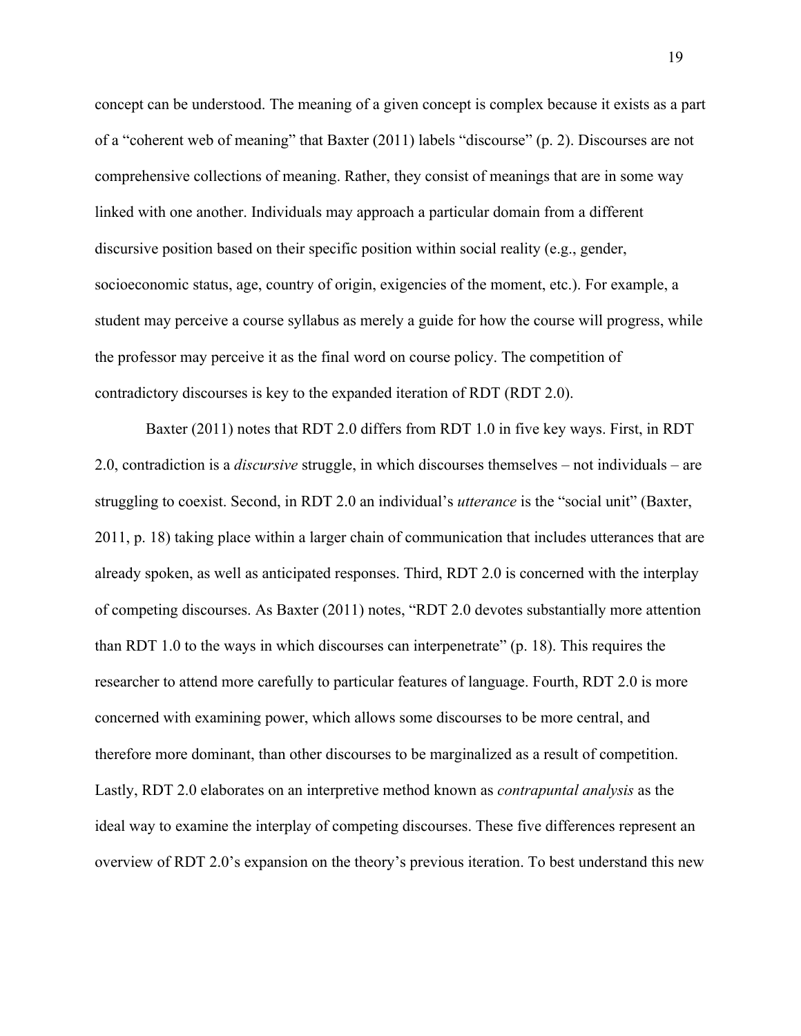concept can be understood. The meaning of a given concept is complex because it exists as a part of a "coherent web of meaning" that Baxter (2011) labels "discourse" (p. 2). Discourses are not comprehensive collections of meaning. Rather, they consist of meanings that are in some way linked with one another. Individuals may approach a particular domain from a different discursive position based on their specific position within social reality (e.g., gender, socioeconomic status, age, country of origin, exigencies of the moment, etc.). For example, a student may perceive a course syllabus as merely a guide for how the course will progress, while the professor may perceive it as the final word on course policy. The competition of contradictory discourses is key to the expanded iteration of RDT (RDT 2.0).

Baxter (2011) notes that RDT 2.0 differs from RDT 1.0 in five key ways. First, in RDT 2.0, contradiction is a *discursive* struggle, in which discourses themselves – not individuals – are struggling to coexist. Second, in RDT 2.0 an individual's *utterance* is the "social unit" (Baxter, 2011, p. 18) taking place within a larger chain of communication that includes utterances that are already spoken, as well as anticipated responses. Third, RDT 2.0 is concerned with the interplay of competing discourses. As Baxter (2011) notes, "RDT 2.0 devotes substantially more attention than RDT 1.0 to the ways in which discourses can interpenetrate" (p. 18). This requires the researcher to attend more carefully to particular features of language. Fourth, RDT 2.0 is more concerned with examining power, which allows some discourses to be more central, and therefore more dominant, than other discourses to be marginalized as a result of competition. Lastly, RDT 2.0 elaborates on an interpretive method known as *contrapuntal analysis* as the ideal way to examine the interplay of competing discourses. These five differences represent an overview of RDT 2.0's expansion on the theory's previous iteration. To best understand this new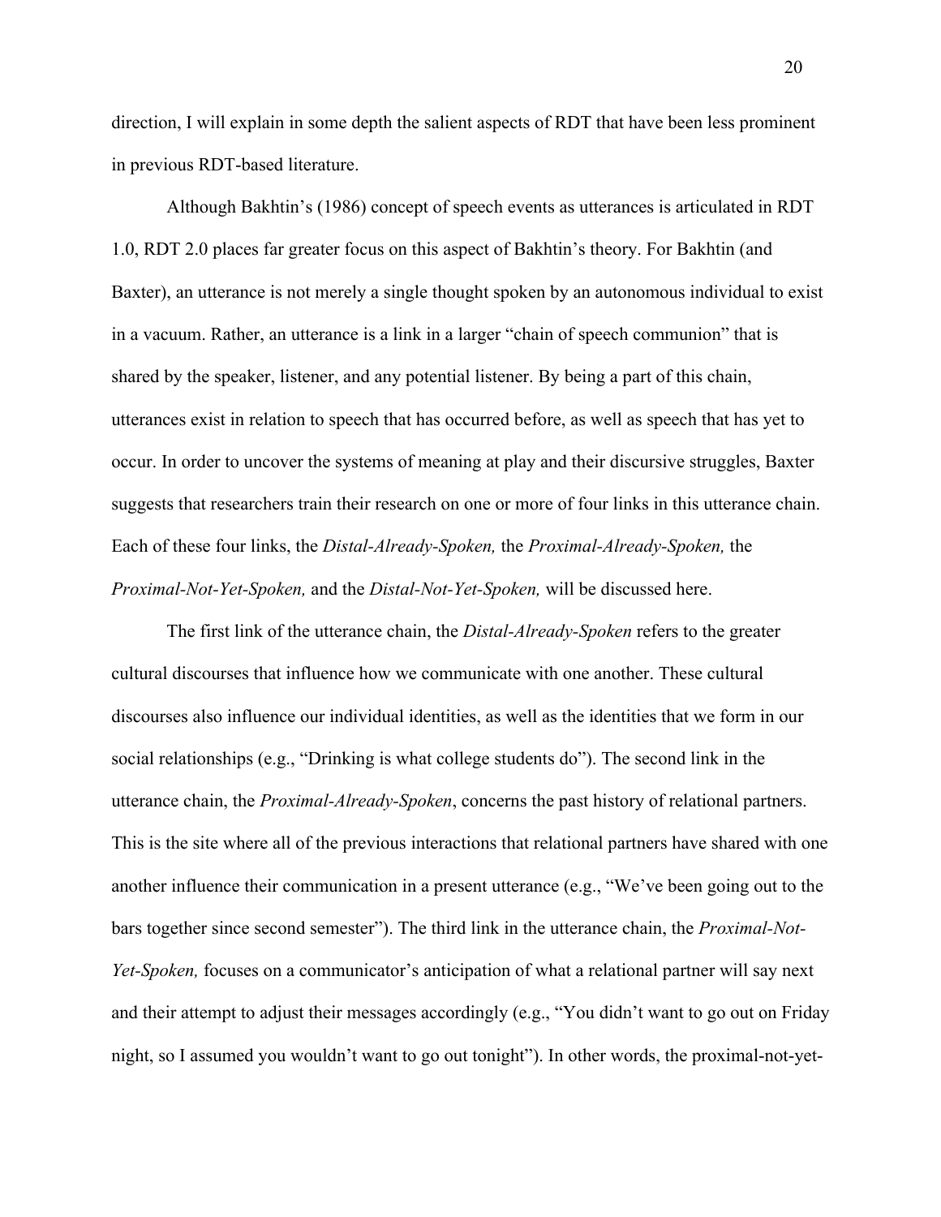direction, I will explain in some depth the salient aspects of RDT that have been less prominent in previous RDT-based literature.

Although Bakhtin's (1986) concept of speech events as utterances is articulated in RDT 1.0, RDT 2.0 places far greater focus on this aspect of Bakhtin's theory. For Bakhtin (and Baxter), an utterance is not merely a single thought spoken by an autonomous individual to exist in a vacuum. Rather, an utterance is a link in a larger "chain of speech communion" that is shared by the speaker, listener, and any potential listener. By being a part of this chain, utterances exist in relation to speech that has occurred before, as well as speech that has yet to occur. In order to uncover the systems of meaning at play and their discursive struggles, Baxter suggests that researchers train their research on one or more of four links in this utterance chain. Each of these four links, the *Distal-Already-Spoken,* the *Proximal-Already-Spoken,* the *Proximal-Not-Yet-Spoken,* and the *Distal-Not-Yet-Spoken,* will be discussed here.

The first link of the utterance chain, the *Distal-Already-Spoken* refers to the greater cultural discourses that influence how we communicate with one another. These cultural discourses also influence our individual identities, as well as the identities that we form in our social relationships (e.g., "Drinking is what college students do"). The second link in the utterance chain, the *Proximal-Already-Spoken*, concerns the past history of relational partners. This is the site where all of the previous interactions that relational partners have shared with one another influence their communication in a present utterance (e.g., "We've been going out to the bars together since second semester"). The third link in the utterance chain, the *Proximal-Not-Yet-Spoken,* focuses on a communicator's anticipation of what a relational partner will say next and their attempt to adjust their messages accordingly (e.g., "You didn't want to go out on Friday night, so I assumed you wouldn't want to go out tonight"). In other words, the proximal-not-yet-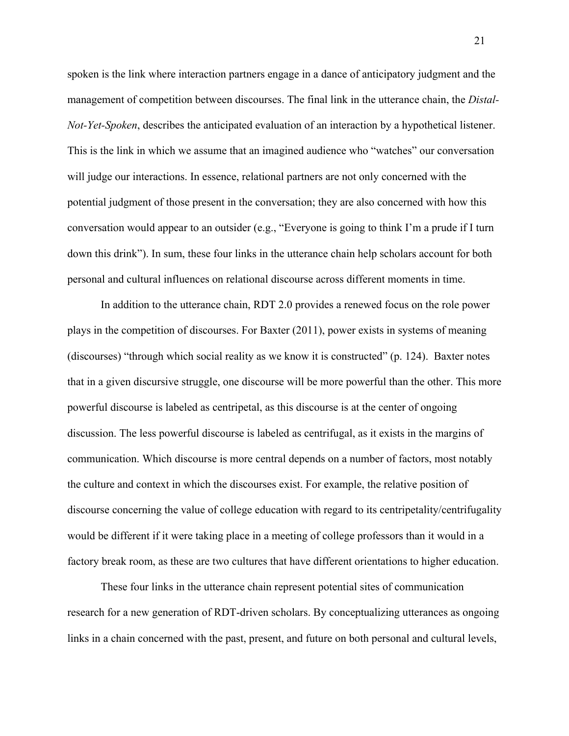spoken is the link where interaction partners engage in a dance of anticipatory judgment and the management of competition between discourses. The final link in the utterance chain, the *Distal-Not-Yet-Spoken*, describes the anticipated evaluation of an interaction by a hypothetical listener. This is the link in which we assume that an imagined audience who "watches" our conversation will judge our interactions. In essence, relational partners are not only concerned with the potential judgment of those present in the conversation; they are also concerned with how this conversation would appear to an outsider (e.g., "Everyone is going to think I'm a prude if I turn down this drink"). In sum, these four links in the utterance chain help scholars account for both personal and cultural influences on relational discourse across different moments in time.

In addition to the utterance chain, RDT 2.0 provides a renewed focus on the role power plays in the competition of discourses. For Baxter (2011), power exists in systems of meaning (discourses) "through which social reality as we know it is constructed" (p. 124). Baxter notes that in a given discursive struggle, one discourse will be more powerful than the other. This more powerful discourse is labeled as centripetal, as this discourse is at the center of ongoing discussion. The less powerful discourse is labeled as centrifugal, as it exists in the margins of communication. Which discourse is more central depends on a number of factors, most notably the culture and context in which the discourses exist. For example, the relative position of discourse concerning the value of college education with regard to its centripetality/centrifugality would be different if it were taking place in a meeting of college professors than it would in a factory break room, as these are two cultures that have different orientations to higher education.

These four links in the utterance chain represent potential sites of communication research for a new generation of RDT-driven scholars. By conceptualizing utterances as ongoing links in a chain concerned with the past, present, and future on both personal and cultural levels,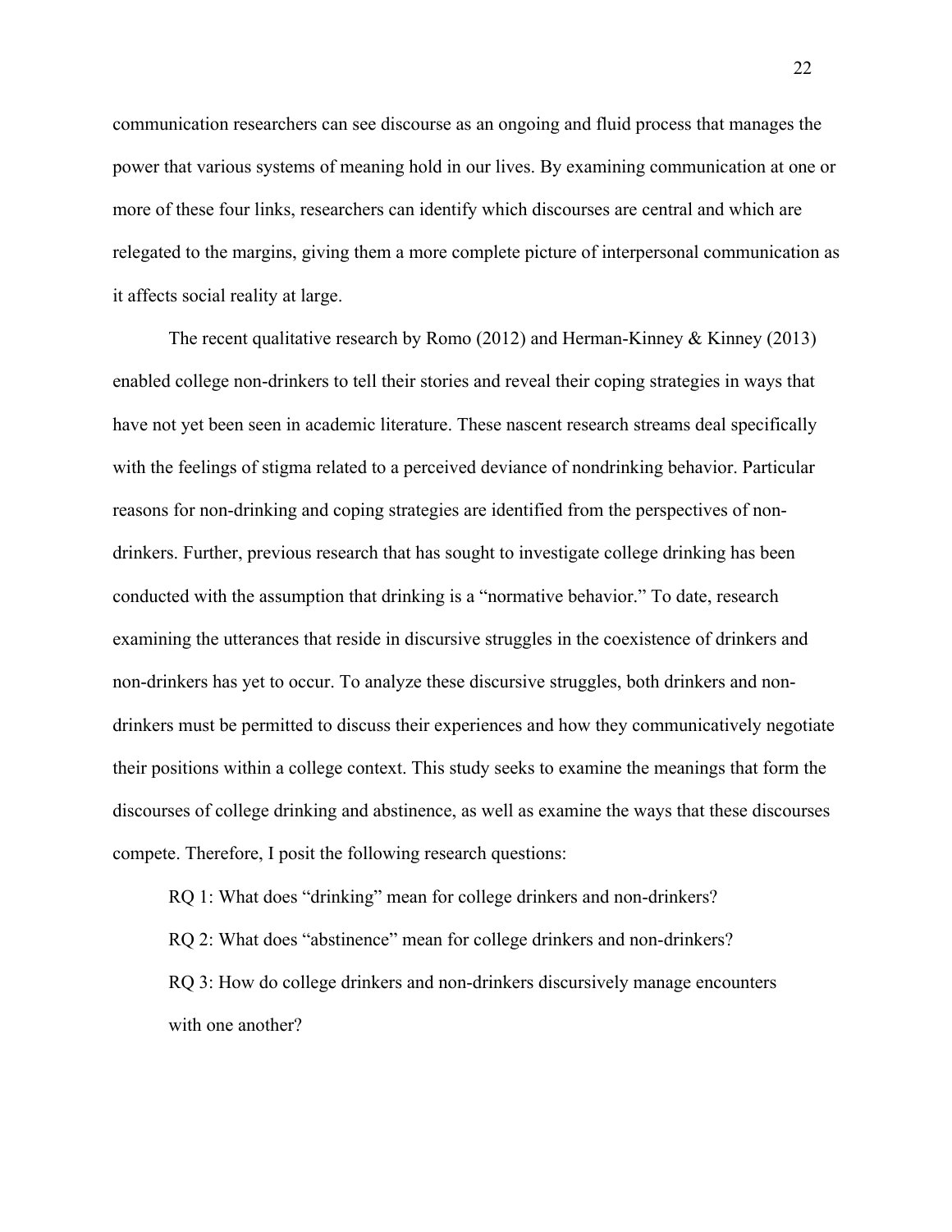communication researchers can see discourse as an ongoing and fluid process that manages the power that various systems of meaning hold in our lives. By examining communication at one or more of these four links, researchers can identify which discourses are central and which are relegated to the margins, giving them a more complete picture of interpersonal communication as it affects social reality at large.

The recent qualitative research by Romo (2012) and Herman-Kinney & Kinney (2013) enabled college non-drinkers to tell their stories and reveal their coping strategies in ways that have not yet been seen in academic literature. These nascent research streams deal specifically with the feelings of stigma related to a perceived deviance of nondrinking behavior. Particular reasons for non-drinking and coping strategies are identified from the perspectives of non-drinkers. Further, previous research that has sought to investigate college drinking has been conducted with the assumption that drinking is a "normative behavior." To date, research examining the utterances that reside in discursive struggles in the coexistence of drinkers and non-drinkers has yet to occur. To analyze these discursive struggles, both drinkers and non-drinkers must be permitted to discuss their experiences and how they communicatively negotiate their positions within a college context. This study seeks to examine the meanings that form the discourses of college drinking and abstinence, as well as examine the ways that these discourses compete. Therefore, I posit the following research questions:

RQ 1: What does "drinking" mean for college drinkers and non-drinkers?

RQ 2: What does "abstinence" mean for college drinkers and non-drinkers?

RQ 3: How do college drinkers and non-drinkers discursively manage encounters with one another?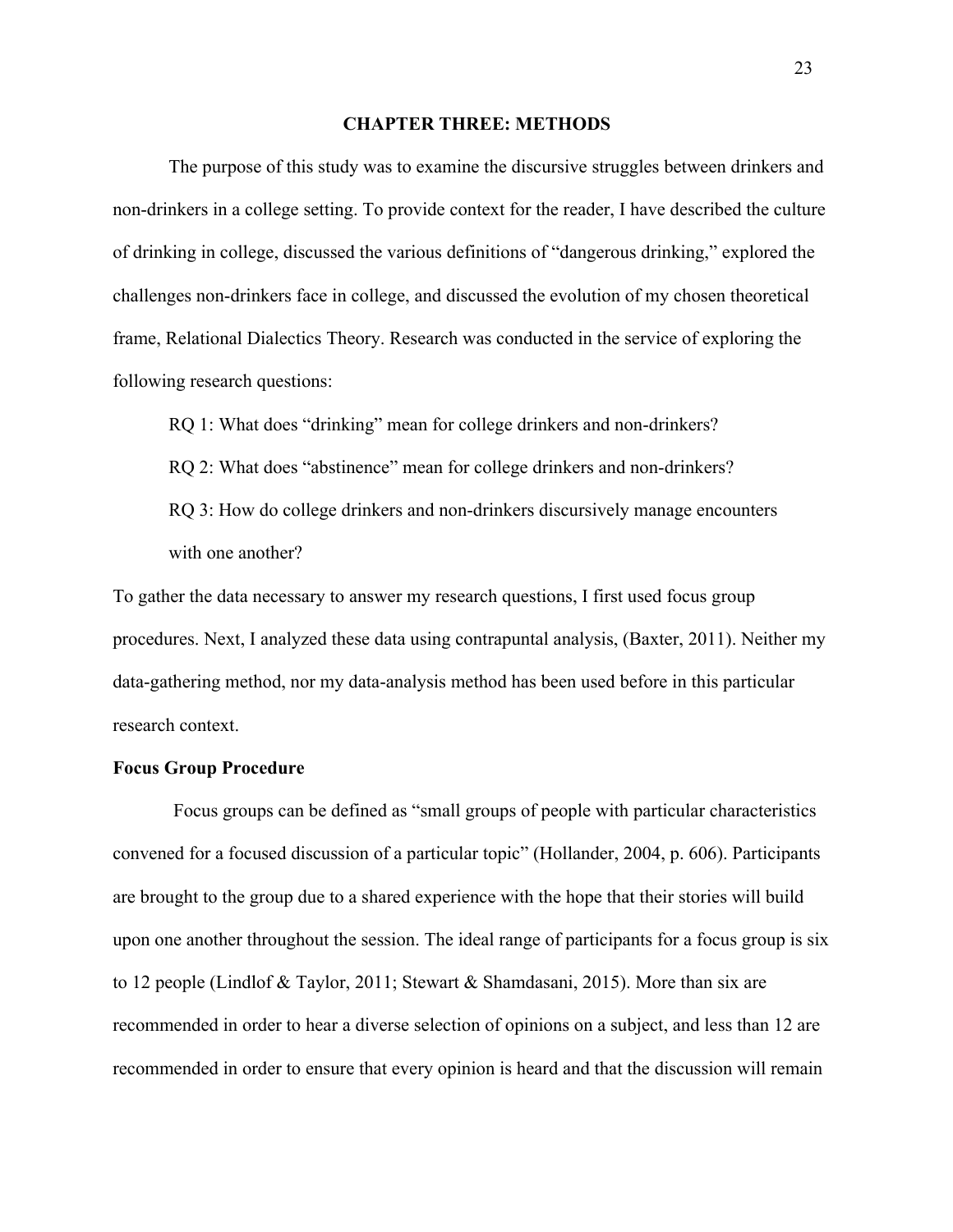# CHAPTER THREE: METHODS

The purpose of this study was to examine the discursive struggles between drinkers and non-drinkers in a college setting. To provide context for the reader, I have described the culture of drinking in college, discussed the various definitions of "dangerous drinking," explored the challenges non-drinkers face in college, and discussed the evolution of my chosen theoretical frame, Relational Dialectics Theory. Research was conducted in the service of exploring the following research questions:

RQ 1: What does "drinking" mean for college drinkers and non-drinkers?

RQ 2: What does "abstinence" mean for college drinkers and non-drinkers?

RQ 3: How do college drinkers and non-drinkers discursively manage encounters with one another?

To gather the data necessary to answer my research questions, I first used focus group procedures. Next, I analyzed these data using contrapuntal analysis, (Baxter, 2011). Neither my data-gathering method, nor my data-analysis method has been used before in this particular research context.

## Focus Group Procedure

Focus groups can be defined as "small groups of people with particular characteristics convened for a focused discussion of a particular topic" (Hollander, 2004, p. 606). Participants are brought to the group due to a shared experience with the hope that their stories will build upon one another throughout the session. The ideal range of participants for a focus group is six to 12 people (Lindlof & Taylor, 2011; Stewart & Shamdasani, 2015). More than six are recommended in order to hear a diverse selection of opinions on a subject, and less than 12 are recommended in order to ensure that every opinion is heard and that the discussion will remain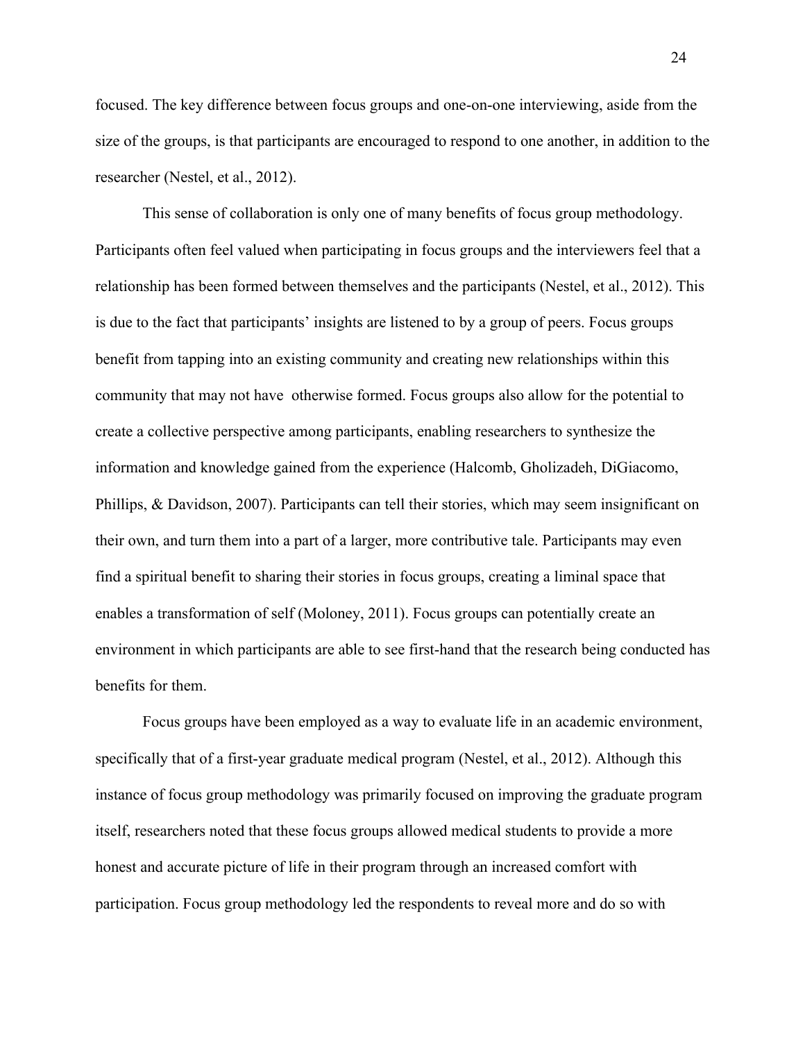focused. The key difference between focus groups and one-on-one interviewing, aside from the size of the groups, is that participants are encouraged to respond to one another, in addition to the researcher (Nestel, et al., 2012).

This sense of collaboration is only one of many benefits of focus group methodology. Participants often feel valued when participating in focus groups and the interviewers feel that a relationship has been formed between themselves and the participants (Nestel, et al., 2012). This is due to the fact that participants' insights are listened to by a group of peers. Focus groups benefit from tapping into an existing community and creating new relationships within this community that may not have otherwise formed. Focus groups also allow for the potential to create a collective perspective among participants, enabling researchers to synthesize the information and knowledge gained from the experience (Halcomb, Gholizadeh, DiGiacomo, Phillips, & Davidson, 2007). Participants can tell their stories, which may seem insignificant on their own, and turn them into a part of a larger, more contributive tale. Participants may even find a spiritual benefit to sharing their stories in focus groups, creating a liminal space that enables a transformation of self (Moloney, 2011). Focus groups can potentially create an environment in which participants are able to see first-hand that the research being conducted has benefits for them.

Focus groups have been employed as a way to evaluate life in an academic environment, specifically that of a first-year graduate medical program (Nestel, et al., 2012). Although this instance of focus group methodology was primarily focused on improving the graduate program itself, researchers noted that these focus groups allowed medical students to provide a more honest and accurate picture of life in their program through an increased comfort with participation. Focus group methodology led the respondents to reveal more and do so with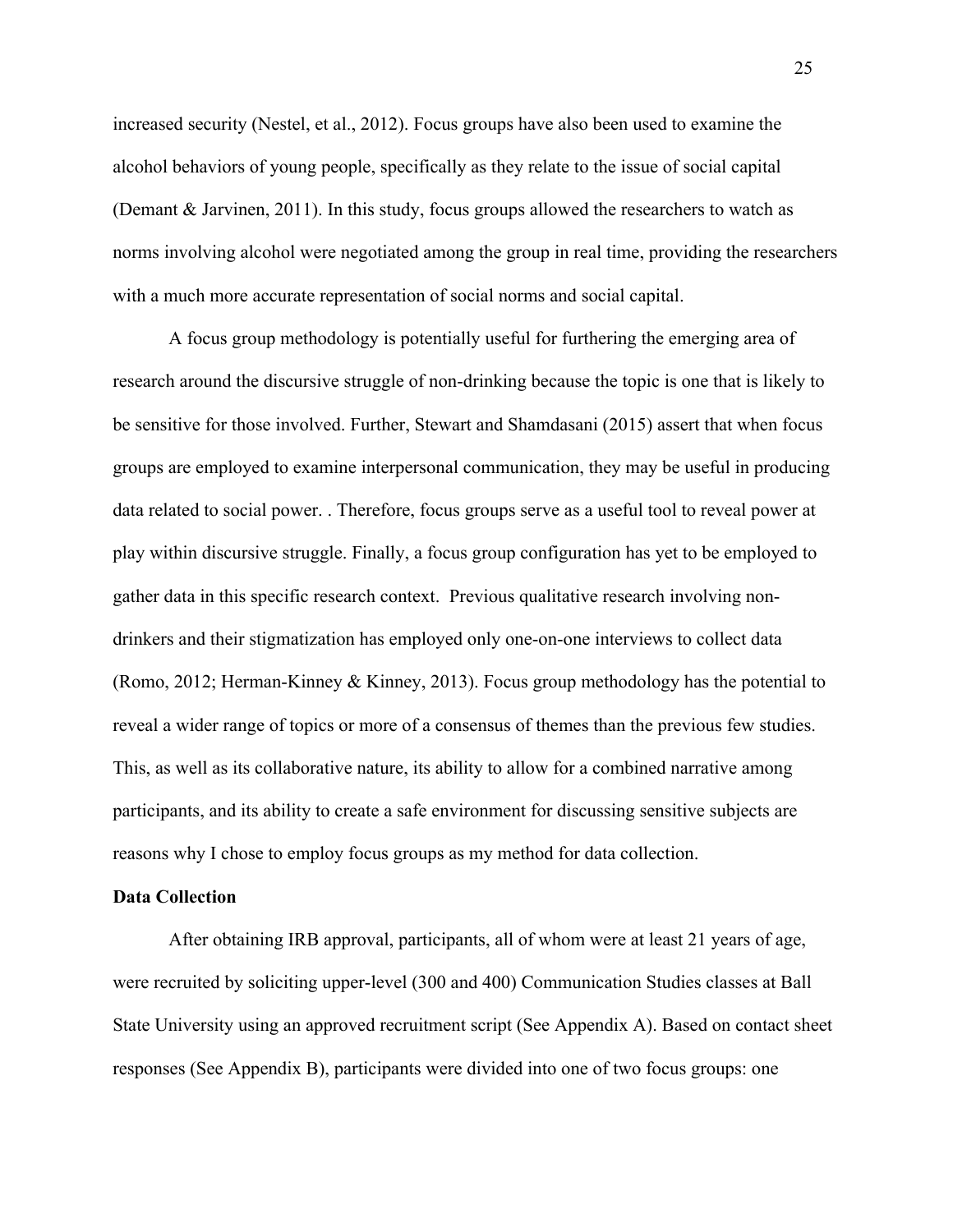increased security (Nestel, et al., 2012). Focus groups have also been used to examine the alcohol behaviors of young people, specifically as they relate to the issue of social capital (Demant & Jarvinen, 2011). In this study, focus groups allowed the researchers to watch as norms involving alcohol were negotiated among the group in real time, providing the researchers with a much more accurate representation of social norms and social capital.

A focus group methodology is potentially useful for furthering the emerging area of research around the discursive struggle of non-drinking because the topic is one that is likely to be sensitive for those involved. Further, Stewart and Shamdasani (2015) assert that when focus groups are employed to examine interpersonal communication, they may be useful in producing data related to social power. . Therefore, focus groups serve as a useful tool to reveal power at play within discursive struggle. Finally, a focus group configuration has yet to be employed to gather data in this specific research context. Previous qualitative research involving non-drinkers and their stigmatization has employed only one-on-one interviews to collect data (Romo, 2012; Herman-Kinney & Kinney, 2013). Focus group methodology has the potential to reveal a wider range of topics or more of a consensus of themes than the previous few studies. This, as well as its collaborative nature, its ability to allow for a combined narrative among participants, and its ability to create a safe environment for discussing sensitive subjects are reasons why I chose to employ focus groups as my method for data collection.

**Data Collection**

After obtaining IRB approval, participants, all of whom were at least 21 years of age, were recruited by soliciting upper-level (300 and 400) Communication Studies classes at Ball State University using an approved recruitment script (See Appendix A). Based on contact sheet responses (See Appendix B), participants were divided into one of two focus groups: one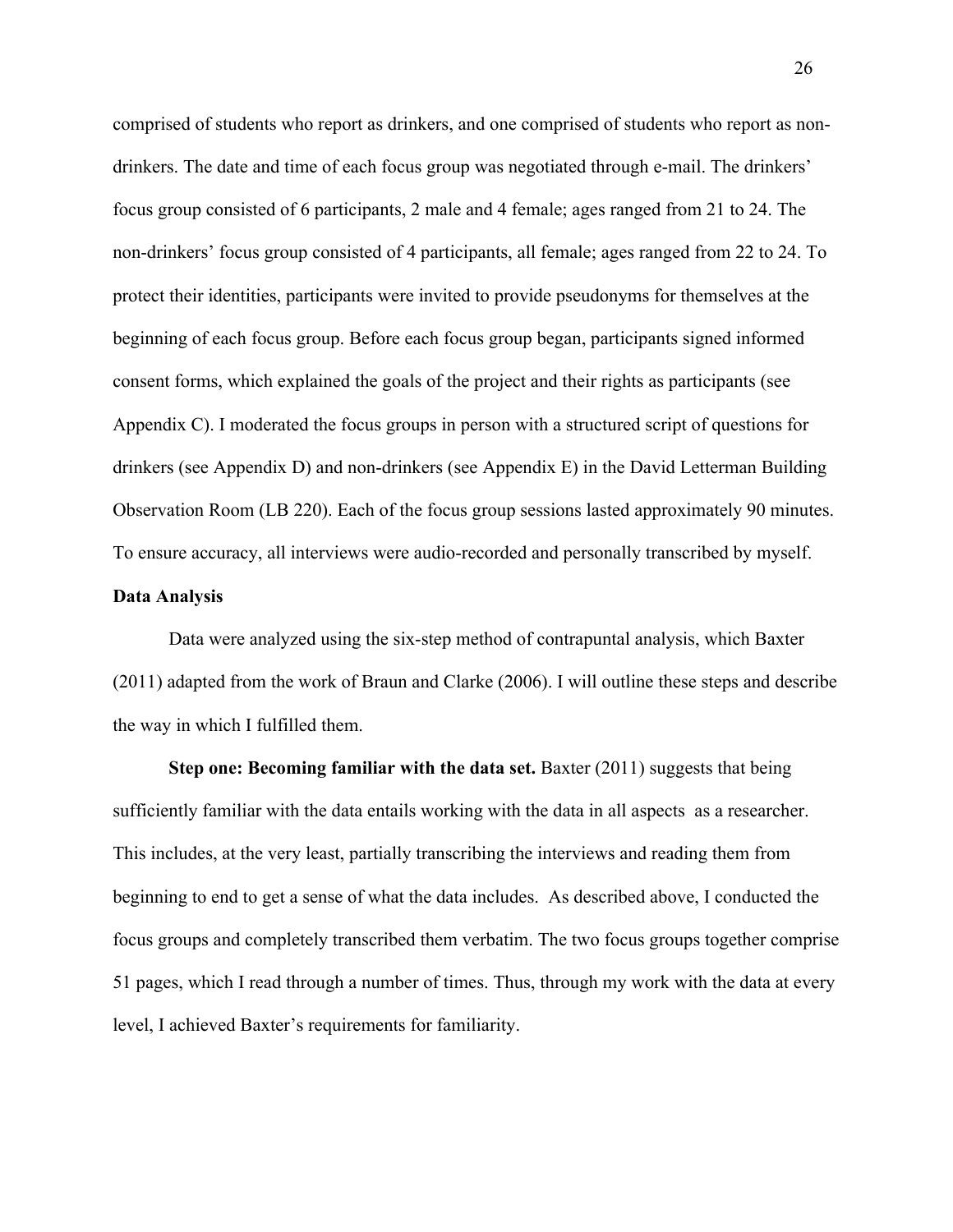comprised of students who report as drinkers, and one comprised of students who report as non-drinkers. The date and time of each focus group was negotiated through e-mail. The drinkers' focus group consisted of 6 participants, 2 male and 4 female; ages ranged from 21 to 24. The non-drinkers' focus group consisted of 4 participants, all female; ages ranged from 22 to 24. To protect their identities, participants were invited to provide pseudonyms for themselves at the beginning of each focus group. Before each focus group began, participants signed informed consent forms, which explained the goals of the project and their rights as participants (see Appendix C). I moderated the focus groups in person with a structured script of questions for drinkers (see Appendix D) and non-drinkers (see Appendix E) in the David Letterman Building Observation Room (LB 220). Each of the focus group sessions lasted approximately 90 minutes. To ensure accuracy, all interviews were audio-recorded and personally transcribed by myself.

**Data Analysis**

Data were analyzed using the six-step method of contrapuntal analysis, which Baxter (2011) adapted from the work of Braun and Clarke (2006). I will outline these steps and describe the way in which I fulfilled them.

**Step one: Becoming familiar with the data set.** Baxter (2011) suggests that being sufficiently familiar with the data entails working with the data in all aspects as a researcher. This includes, at the very least, partially transcribing the interviews and reading them from beginning to end to get a sense of what the data includes. As described above, I conducted the focus groups and completely transcribed them verbatim. The two focus groups together comprise 51 pages, which I read through a number of times. Thus, through my work with the data at every level, I achieved Baxter's requirements for familiarity.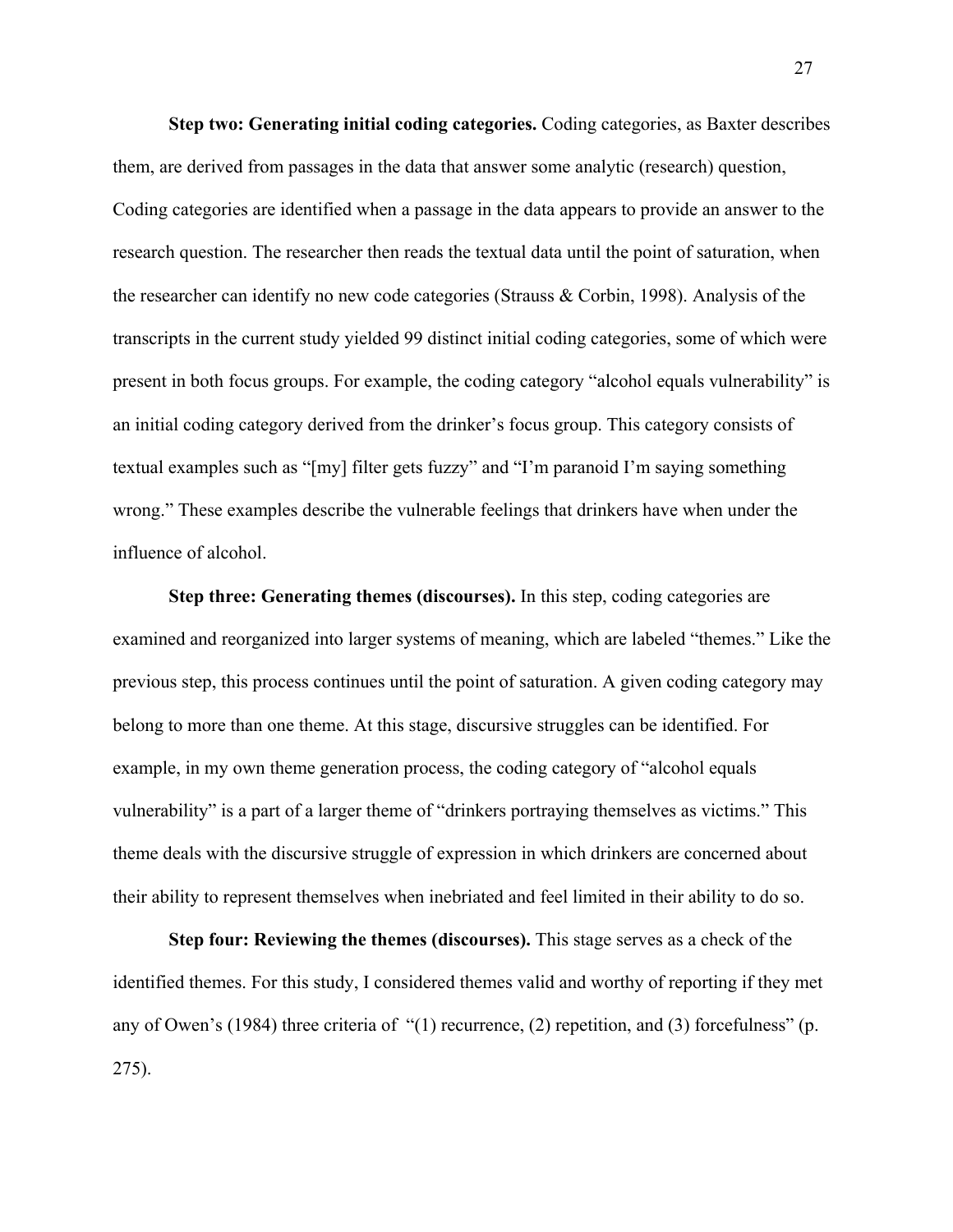**Step two: Generating initial coding categories.** Coding categories, as Baxter describes them, are derived from passages in the data that answer some analytic (research) question, Coding categories are identified when a passage in the data appears to provide an answer to the research question. The researcher then reads the textual data until the point of saturation, when the researcher can identify no new code categories (Strauss & Corbin, 1998). Analysis of the transcripts in the current study yielded 99 distinct initial coding categories, some of which were present in both focus groups. For example, the coding category "alcohol equals vulnerability" is an initial coding category derived from the drinker's focus group. This category consists of textual examples such as "[my] filter gets fuzzy" and "I'm paranoid I'm saying something wrong." These examples describe the vulnerable feelings that drinkers have when under the influence of alcohol.

**Step three: Generating themes (discourses).** In this step, coding categories are examined and reorganized into larger systems of meaning, which are labeled "themes." Like the previous step, this process continues until the point of saturation. A given coding category may belong to more than one theme. At this stage, discursive struggles can be identified. For example, in my own theme generation process, the coding category of "alcohol equals vulnerability" is a part of a larger theme of "drinkers portraying themselves as victims." This theme deals with the discursive struggle of expression in which drinkers are concerned about their ability to represent themselves when inebriated and feel limited in their ability to do so.

**Step four: Reviewing the themes (discourses).** This stage serves as a check of the identified themes. For this study, I considered themes valid and worthy of reporting if they met any of Owen's (1984) three criteria of "(1) recurrence, (2) repetition, and (3) forcefulness" (p. 275).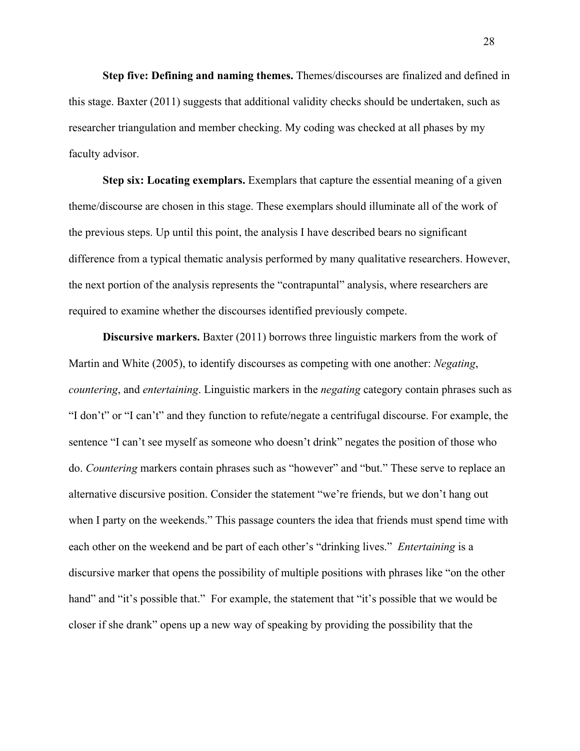**Step five: Defining and naming themes.** Themes/discourses are finalized and defined in this stage. Baxter (2011) suggests that additional validity checks should be undertaken, such as researcher triangulation and member checking. My coding was checked at all phases by my faculty advisor.

**Step six: Locating exemplars.** Exemplars that capture the essential meaning of a given theme/discourse are chosen in this stage. These exemplars should illuminate all of the work of the previous steps. Up until this point, the analysis I have described bears no significant difference from a typical thematic analysis performed by many qualitative researchers. However, the next portion of the analysis represents the "contrapuntal" analysis, where researchers are required to examine whether the discourses identified previously compete.

**Discursive markers.** Baxter (2011) borrows three linguistic markers from the work of Martin and White (2005), to identify discourses as competing with one another: *Negating*, *countering*, and *entertaining*. Linguistic markers in the *negating* category contain phrases such as "I don't" or "I can't" and they function to refute/negate a centrifugal discourse. For example, the sentence "I can't see myself as someone who doesn't drink" negates the position of those who do. *Countering* markers contain phrases such as "however" and "but." These serve to replace an alternative discursive position. Consider the statement "we're friends, but we don't hang out when I party on the weekends." This passage counters the idea that friends must spend time with each other on the weekend and be part of each other's "drinking lives." *Entertaining* is a discursive marker that opens the possibility of multiple positions with phrases like "on the other hand" and "it's possible that." For example, the statement that "it's possible that we would be closer if she drank" opens up a new way of speaking by providing the possibility that the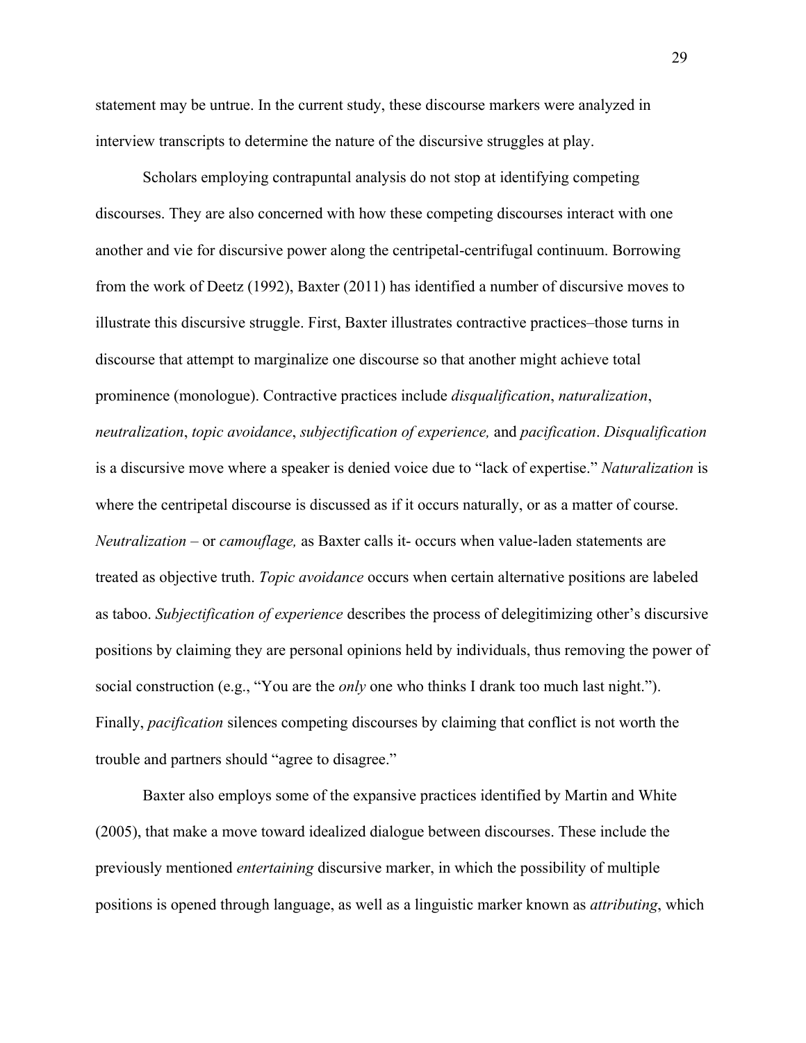statement may be untrue. In the current study, these discourse markers were analyzed in interview transcripts to determine the nature of the discursive struggles at play.

Scholars employing contrapuntal analysis do not stop at identifying competing discourses. They are also concerned with how these competing discourses interact with one another and vie for discursive power along the centripetal-centrifugal continuum. Borrowing from the work of Deetz (1992), Baxter (2011) has identified a number of discursive moves to illustrate this discursive struggle. First, Baxter illustrates contractive practices–those turns in discourse that attempt to marginalize one discourse so that another might achieve total prominence (monologue). Contractive practices include *disqualification*, *naturalization*, *neutralization*, *topic avoidance*, *subjectification of experience,* and *pacification*. *Disqualification* is a discursive move where a speaker is denied voice due to "lack of expertise." *Naturalization* is where the centripetal discourse is discussed as if it occurs naturally, or as a matter of course. *Neutralization* – or *camouflage,* as Baxter calls it- occurs when value-laden statements are treated as objective truth. *Topic avoidance* occurs when certain alternative positions are labeled as taboo. *Subjectification of experience* describes the process of delegitimizing other's discursive positions by claiming they are personal opinions held by individuals, thus removing the power of social construction (e.g., "You are the *only* one who thinks I drank too much last night."). Finally, *pacification* silences competing discourses by claiming that conflict is not worth the trouble and partners should "agree to disagree."

Baxter also employs some of the expansive practices identified by Martin and White (2005), that make a move toward idealized dialogue between discourses. These include the previously mentioned *entertaining* discursive marker, in which the possibility of multiple positions is opened through language, as well as a linguistic marker known as *attributing*, which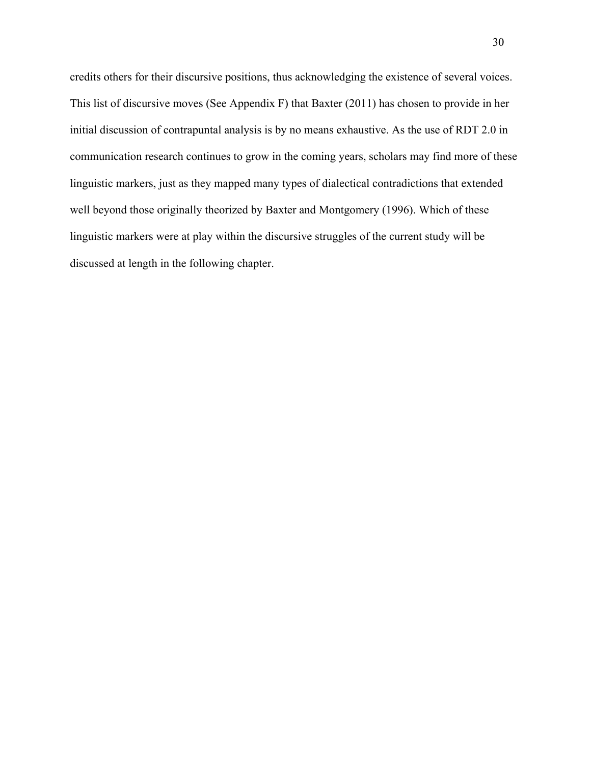credits others for their discursive positions, thus acknowledging the existence of several voices. This list of discursive moves (See Appendix F) that Baxter (2011) has chosen to provide in her initial discussion of contrapuntal analysis is by no means exhaustive. As the use of RDT 2.0 in communication research continues to grow in the coming years, scholars may find more of these linguistic markers, just as they mapped many types of dialectical contradictions that extended well beyond those originally theorized by Baxter and Montgomery (1996). Which of these linguistic markers were at play within the discursive struggles of the current study will be discussed at length in the following chapter.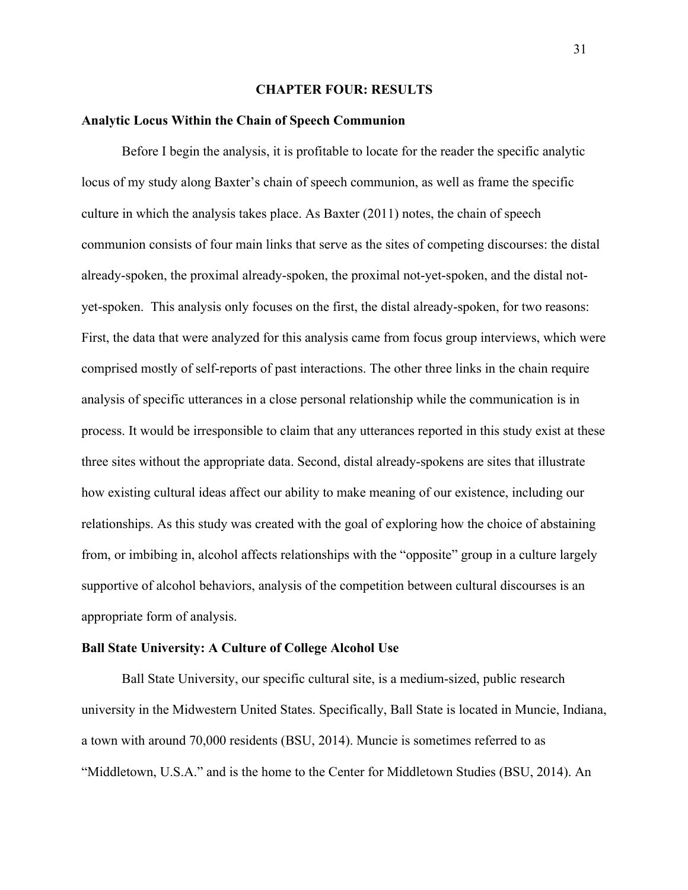# CHAPTER FOUR: RESULTS

## Analytic Locus Within the Chain of Speech Communion

Before I begin the analysis, it is profitable to locate for the reader the specific analytic locus of my study along Baxter's chain of speech communion, as well as frame the specific culture in which the analysis takes place. As Baxter (2011) notes, the chain of speech communion consists of four main links that serve as the sites of competing discourses: the distal already-spoken, the proximal already-spoken, the proximal not-yet-spoken, and the distal not-yet-spoken. This analysis only focuses on the first, the distal already-spoken, for two reasons: First, the data that were analyzed for this analysis came from focus group interviews, which were comprised mostly of self-reports of past interactions. The other three links in the chain require analysis of specific utterances in a close personal relationship while the communication is in process. It would be irresponsible to claim that any utterances reported in this study exist at these three sites without the appropriate data. Second, distal already-spokens are sites that illustrate how existing cultural ideas affect our ability to make meaning of our existence, including our relationships. As this study was created with the goal of exploring how the choice of abstaining from, or imbibing in, alcohol affects relationships with the "opposite" group in a culture largely supportive of alcohol behaviors, analysis of the competition between cultural discourses is an appropriate form of analysis.

## Ball State University: A Culture of College Alcohol Use

Ball State University, our specific cultural site, is a medium-sized, public research university in the Midwestern United States. Specifically, Ball State is located in Muncie, Indiana, a town with around 70,000 residents (BSU, 2014). Muncie is sometimes referred to as "Middletown, U.S.A." and is the home to the Center for Middletown Studies (BSU, 2014). An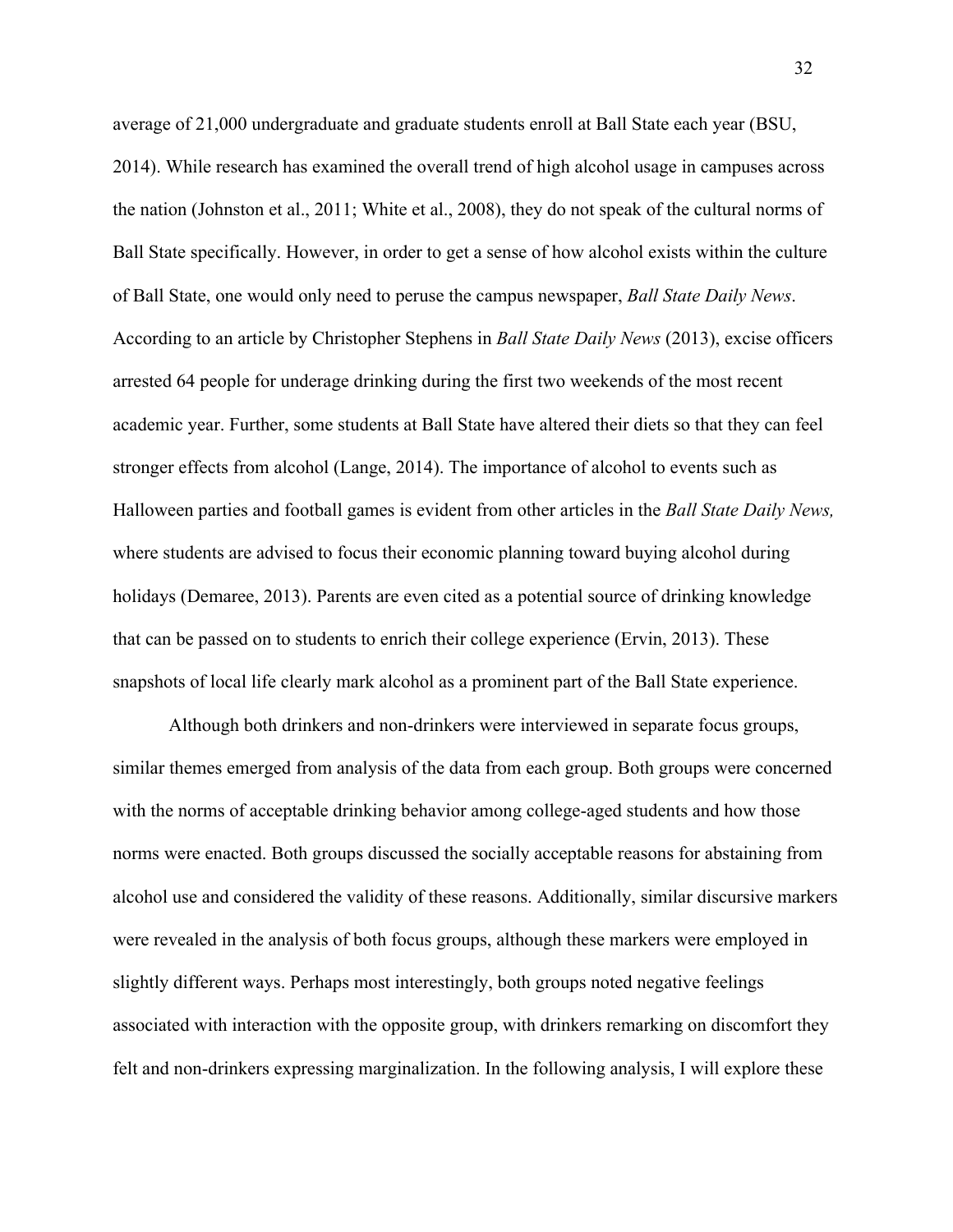average of 21,000 undergraduate and graduate students enroll at Ball State each year (BSU, 2014). While research has examined the overall trend of high alcohol usage in campuses across the nation (Johnston et al., 2011; White et al., 2008), they do not speak of the cultural norms of Ball State specifically. However, in order to get a sense of how alcohol exists within the culture of Ball State, one would only need to peruse the campus newspaper, *Ball State Daily News*. According to an article by Christopher Stephens in *Ball State Daily News* (2013), excise officers arrested 64 people for underage drinking during the first two weekends of the most recent academic year. Further, some students at Ball State have altered their diets so that they can feel stronger effects from alcohol (Lange, 2014). The importance of alcohol to events such as Halloween parties and football games is evident from other articles in the *Ball State Daily News,* where students are advised to focus their economic planning toward buying alcohol during holidays (Demaree, 2013). Parents are even cited as a potential source of drinking knowledge that can be passed on to students to enrich their college experience (Ervin, 2013). These snapshots of local life clearly mark alcohol as a prominent part of the Ball State experience.

Although both drinkers and non-drinkers were interviewed in separate focus groups, similar themes emerged from analysis of the data from each group. Both groups were concerned with the norms of acceptable drinking behavior among college-aged students and how those norms were enacted. Both groups discussed the socially acceptable reasons for abstaining from alcohol use and considered the validity of these reasons. Additionally, similar discursive markers were revealed in the analysis of both focus groups, although these markers were employed in slightly different ways. Perhaps most interestingly, both groups noted negative feelings associated with interaction with the opposite group, with drinkers remarking on discomfort they felt and non-drinkers expressing marginalization. In the following analysis, I will explore these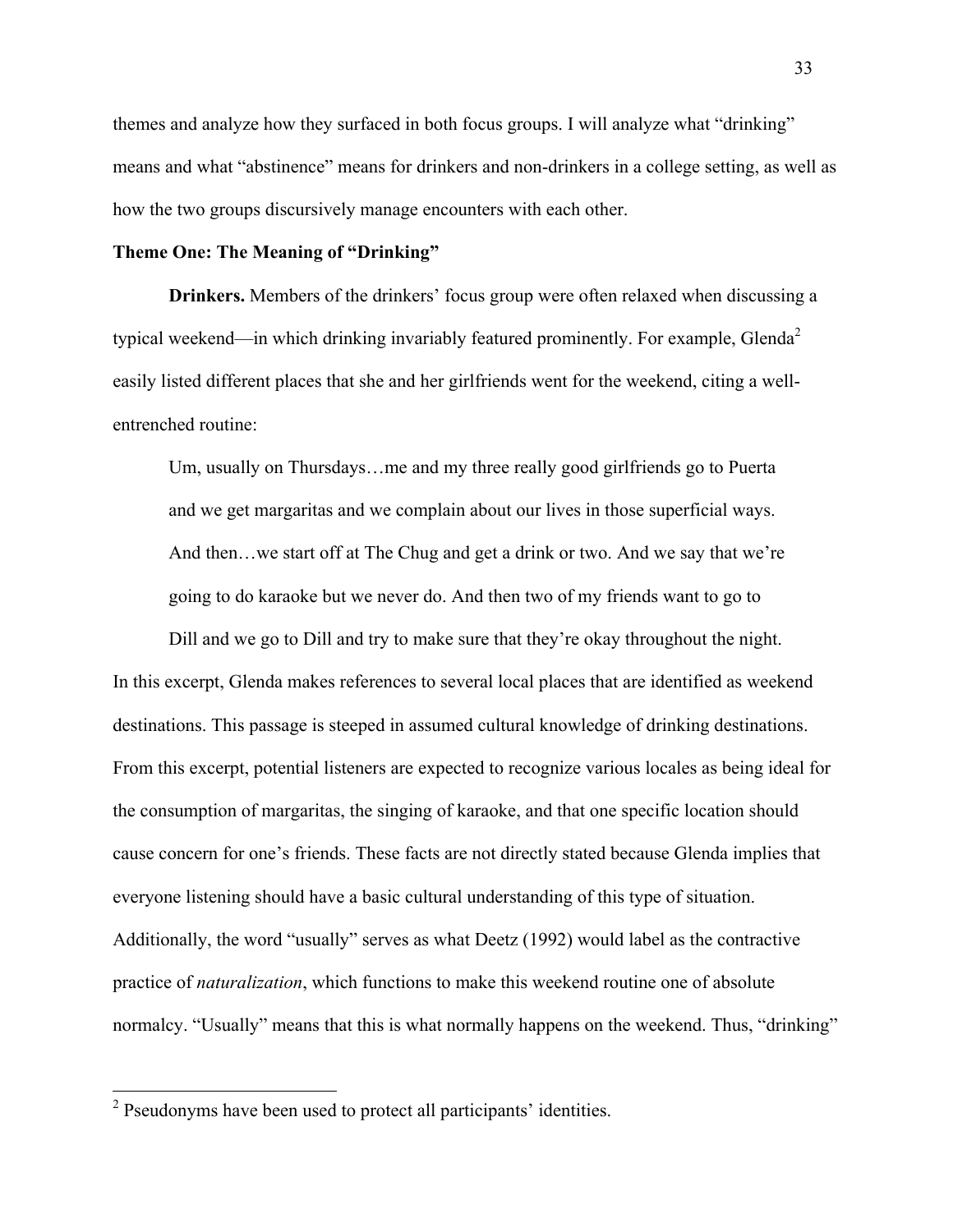themes and analyze how they surfaced in both focus groups. I will analyze what "drinking" means and what "abstinence" means for drinkers and non-drinkers in a college setting, as well as how the two groups discursively manage encounters with each other.

**Theme One: The Meaning of "Drinking"**

**Drinkers.** Members of the drinkers' focus group were often relaxed when discussing a typical weekend—in which drinking invariably featured prominently. For example, Glenda[2] easily listed different places that she and her girlfriends went for the weekend, citing a well-entrenched routine:

> Um, usually on Thursdays…me and my three really good girlfriends go to Puerta and we get margaritas and we complain about our lives in those superficial ways. And then…we start off at The Chug and get a drink or two. And we say that we're going to do karaoke but we never do. And then two of my friends want to go to Dill and we go to Dill and try to make sure that they're okay throughout the night.

In this excerpt, Glenda makes references to several local places that are identified as weekend destinations. This passage is steeped in assumed cultural knowledge of drinking destinations. From this excerpt, potential listeners are expected to recognize various locales as being ideal for the consumption of margaritas, the singing of karaoke, and that one specific location should cause concern for one's friends. These facts are not directly stated because Glenda implies that everyone listening should have a basic cultural understanding of this type of situation. Additionally, the word "usually" serves as what Deetz (1992) would label as the contractive practice of *naturalization*, which functions to make this weekend routine one of absolute normalcy. "Usually" means that this is what normally happens on the weekend. Thus, "drinking"

---

[2] Pseudonyms have been used to protect all participants' identities.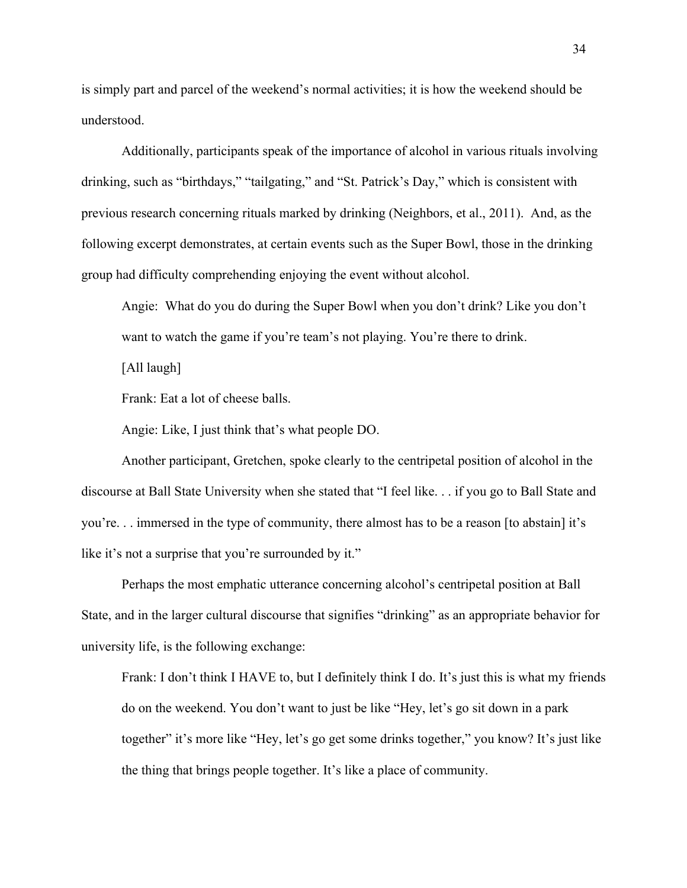is simply part and parcel of the weekend's normal activities; it is how the weekend should be understood.

Additionally, participants speak of the importance of alcohol in various rituals involving drinking, such as "birthdays," "tailgating," and "St. Patrick's Day," which is consistent with previous research concerning rituals marked by drinking (Neighbors, et al., 2011). And, as the following excerpt demonstrates, at certain events such as the Super Bowl, those in the drinking group had difficulty comprehending enjoying the event without alcohol.

> Angie: What do you do during the Super Bowl when you don't drink? Like you don't want to watch the game if you're team's not playing. You're there to drink.
>
> [All laugh]
>
> Frank: Eat a lot of cheese balls.
>
> Angie: Like, I just think that's what people DO.

Another participant, Gretchen, spoke clearly to the centripetal position of alcohol in the discourse at Ball State University when she stated that "I feel like. . . if you go to Ball State and you're. . . immersed in the type of community, there almost has to be a reason [to abstain] it's like it's not a surprise that you're surrounded by it."

Perhaps the most emphatic utterance concerning alcohol's centripetal position at Ball State, and in the larger cultural discourse that signifies "drinking" as an appropriate behavior for university life, is the following exchange:

> Frank: I don't think I HAVE to, but I definitely think I do. It's just this is what my friends do on the weekend. You don't want to just be like "Hey, let's go sit down in a park together" it's more like "Hey, let's go get some drinks together," you know? It's just like the thing that brings people together. It's like a place of community.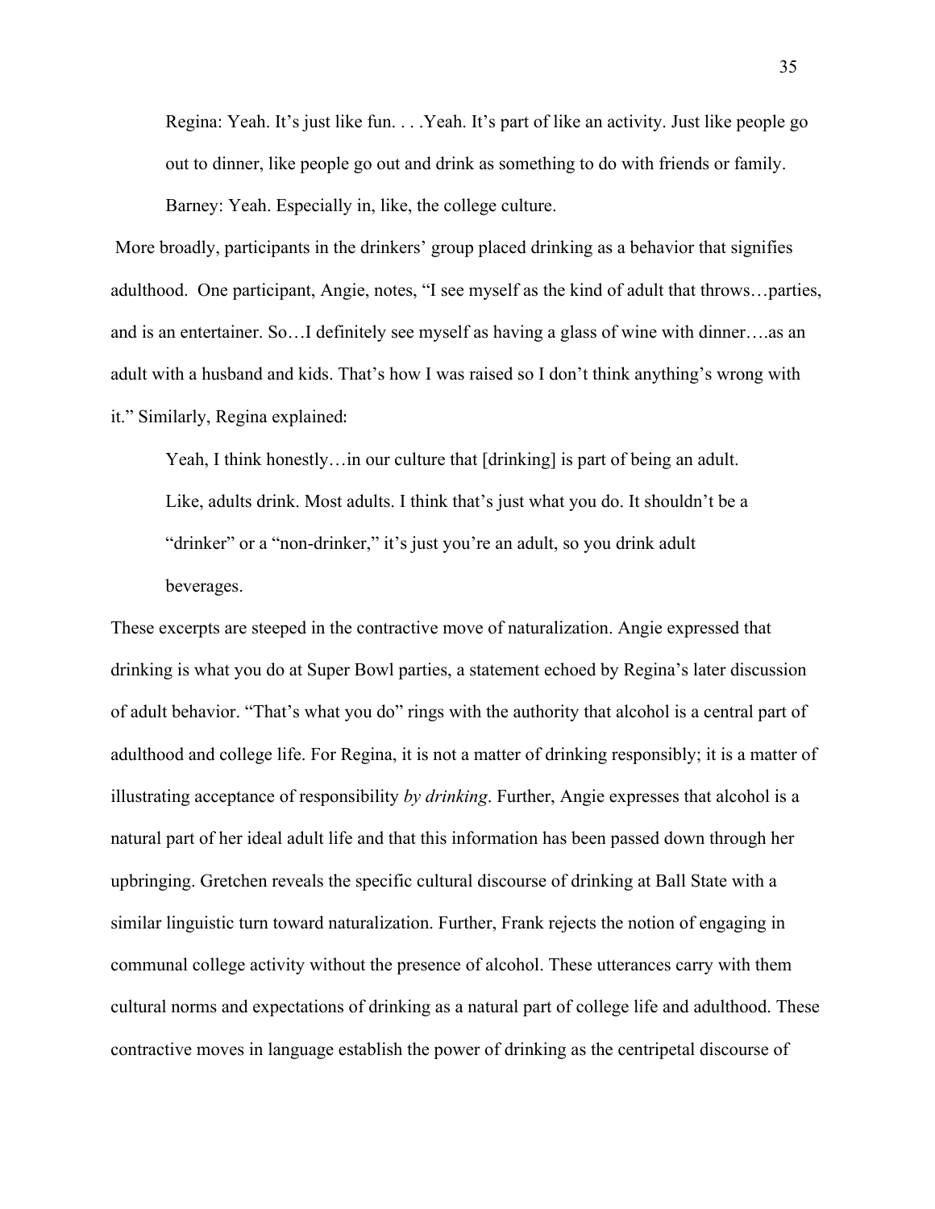Regina: Yeah. It's just like fun. . . .Yeah. It's part of like an activity. Just like people go out to dinner, like people go out and drink as something to do with friends or family.

Barney: Yeah. Especially in, like, the college culture.

More broadly, participants in the drinkers' group placed drinking as a behavior that signifies adulthood. One participant, Angie, notes, "I see myself as the kind of adult that throws…parties, and is an entertainer. So…I definitely see myself as having a glass of wine with dinner….as an adult with a husband and kids. That's how I was raised so I don't think anything's wrong with it." Similarly, Regina explained:

> Yeah, I think honestly…in our culture that [drinking] is part of being an adult. Like, adults drink. Most adults. I think that's just what you do. It shouldn't be a "drinker" or a "non-drinker," it's just you're an adult, so you drink adult beverages.

These excerpts are steeped in the contractive move of naturalization. Angie expressed that drinking is what you do at Super Bowl parties, a statement echoed by Regina's later discussion of adult behavior. "That's what you do" rings with the authority that alcohol is a central part of adulthood and college life. For Regina, it is not a matter of drinking responsibly; it is a matter of illustrating acceptance of responsibility *by drinking*. Further, Angie expresses that alcohol is a natural part of her ideal adult life and that this information has been passed down through her upbringing. Gretchen reveals the specific cultural discourse of drinking at Ball State with a similar linguistic turn toward naturalization. Further, Frank rejects the notion of engaging in communal college activity without the presence of alcohol. These utterances carry with them cultural norms and expectations of drinking as a natural part of college life and adulthood. These contractive moves in language establish the power of drinking as the centripetal discourse of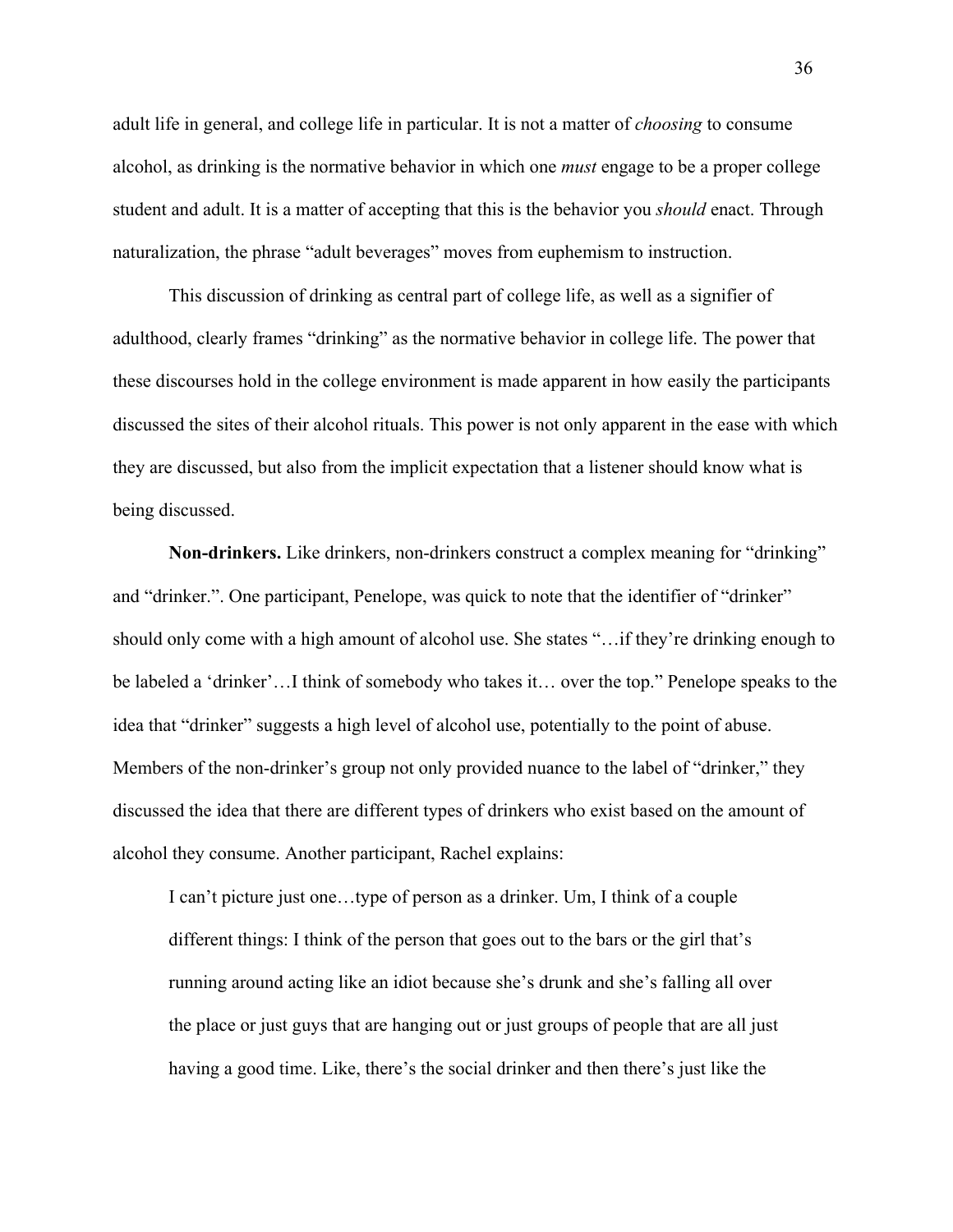adult life in general, and college life in particular. It is not a matter of *choosing* to consume alcohol, as drinking is the normative behavior in which one *must* engage to be a proper college student and adult. It is a matter of accepting that this is the behavior you *should* enact. Through naturalization, the phrase "adult beverages" moves from euphemism to instruction.

This discussion of drinking as central part of college life, as well as a signifier of adulthood, clearly frames "drinking" as the normative behavior in college life. The power that these discourses hold in the college environment is made apparent in how easily the participants discussed the sites of their alcohol rituals. This power is not only apparent in the ease with which they are discussed, but also from the implicit expectation that a listener should know what is being discussed.

**Non-drinkers.** Like drinkers, non-drinkers construct a complex meaning for "drinking" and "drinker.". One participant, Penelope, was quick to note that the identifier of "drinker" should only come with a high amount of alcohol use. She states "…if they're drinking enough to be labeled a 'drinker'…I think of somebody who takes it… over the top." Penelope speaks to the idea that "drinker" suggests a high level of alcohol use, potentially to the point of abuse. Members of the non-drinker's group not only provided nuance to the label of "drinker," they discussed the idea that there are different types of drinkers who exist based on the amount of alcohol they consume. Another participant, Rachel explains:

> I can't picture just one…type of person as a drinker. Um, I think of a couple different things: I think of the person that goes out to the bars or the girl that's running around acting like an idiot because she's drunk and she's falling all over the place or just guys that are hanging out or just groups of people that are all just having a good time. Like, there's the social drinker and then there's just like the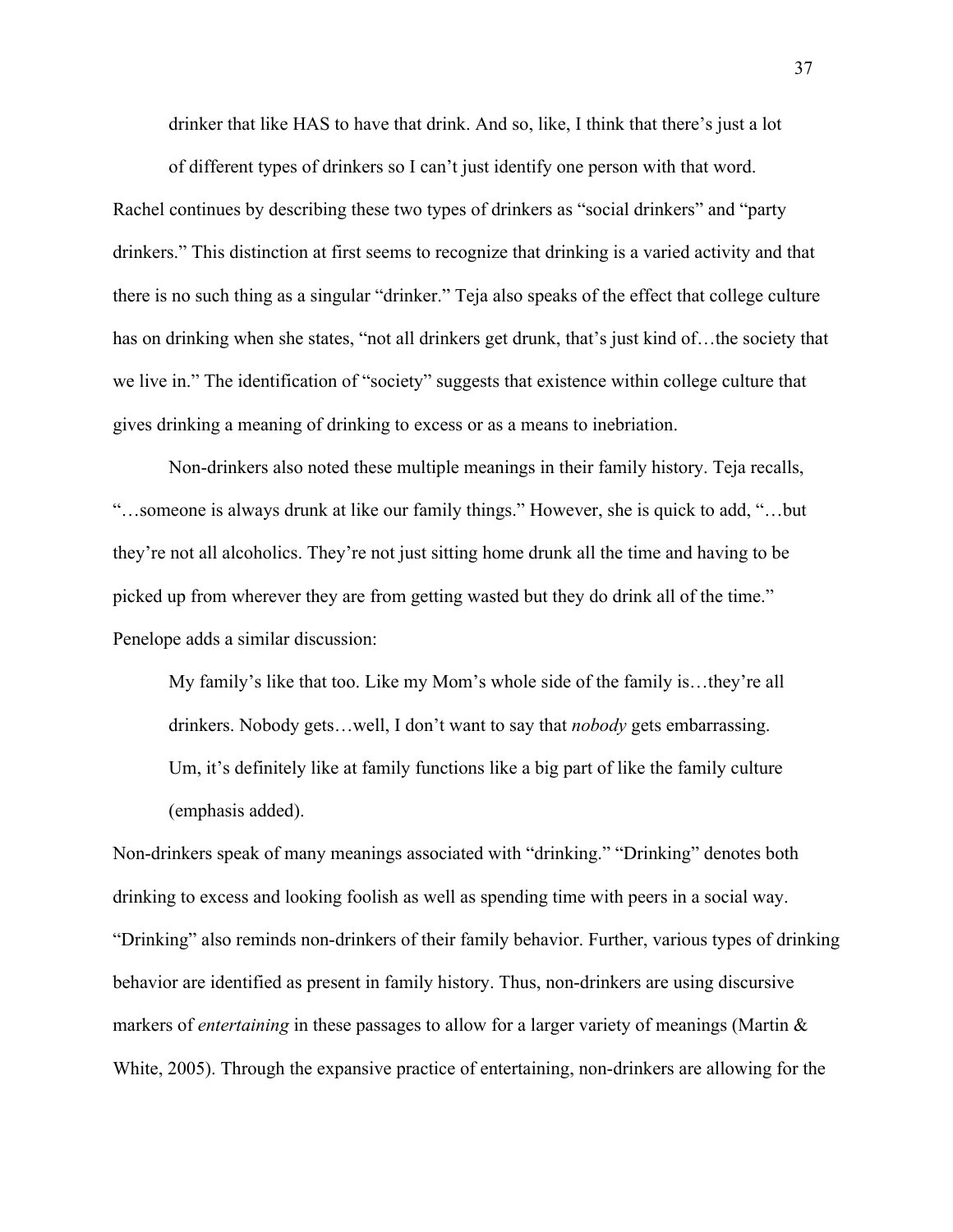> drinker that like HAS to have that drink. And so, like, I think that there's just a lot of different types of drinkers so I can't just identify one person with that word.

Rachel continues by describing these two types of drinkers as "social drinkers" and "party drinkers." This distinction at first seems to recognize that drinking is a varied activity and that there is no such thing as a singular "drinker." Teja also speaks of the effect that college culture has on drinking when she states, "not all drinkers get drunk, that's just kind of…the society that we live in." The identification of "society" suggests that existence within college culture that gives drinking a meaning of drinking to excess or as a means to inebriation.

Non-drinkers also noted these multiple meanings in their family history. Teja recalls, "…someone is always drunk at like our family things." However, she is quick to add, "…but they're not all alcoholics. They're not just sitting home drunk all the time and having to be picked up from wherever they are from getting wasted but they do drink all of the time." Penelope adds a similar discussion:

> My family's like that too. Like my Mom's whole side of the family is…they're all drinkers. Nobody gets…well, I don't want to say that *nobody* gets embarrassing. Um, it's definitely like at family functions like a big part of like the family culture (emphasis added).

Non-drinkers speak of many meanings associated with "drinking." "Drinking" denotes both drinking to excess and looking foolish as well as spending time with peers in a social way. "Drinking" also reminds non-drinkers of their family behavior. Further, various types of drinking behavior are identified as present in family history. Thus, non-drinkers are using discursive markers of *entertaining* in these passages to allow for a larger variety of meanings (Martin & White, 2005). Through the expansive practice of entertaining, non-drinkers are allowing for the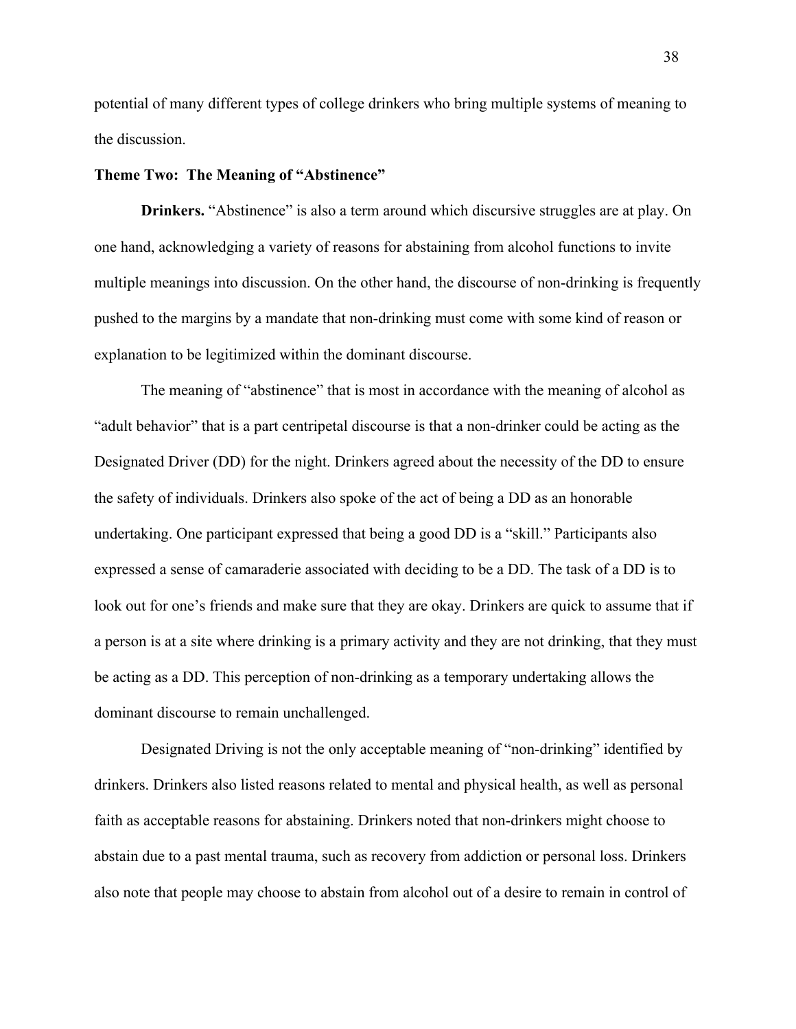potential of many different types of college drinkers who bring multiple systems of meaning to the discussion.

**Theme Two: The Meaning of "Abstinence"**

**Drinkers.** "Abstinence" is also a term around which discursive struggles are at play. On one hand, acknowledging a variety of reasons for abstaining from alcohol functions to invite multiple meanings into discussion. On the other hand, the discourse of non-drinking is frequently pushed to the margins by a mandate that non-drinking must come with some kind of reason or explanation to be legitimized within the dominant discourse.

The meaning of "abstinence" that is most in accordance with the meaning of alcohol as "adult behavior" that is a part centripetal discourse is that a non-drinker could be acting as the Designated Driver (DD) for the night. Drinkers agreed about the necessity of the DD to ensure the safety of individuals. Drinkers also spoke of the act of being a DD as an honorable undertaking. One participant expressed that being a good DD is a "skill." Participants also expressed a sense of camaraderie associated with deciding to be a DD. The task of a DD is to look out for one's friends and make sure that they are okay. Drinkers are quick to assume that if a person is at a site where drinking is a primary activity and they are not drinking, that they must be acting as a DD. This perception of non-drinking as a temporary undertaking allows the dominant discourse to remain unchallenged.

Designated Driving is not the only acceptable meaning of "non-drinking" identified by drinkers. Drinkers also listed reasons related to mental and physical health, as well as personal faith as acceptable reasons for abstaining. Drinkers noted that non-drinkers might choose to abstain due to a past mental trauma, such as recovery from addiction or personal loss. Drinkers also note that people may choose to abstain from alcohol out of a desire to remain in control of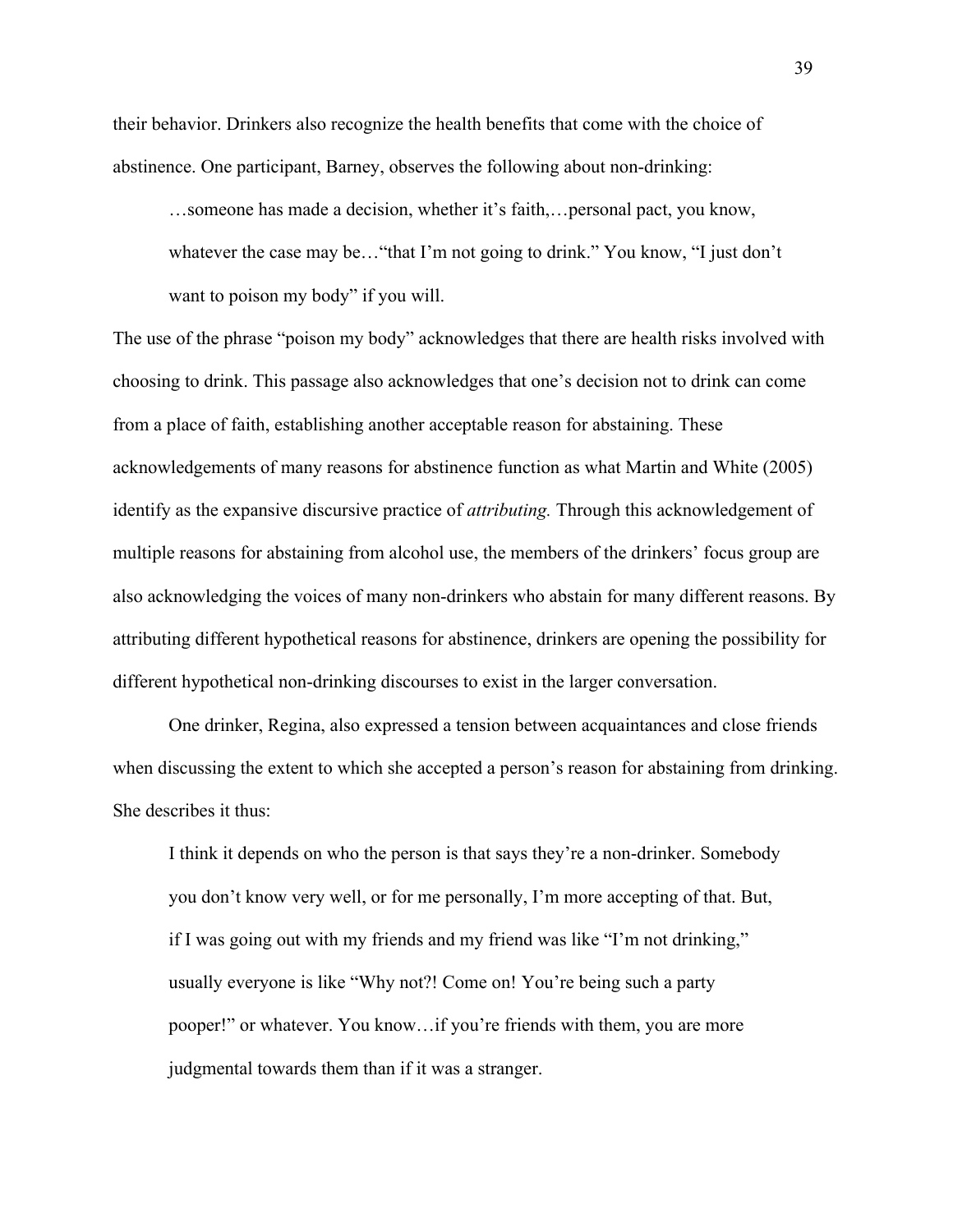their behavior. Drinkers also recognize the health benefits that come with the choice of abstinence. One participant, Barney, observes the following about non-drinking:

> …someone has made a decision, whether it's faith,…personal pact, you know, whatever the case may be…"that I'm not going to drink." You know, "I just don't want to poison my body" if you will.

The use of the phrase "poison my body" acknowledges that there are health risks involved with choosing to drink. This passage also acknowledges that one's decision not to drink can come from a place of faith, establishing another acceptable reason for abstaining. These acknowledgements of many reasons for abstinence function as what Martin and White (2005) identify as the expansive discursive practice of *attributing.* Through this acknowledgement of multiple reasons for abstaining from alcohol use, the members of the drinkers' focus group are also acknowledging the voices of many non-drinkers who abstain for many different reasons. By attributing different hypothetical reasons for abstinence, drinkers are opening the possibility for different hypothetical non-drinking discourses to exist in the larger conversation.

One drinker, Regina, also expressed a tension between acquaintances and close friends when discussing the extent to which she accepted a person's reason for abstaining from drinking. She describes it thus:

> I think it depends on who the person is that says they're a non-drinker. Somebody you don't know very well, or for me personally, I'm more accepting of that. But, if I was going out with my friends and my friend was like "I'm not drinking," usually everyone is like "Why not?! Come on! You're being such a party pooper!" or whatever. You know…if you're friends with them, you are more judgmental towards them than if it was a stranger.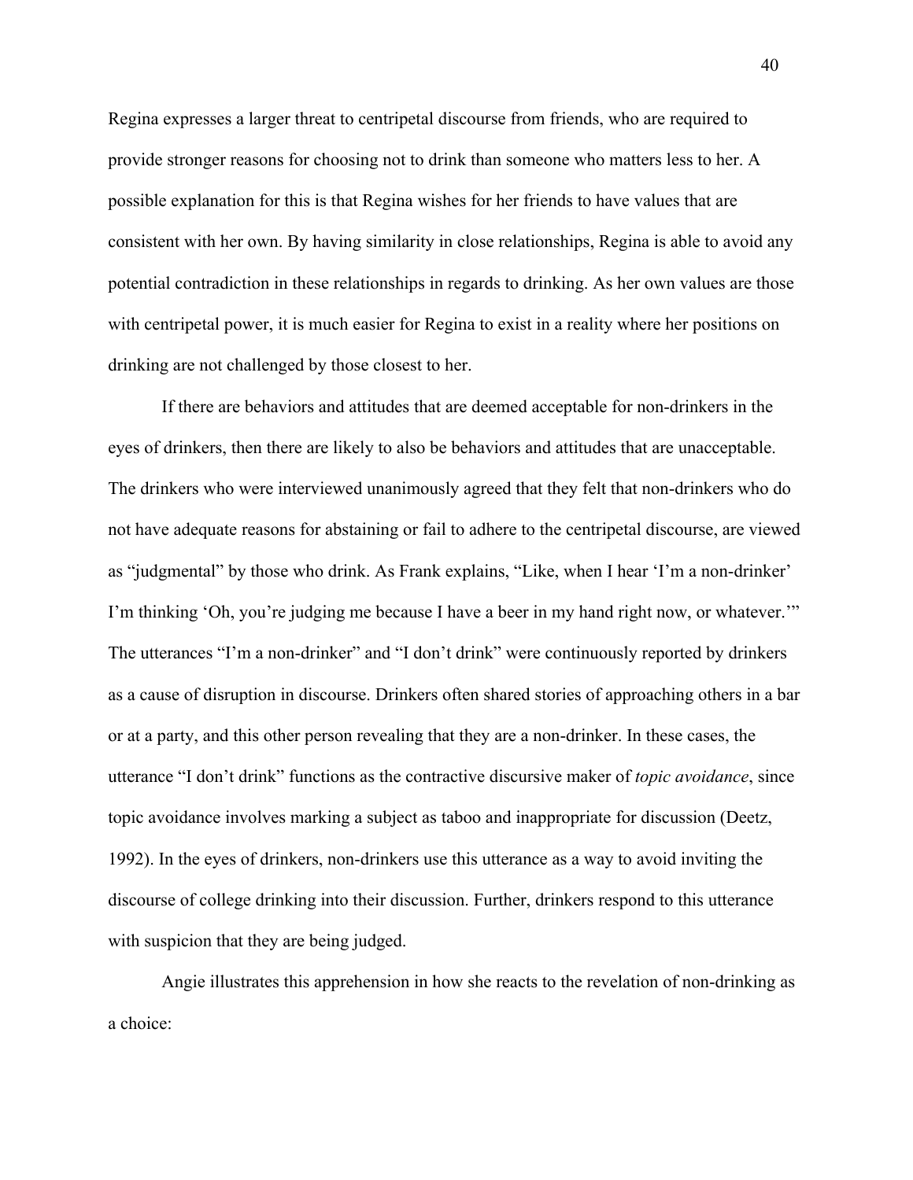Regina expresses a larger threat to centripetal discourse from friends, who are required to provide stronger reasons for choosing not to drink than someone who matters less to her. A possible explanation for this is that Regina wishes for her friends to have values that are consistent with her own. By having similarity in close relationships, Regina is able to avoid any potential contradiction in these relationships in regards to drinking. As her own values are those with centripetal power, it is much easier for Regina to exist in a reality where her positions on drinking are not challenged by those closest to her.

If there are behaviors and attitudes that are deemed acceptable for non-drinkers in the eyes of drinkers, then there are likely to also be behaviors and attitudes that are unacceptable. The drinkers who were interviewed unanimously agreed that they felt that non-drinkers who do not have adequate reasons for abstaining or fail to adhere to the centripetal discourse, are viewed as "judgmental" by those who drink. As Frank explains, "Like, when I hear 'I'm a non-drinker' I'm thinking 'Oh, you're judging me because I have a beer in my hand right now, or whatever.'" The utterances "I'm a non-drinker" and "I don't drink" were continuously reported by drinkers as a cause of disruption in discourse. Drinkers often shared stories of approaching others in a bar or at a party, and this other person revealing that they are a non-drinker. In these cases, the utterance "I don't drink" functions as the contractive discursive maker of *topic avoidance*, since topic avoidance involves marking a subject as taboo and inappropriate for discussion (Deetz, 1992). In the eyes of drinkers, non-drinkers use this utterance as a way to avoid inviting the discourse of college drinking into their discussion. Further, drinkers respond to this utterance with suspicion that they are being judged.

Angie illustrates this apprehension in how she reacts to the revelation of non-drinking as a choice: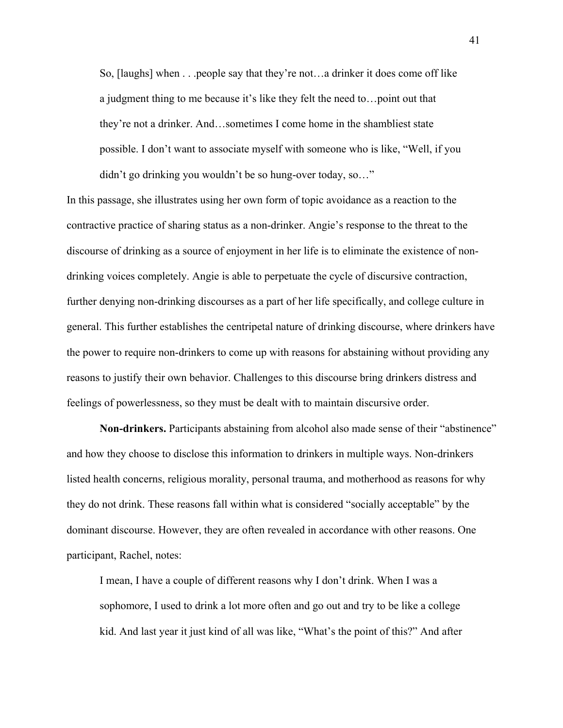> So, [laughs] when . . .people say that they're not…a drinker it does come off like a judgment thing to me because it's like they felt the need to…point out that they're not a drinker. And…sometimes I come home in the shambliest state possible. I don't want to associate myself with someone who is like, "Well, if you didn't go drinking you wouldn't be so hung-over today, so…"

In this passage, she illustrates using her own form of topic avoidance as a reaction to the contractive practice of sharing status as a non-drinker. Angie's response to the threat to the discourse of drinking as a source of enjoyment in her life is to eliminate the existence of non-drinking voices completely. Angie is able to perpetuate the cycle of discursive contraction, further denying non-drinking discourses as a part of her life specifically, and college culture in general. This further establishes the centripetal nature of drinking discourse, where drinkers have the power to require non-drinkers to come up with reasons for abstaining without providing any reasons to justify their own behavior. Challenges to this discourse bring drinkers distress and feelings of powerlessness, so they must be dealt with to maintain discursive order.

**Non-drinkers.** Participants abstaining from alcohol also made sense of their "abstinence" and how they choose to disclose this information to drinkers in multiple ways. Non-drinkers listed health concerns, religious morality, personal trauma, and motherhood as reasons for why they do not drink. These reasons fall within what is considered "socially acceptable" by the dominant discourse. However, they are often revealed in accordance with other reasons. One participant, Rachel, notes:

> I mean, I have a couple of different reasons why I don't drink. When I was a sophomore, I used to drink a lot more often and go out and try to be like a college kid. And last year it just kind of all was like, "What's the point of this?" And after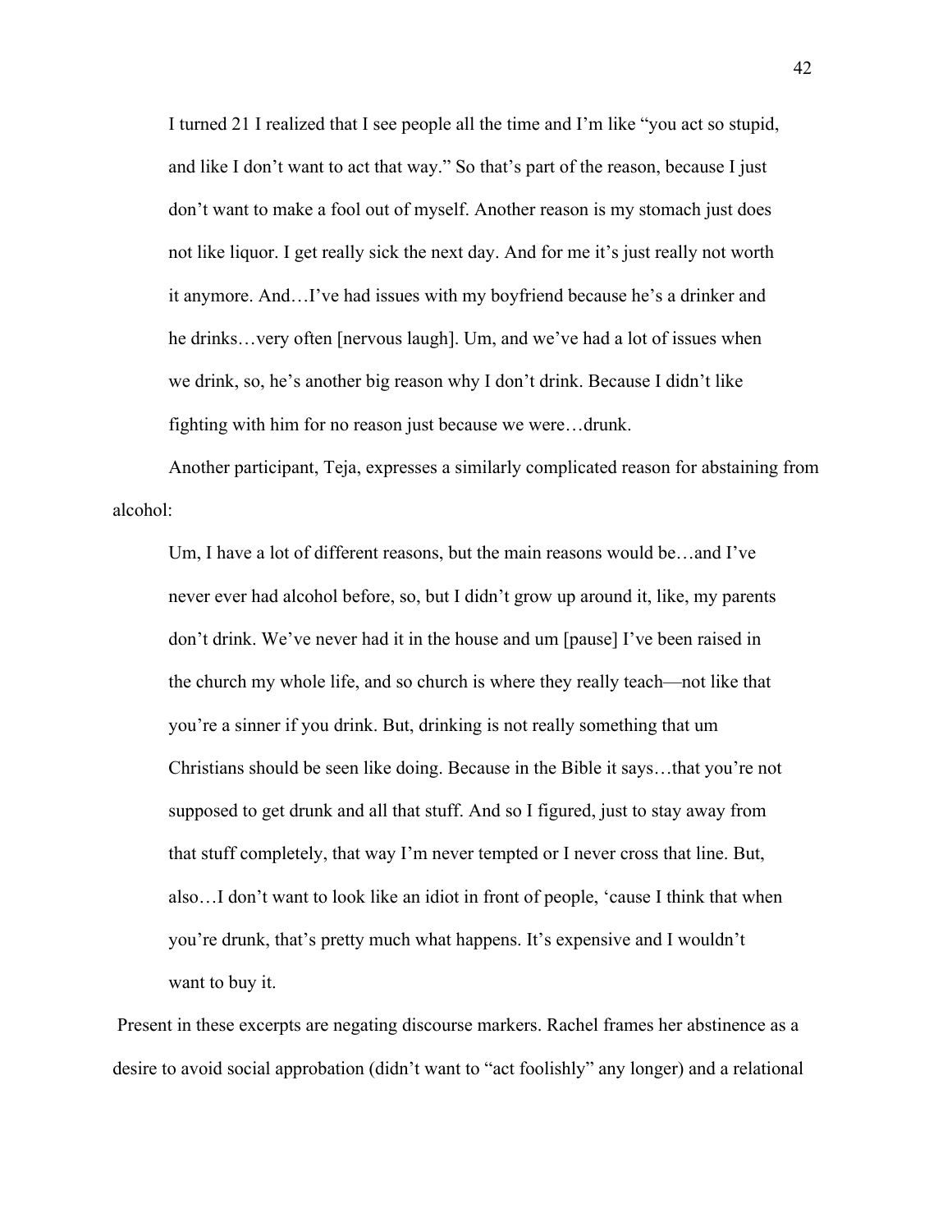I turned 21 I realized that I see people all the time and I'm like "you act so stupid, and like I don't want to act that way." So that's part of the reason, because I just don't want to make a fool out of myself. Another reason is my stomach just does not like liquor. I get really sick the next day. And for me it's just really not worth it anymore. And…I've had issues with my boyfriend because he's a drinker and he drinks…very often [nervous laugh]. Um, and we've had a lot of issues when we drink, so, he's another big reason why I don't drink. Because I didn't like fighting with him for no reason just because we were…drunk.

Another participant, Teja, expresses a similarly complicated reason for abstaining from alcohol:

> Um, I have a lot of different reasons, but the main reasons would be…and I've never ever had alcohol before, so, but I didn't grow up around it, like, my parents don't drink. We've never had it in the house and um [pause] I've been raised in the church my whole life, and so church is where they really teach—not like that you're a sinner if you drink. But, drinking is not really something that um Christians should be seen like doing. Because in the Bible it says…that you're not supposed to get drunk and all that stuff. And so I figured, just to stay away from that stuff completely, that way I'm never tempted or I never cross that line. But, also…I don't want to look like an idiot in front of people, 'cause I think that when you're drunk, that's pretty much what happens. It's expensive and I wouldn't want to buy it.

Present in these excerpts are negating discourse markers. Rachel frames her abstinence as a desire to avoid social approbation (didn't want to "act foolishly" any longer) and a relational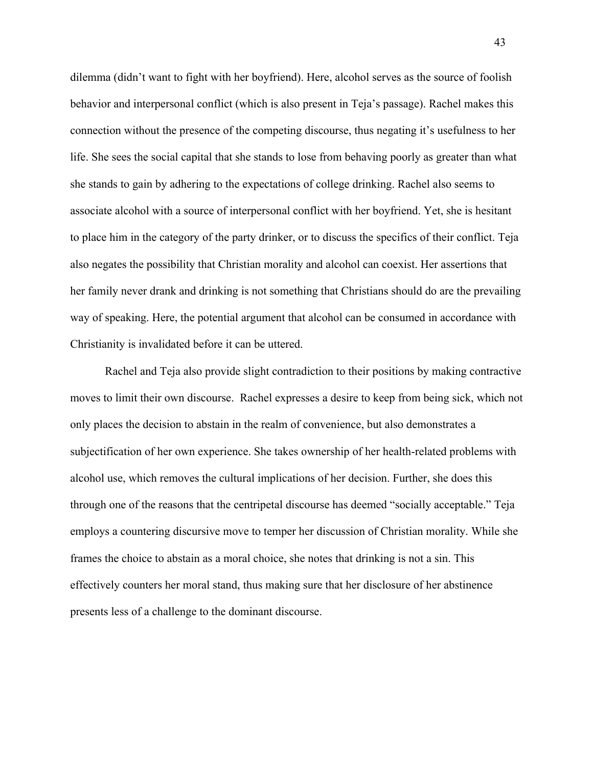dilemma (didn't want to fight with her boyfriend). Here, alcohol serves as the source of foolish behavior and interpersonal conflict (which is also present in Teja's passage). Rachel makes this connection without the presence of the competing discourse, thus negating it's usefulness to her life. She sees the social capital that she stands to lose from behaving poorly as greater than what she stands to gain by adhering to the expectations of college drinking. Rachel also seems to associate alcohol with a source of interpersonal conflict with her boyfriend. Yet, she is hesitant to place him in the category of the party drinker, or to discuss the specifics of their conflict. Teja also negates the possibility that Christian morality and alcohol can coexist. Her assertions that her family never drank and drinking is not something that Christians should do are the prevailing way of speaking. Here, the potential argument that alcohol can be consumed in accordance with Christianity is invalidated before it can be uttered.

Rachel and Teja also provide slight contradiction to their positions by making contractive moves to limit their own discourse. Rachel expresses a desire to keep from being sick, which not only places the decision to abstain in the realm of convenience, but also demonstrates a subjectification of her own experience. She takes ownership of her health-related problems with alcohol use, which removes the cultural implications of her decision. Further, she does this through one of the reasons that the centripetal discourse has deemed "socially acceptable." Teja employs a countering discursive move to temper her discussion of Christian morality. While she frames the choice to abstain as a moral choice, she notes that drinking is not a sin. This effectively counters her moral stand, thus making sure that her disclosure of her abstinence presents less of a challenge to the dominant discourse.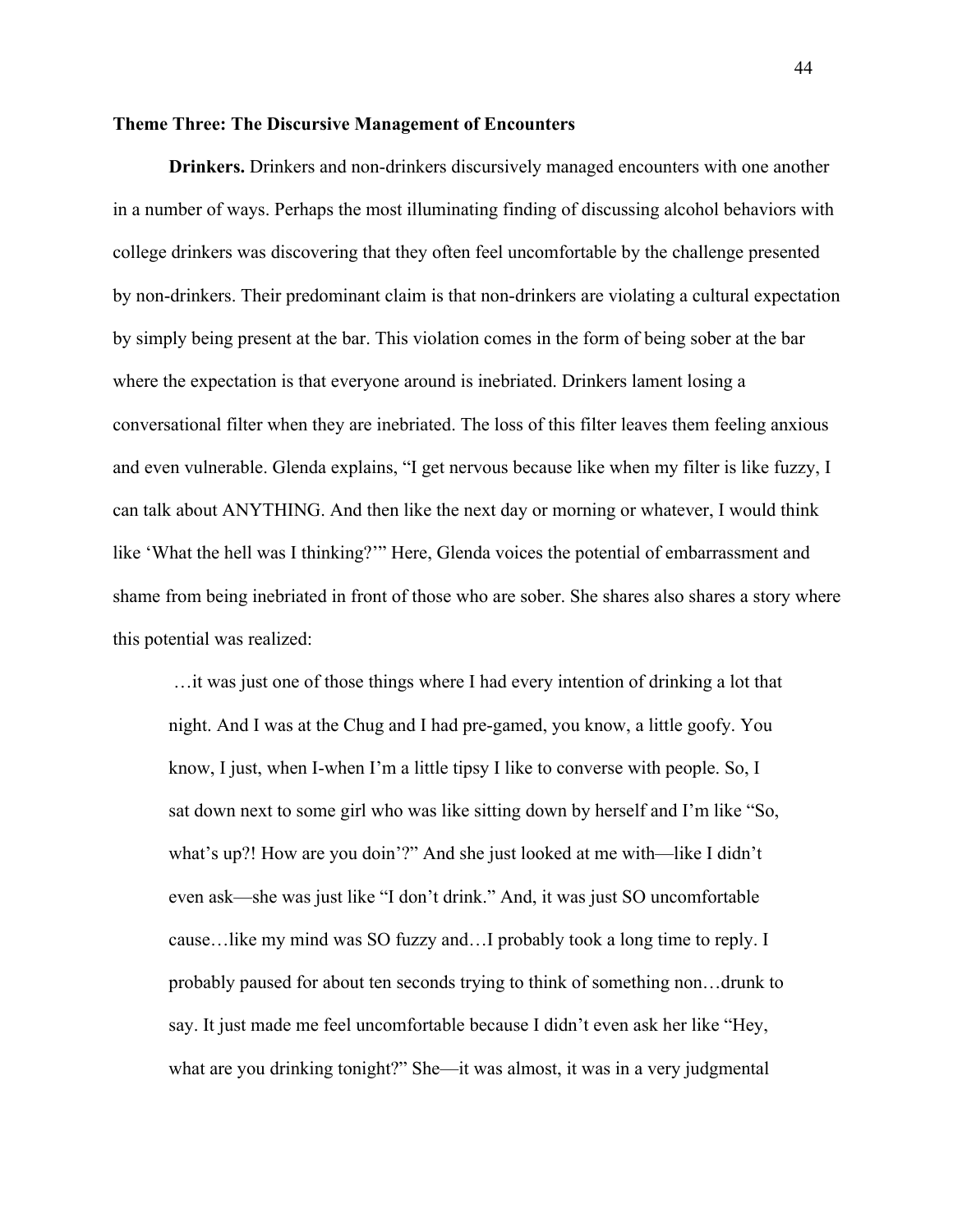**Theme Three: The Discursive Management of Encounters**

**Drinkers.** Drinkers and non-drinkers discursively managed encounters with one another in a number of ways. Perhaps the most illuminating finding of discussing alcohol behaviors with college drinkers was discovering that they often feel uncomfortable by the challenge presented by non-drinkers. Their predominant claim is that non-drinkers are violating a cultural expectation by simply being present at the bar. This violation comes in the form of being sober at the bar where the expectation is that everyone around is inebriated. Drinkers lament losing a conversational filter when they are inebriated. The loss of this filter leaves them feeling anxious and even vulnerable. Glenda explains, "I get nervous because like when my filter is like fuzzy, I can talk about ANYTHING. And then like the next day or morning or whatever, I would think like 'What the hell was I thinking?'" Here, Glenda voices the potential of embarrassment and shame from being inebriated in front of those who are sober. She shares also shares a story where this potential was realized:

> …it was just one of those things where I had every intention of drinking a lot that night. And I was at the Chug and I had pre-gamed, you know, a little goofy. You know, I just, when I-when I'm a little tipsy I like to converse with people. So, I sat down next to some girl who was like sitting down by herself and I'm like "So, what's up?! How are you doin'?" And she just looked at me with—like I didn't even ask—she was just like "I don't drink." And, it was just SO uncomfortable cause…like my mind was SO fuzzy and…I probably took a long time to reply. I probably paused for about ten seconds trying to think of something non…drunk to say. It just made me feel uncomfortable because I didn't even ask her like "Hey, what are you drinking tonight?" She—it was almost, it was in a very judgmental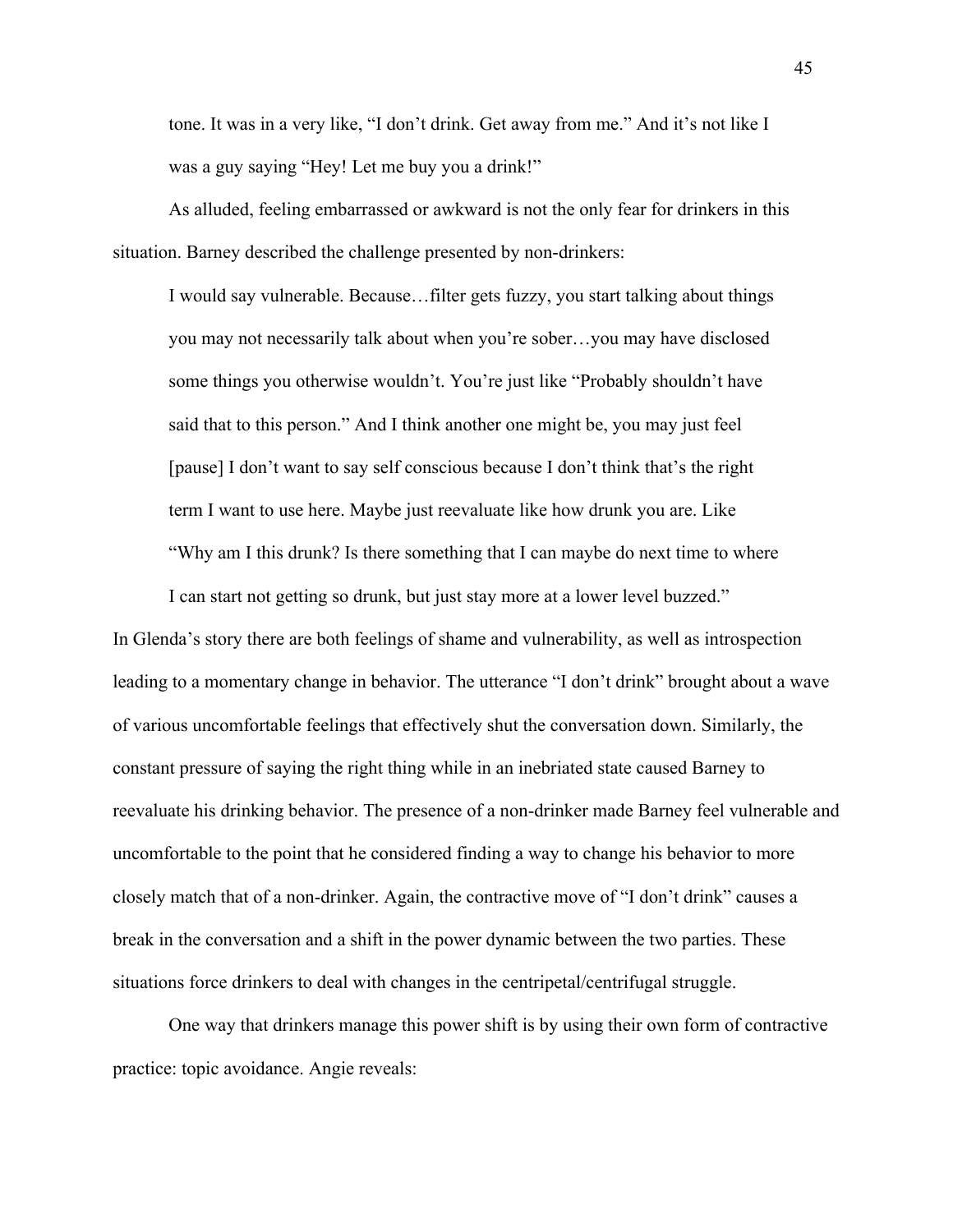> tone. It was in a very like, "I don't drink. Get away from me." And it's not like I was a guy saying "Hey! Let me buy you a drink!"

As alluded, feeling embarrassed or awkward is not the only fear for drinkers in this situation. Barney described the challenge presented by non-drinkers:

> I would say vulnerable. Because…filter gets fuzzy, you start talking about things you may not necessarily talk about when you're sober…you may have disclosed some things you otherwise wouldn't. You're just like "Probably shouldn't have said that to this person." And I think another one might be, you may just feel [pause] I don't want to say self conscious because I don't think that's the right term I want to use here. Maybe just reevaluate like how drunk you are. Like "Why am I this drunk? Is there something that I can maybe do next time to where I can start not getting so drunk, but just stay more at a lower level buzzed."

In Glenda's story there are both feelings of shame and vulnerability, as well as introspection leading to a momentary change in behavior. The utterance "I don't drink" brought about a wave of various uncomfortable feelings that effectively shut the conversation down. Similarly, the constant pressure of saying the right thing while in an inebriated state caused Barney to reevaluate his drinking behavior. The presence of a non-drinker made Barney feel vulnerable and uncomfortable to the point that he considered finding a way to change his behavior to more closely match that of a non-drinker. Again, the contractive move of "I don't drink" causes a break in the conversation and a shift in the power dynamic between the two parties. These situations force drinkers to deal with changes in the centripetal/centrifugal struggle.

One way that drinkers manage this power shift is by using their own form of contractive practice: topic avoidance. Angie reveals: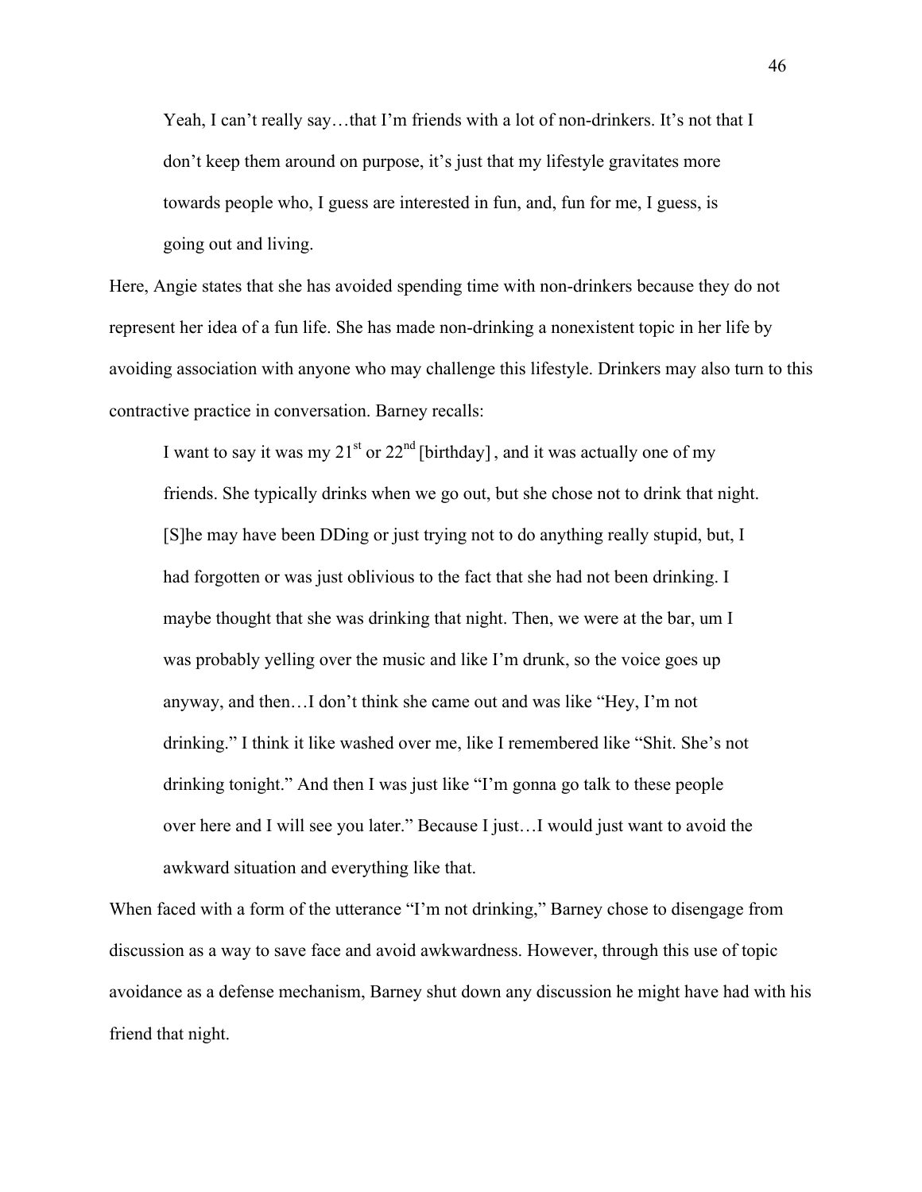> Yeah, I can't really say…that I'm friends with a lot of non-drinkers. It's not that I don't keep them around on purpose, it's just that my lifestyle gravitates more towards people who, I guess are interested in fun, and, fun for me, I guess, is going out and living.

Here, Angie states that she has avoided spending time with non-drinkers because they do not represent her idea of a fun life. She has made non-drinking a nonexistent topic in her life by avoiding association with anyone who may challenge this lifestyle. Drinkers may also turn to this contractive practice in conversation. Barney recalls:

> I want to say it was my 21st or 22nd [birthday] , and it was actually one of my friends. She typically drinks when we go out, but she chose not to drink that night. [S]he may have been DDing or just trying not to do anything really stupid, but, I had forgotten or was just oblivious to the fact that she had not been drinking. I maybe thought that she was drinking that night. Then, we were at the bar, um I was probably yelling over the music and like I'm drunk, so the voice goes up anyway, and then…I don't think she came out and was like "Hey, I'm not drinking." I think it like washed over me, like I remembered like "Shit. She's not drinking tonight." And then I was just like "I'm gonna go talk to these people over here and I will see you later." Because I just…I would just want to avoid the awkward situation and everything like that.

When faced with a form of the utterance "I'm not drinking," Barney chose to disengage from discussion as a way to save face and avoid awkwardness. However, through this use of topic avoidance as a defense mechanism, Barney shut down any discussion he might have had with his friend that night.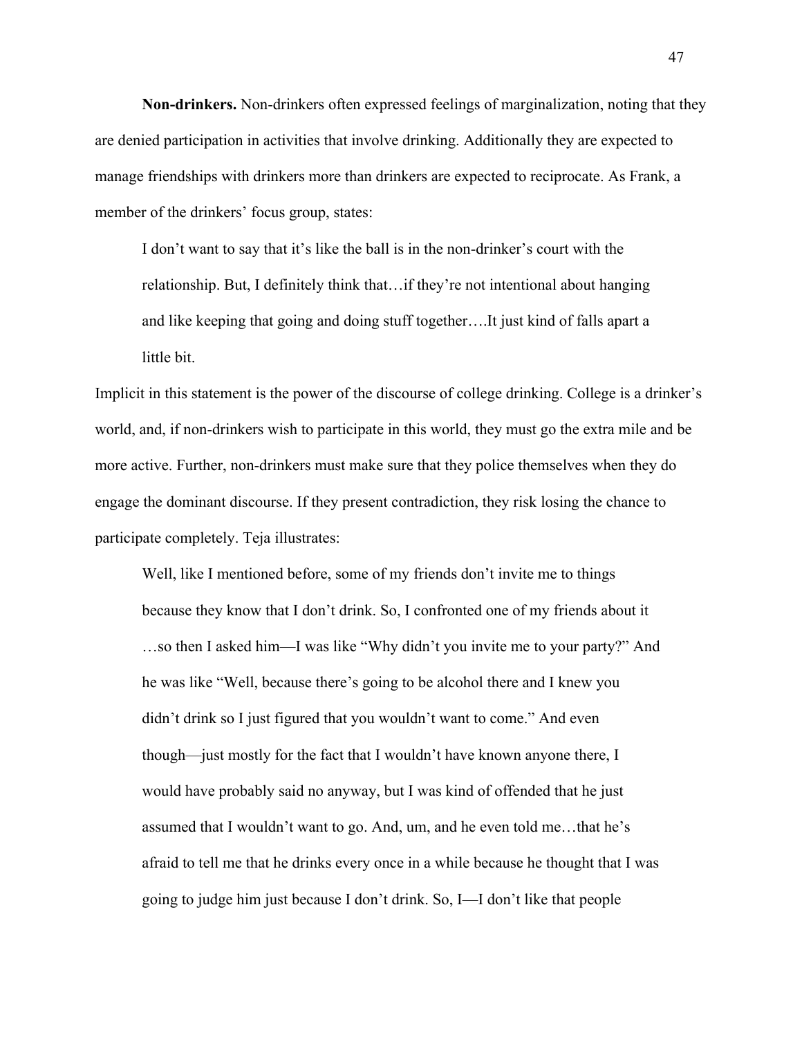**Non-drinkers.** Non-drinkers often expressed feelings of marginalization, noting that they are denied participation in activities that involve drinking. Additionally they are expected to manage friendships with drinkers more than drinkers are expected to reciprocate. As Frank, a member of the drinkers' focus group, states:

> I don't want to say that it's like the ball is in the non-drinker's court with the relationship. But, I definitely think that…if they're not intentional about hanging and like keeping that going and doing stuff together….It just kind of falls apart a little bit.

Implicit in this statement is the power of the discourse of college drinking. College is a drinker's world, and, if non-drinkers wish to participate in this world, they must go the extra mile and be more active. Further, non-drinkers must make sure that they police themselves when they do engage the dominant discourse. If they present contradiction, they risk losing the chance to participate completely. Teja illustrates:

> Well, like I mentioned before, some of my friends don't invite me to things because they know that I don't drink. So, I confronted one of my friends about it …so then I asked him—I was like "Why didn't you invite me to your party?" And he was like "Well, because there's going to be alcohol there and I knew you didn't drink so I just figured that you wouldn't want to come." And even though—just mostly for the fact that I wouldn't have known anyone there, I would have probably said no anyway, but I was kind of offended that he just assumed that I wouldn't want to go. And, um, and he even told me…that he's afraid to tell me that he drinks every once in a while because he thought that I was going to judge him just because I don't drink. So, I—I don't like that people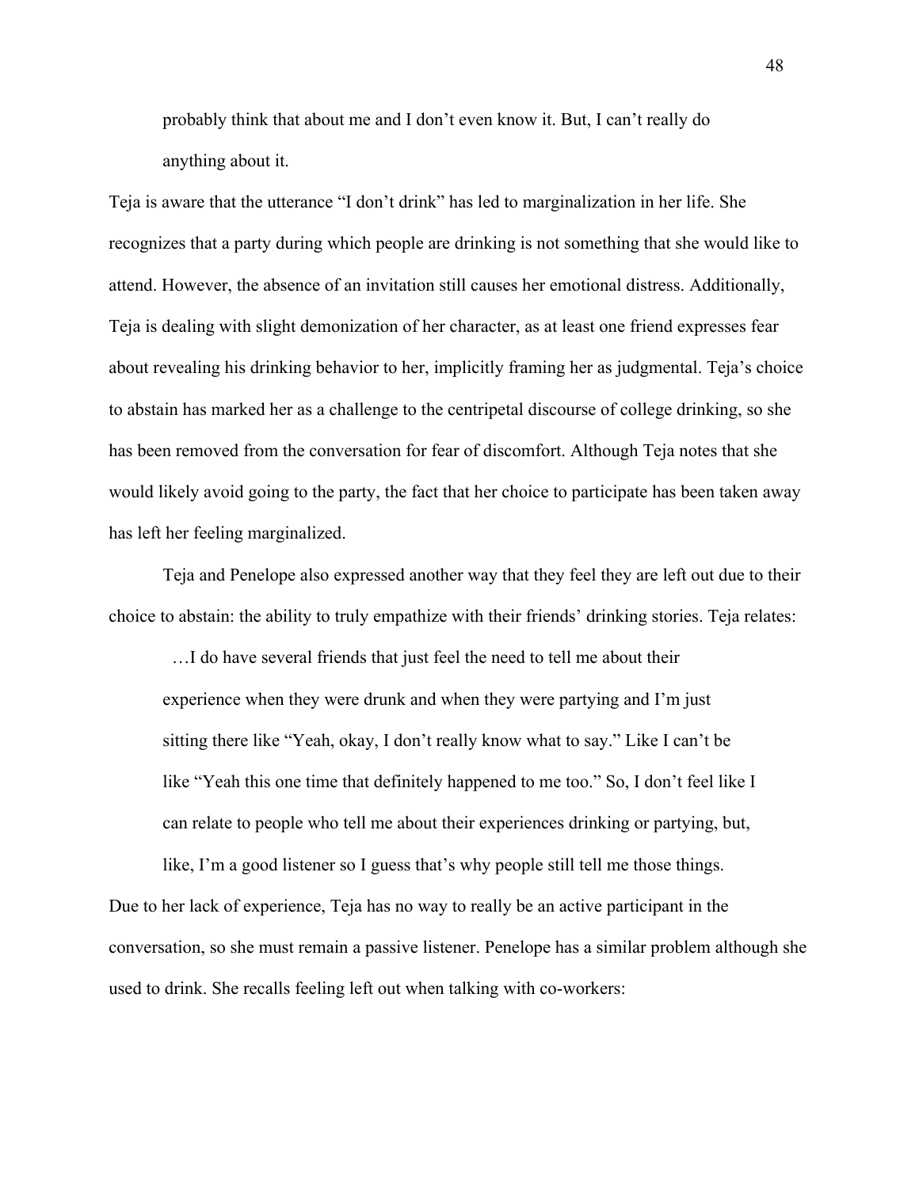> probably think that about me and I don't even know it. But, I can't really do anything about it.

Teja is aware that the utterance "I don't drink" has led to marginalization in her life. She recognizes that a party during which people are drinking is not something that she would like to attend. However, the absence of an invitation still causes her emotional distress. Additionally, Teja is dealing with slight demonization of her character, as at least one friend expresses fear about revealing his drinking behavior to her, implicitly framing her as judgmental. Teja's choice to abstain has marked her as a challenge to the centripetal discourse of college drinking, so she has been removed from the conversation for fear of discomfort. Although Teja notes that she would likely avoid going to the party, the fact that her choice to participate has been taken away has left her feeling marginalized.

Teja and Penelope also expressed another way that they feel they are left out due to their choice to abstain: the ability to truly empathize with their friends' drinking stories. Teja relates:

> …I do have several friends that just feel the need to tell me about their experience when they were drunk and when they were partying and I'm just sitting there like "Yeah, okay, I don't really know what to say." Like I can't be like "Yeah this one time that definitely happened to me too." So, I don't feel like I can relate to people who tell me about their experiences drinking or partying, but, like, I'm a good listener so I guess that's why people still tell me those things.

Due to her lack of experience, Teja has no way to really be an active participant in the conversation, so she must remain a passive listener. Penelope has a similar problem although she used to drink. She recalls feeling left out when talking with co-workers: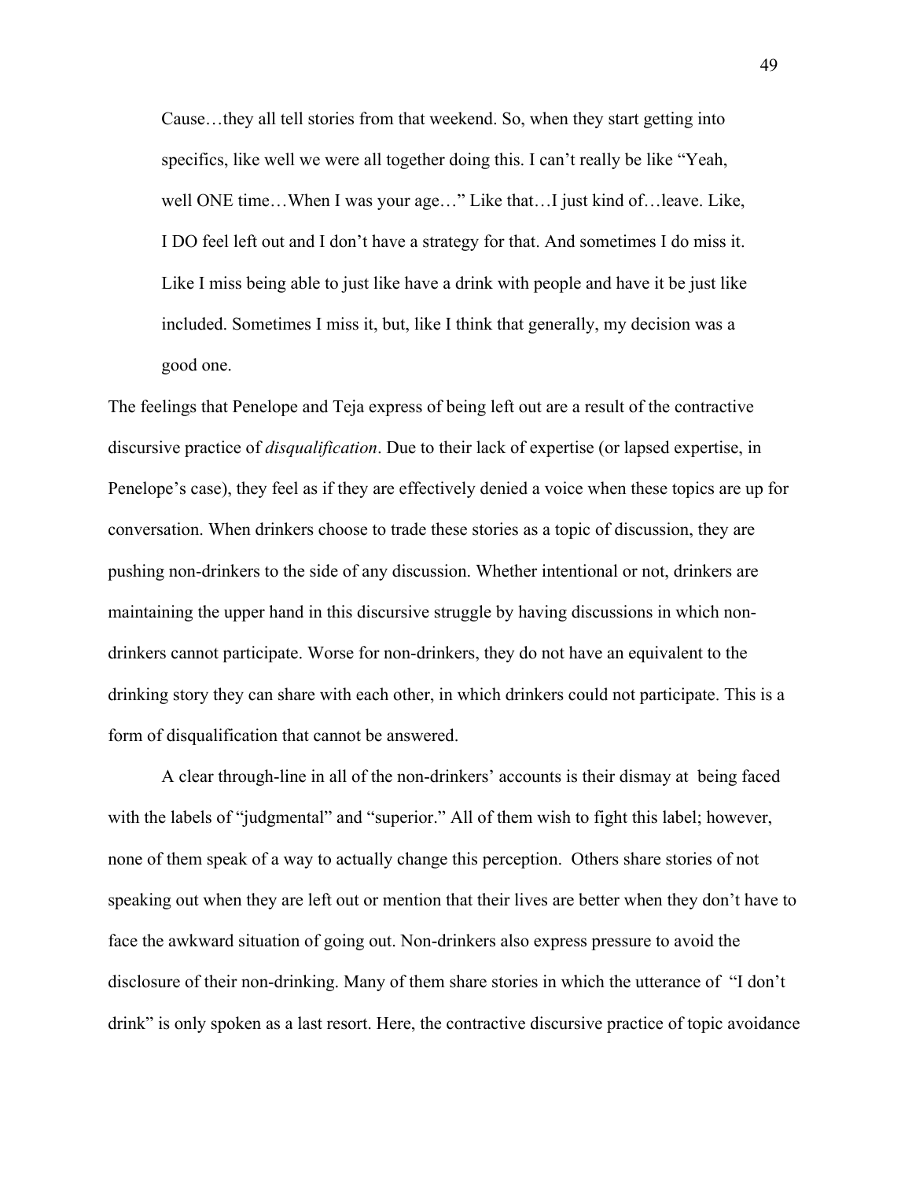> Cause…they all tell stories from that weekend. So, when they start getting into specifics, like well we were all together doing this. I can't really be like "Yeah, well ONE time…When I was your age…" Like that…I just kind of…leave. Like, I DO feel left out and I don't have a strategy for that. And sometimes I do miss it. Like I miss being able to just like have a drink with people and have it be just like included. Sometimes I miss it, but, like I think that generally, my decision was a good one.

The feelings that Penelope and Teja express of being left out are a result of the contractive discursive practice of *disqualification*. Due to their lack of expertise (or lapsed expertise, in Penelope's case), they feel as if they are effectively denied a voice when these topics are up for conversation. When drinkers choose to trade these stories as a topic of discussion, they are pushing non-drinkers to the side of any discussion. Whether intentional or not, drinkers are maintaining the upper hand in this discursive struggle by having discussions in which non-drinkers cannot participate. Worse for non-drinkers, they do not have an equivalent to the drinking story they can share with each other, in which drinkers could not participate. This is a form of disqualification that cannot be answered.

A clear through-line in all of the non-drinkers' accounts is their dismay at being faced with the labels of "judgmental" and "superior." All of them wish to fight this label; however, none of them speak of a way to actually change this perception. Others share stories of not speaking out when they are left out or mention that their lives are better when they don't have to face the awkward situation of going out. Non-drinkers also express pressure to avoid the disclosure of their non-drinking. Many of them share stories in which the utterance of "I don't drink" is only spoken as a last resort. Here, the contractive discursive practice of topic avoidance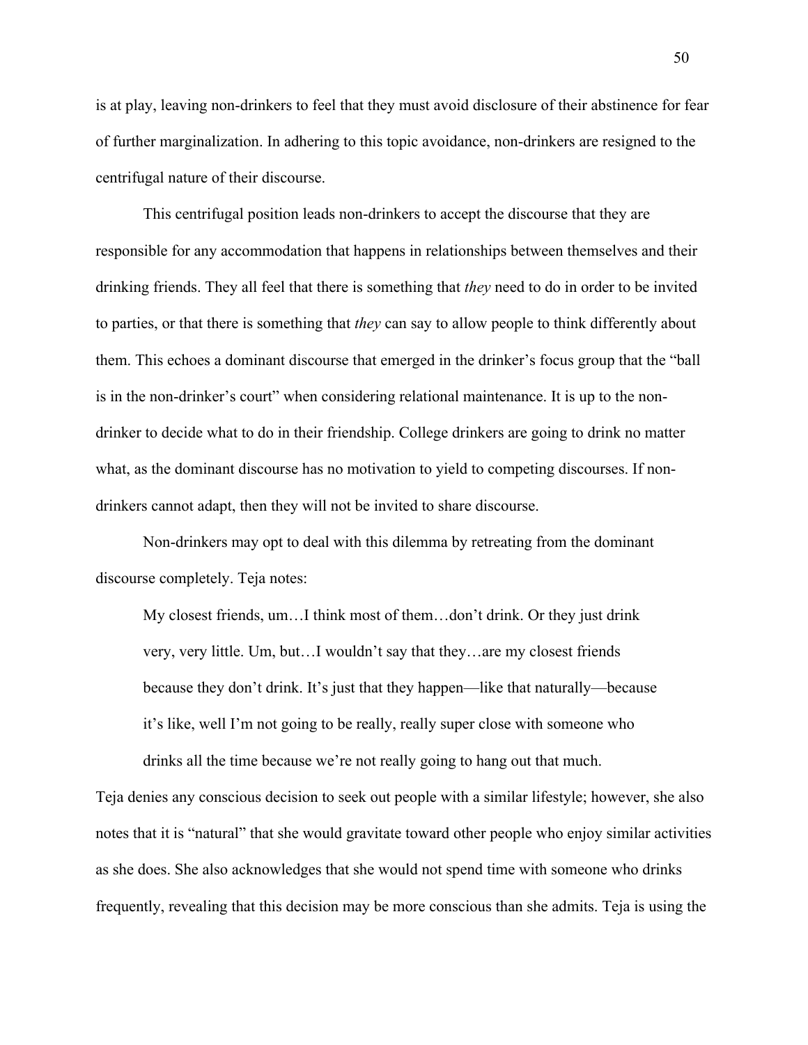is at play, leaving non-drinkers to feel that they must avoid disclosure of their abstinence for fear of further marginalization. In adhering to this topic avoidance, non-drinkers are resigned to the centrifugal nature of their discourse.

This centrifugal position leads non-drinkers to accept the discourse that they are responsible for any accommodation that happens in relationships between themselves and their drinking friends. They all feel that there is something that *they* need to do in order to be invited to parties, or that there is something that *they* can say to allow people to think differently about them. This echoes a dominant discourse that emerged in the drinker's focus group that the "ball is in the non-drinker's court" when considering relational maintenance. It is up to the non-drinker to decide what to do in their friendship. College drinkers are going to drink no matter what, as the dominant discourse has no motivation to yield to competing discourses. If non-drinkers cannot adapt, then they will not be invited to share discourse.

Non-drinkers may opt to deal with this dilemma by retreating from the dominant discourse completely. Teja notes:

> My closest friends, um…I think most of them…don't drink. Or they just drink very, very little. Um, but…I wouldn't say that they…are my closest friends because they don't drink. It's just that they happen—like that naturally—because it's like, well I'm not going to be really, really super close with someone who drinks all the time because we're not really going to hang out that much.

Teja denies any conscious decision to seek out people with a similar lifestyle; however, she also notes that it is "natural" that she would gravitate toward other people who enjoy similar activities as she does. She also acknowledges that she would not spend time with someone who drinks frequently, revealing that this decision may be more conscious than she admits. Teja is using the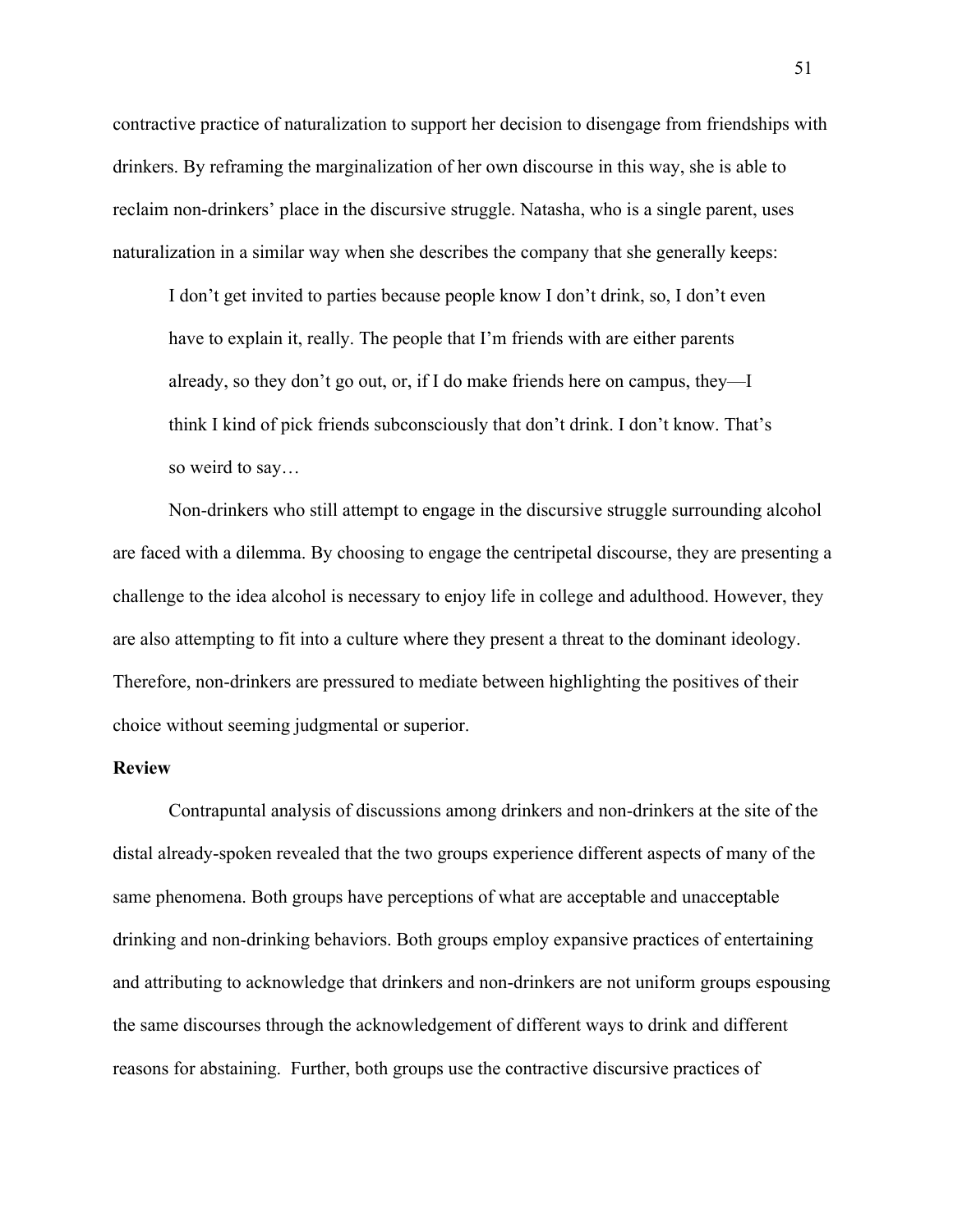contractive practice of naturalization to support her decision to disengage from friendships with drinkers. By reframing the marginalization of her own discourse in this way, she is able to reclaim non-drinkers' place in the discursive struggle. Natasha, who is a single parent, uses naturalization in a similar way when she describes the company that she generally keeps:

> I don't get invited to parties because people know I don't drink, so, I don't even have to explain it, really. The people that I'm friends with are either parents already, so they don't go out, or, if I do make friends here on campus, they—I think I kind of pick friends subconsciously that don't drink. I don't know. That's so weird to say…

Non-drinkers who still attempt to engage in the discursive struggle surrounding alcohol are faced with a dilemma. By choosing to engage the centripetal discourse, they are presenting a challenge to the idea alcohol is necessary to enjoy life in college and adulthood. However, they are also attempting to fit into a culture where they present a threat to the dominant ideology. Therefore, non-drinkers are pressured to mediate between highlighting the positives of their choice without seeming judgmental or superior.

**Review**

Contrapuntal analysis of discussions among drinkers and non-drinkers at the site of the distal already-spoken revealed that the two groups experience different aspects of many of the same phenomena. Both groups have perceptions of what are acceptable and unacceptable drinking and non-drinking behaviors. Both groups employ expansive practices of entertaining and attributing to acknowledge that drinkers and non-drinkers are not uniform groups espousing the same discourses through the acknowledgement of different ways to drink and different reasons for abstaining. Further, both groups use the contractive discursive practices of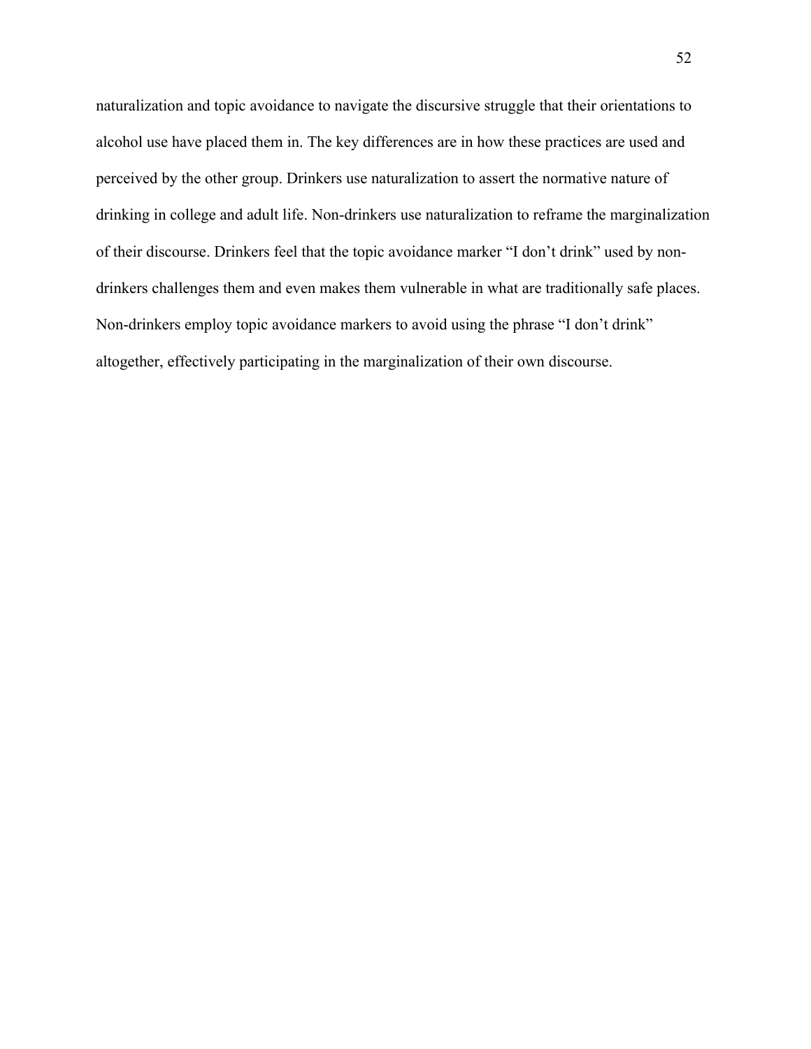naturalization and topic avoidance to navigate the discursive struggle that their orientations to alcohol use have placed them in. The key differences are in how these practices are used and perceived by the other group. Drinkers use naturalization to assert the normative nature of drinking in college and adult life. Non-drinkers use naturalization to reframe the marginalization of their discourse. Drinkers feel that the topic avoidance marker "I don't drink" used by non-drinkers challenges them and even makes them vulnerable in what are traditionally safe places. Non-drinkers employ topic avoidance markers to avoid using the phrase "I don't drink" altogether, effectively participating in the marginalization of their own discourse.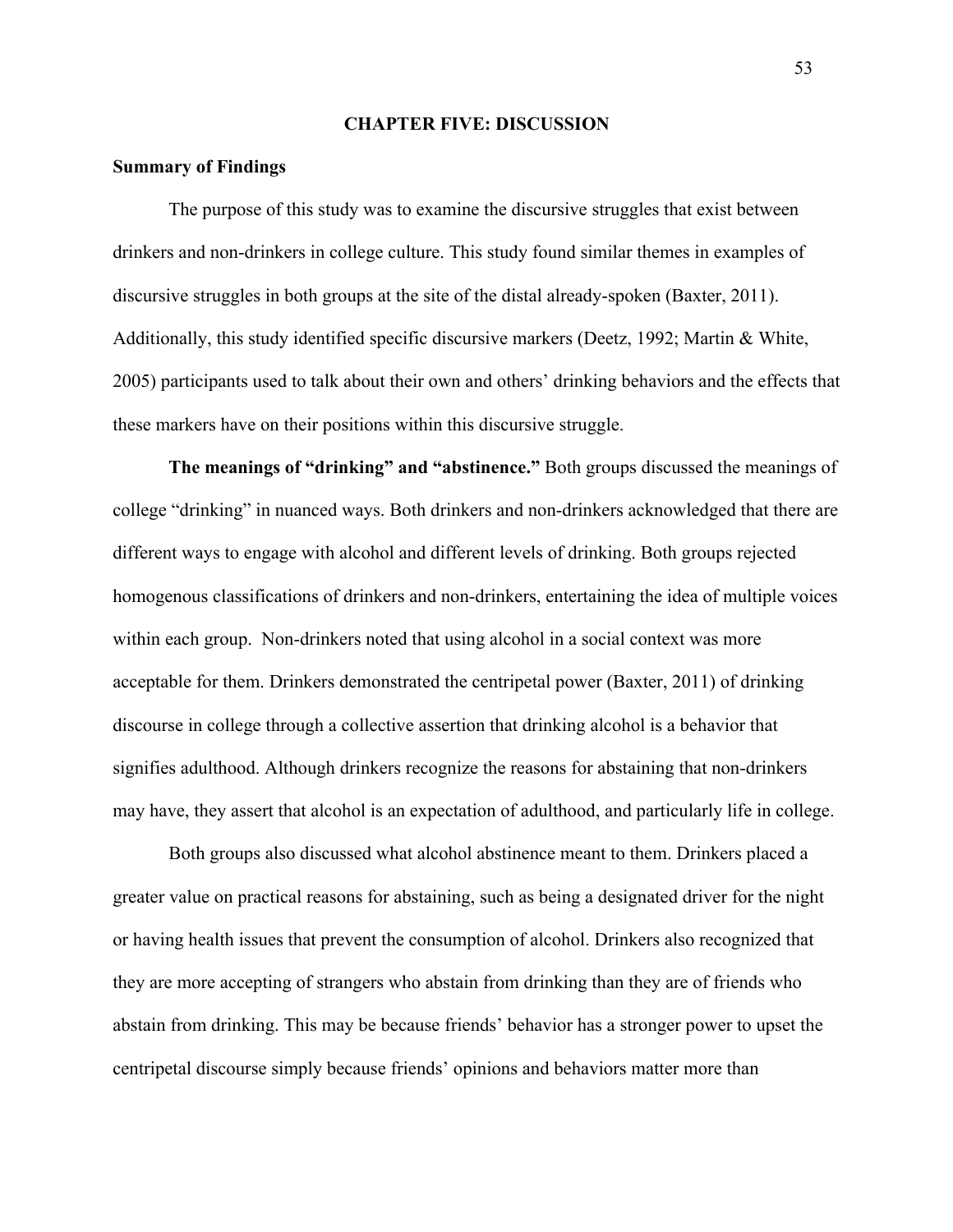## CHAPTER FIVE: DISCUSSION

### Summary of Findings

The purpose of this study was to examine the discursive struggles that exist between drinkers and non-drinkers in college culture. This study found similar themes in examples of discursive struggles in both groups at the site of the distal already-spoken (Baxter, 2011). Additionally, this study identified specific discursive markers (Deetz, 1992; Martin & White, 2005) participants used to talk about their own and others' drinking behaviors and the effects that these markers have on their positions within this discursive struggle.

**The meanings of "drinking" and "abstinence."** Both groups discussed the meanings of college "drinking" in nuanced ways. Both drinkers and non-drinkers acknowledged that there are different ways to engage with alcohol and different levels of drinking. Both groups rejected homogenous classifications of drinkers and non-drinkers, entertaining the idea of multiple voices within each group. Non-drinkers noted that using alcohol in a social context was more acceptable for them. Drinkers demonstrated the centripetal power (Baxter, 2011) of drinking discourse in college through a collective assertion that drinking alcohol is a behavior that signifies adulthood. Although drinkers recognize the reasons for abstaining that non-drinkers may have, they assert that alcohol is an expectation of adulthood, and particularly life in college.

Both groups also discussed what alcohol abstinence meant to them. Drinkers placed a greater value on practical reasons for abstaining, such as being a designated driver for the night or having health issues that prevent the consumption of alcohol. Drinkers also recognized that they are more accepting of strangers who abstain from drinking than they are of friends who abstain from drinking. This may be because friends' behavior has a stronger power to upset the centripetal discourse simply because friends' opinions and behaviors matter more than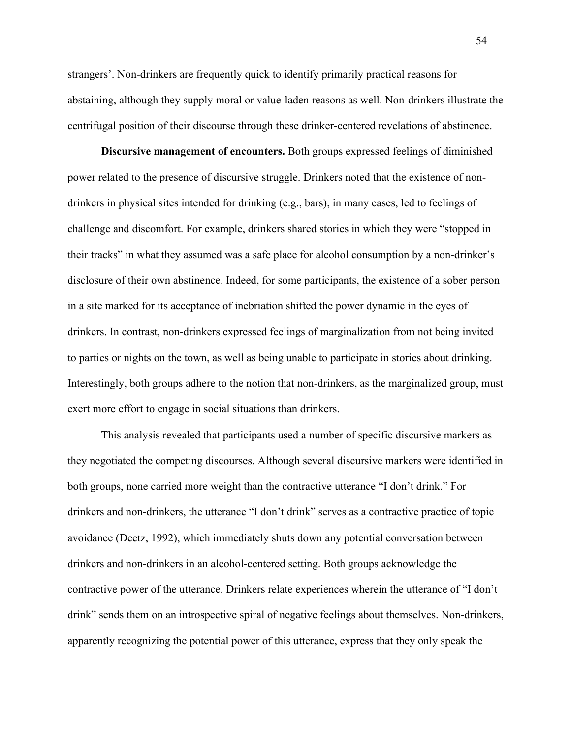strangers'. Non-drinkers are frequently quick to identify primarily practical reasons for abstaining, although they supply moral or value-laden reasons as well. Non-drinkers illustrate the centrifugal position of their discourse through these drinker-centered revelations of abstinence.

**Discursive management of encounters.** Both groups expressed feelings of diminished power related to the presence of discursive struggle. Drinkers noted that the existence of non-drinkers in physical sites intended for drinking (e.g., bars), in many cases, led to feelings of challenge and discomfort. For example, drinkers shared stories in which they were "stopped in their tracks" in what they assumed was a safe place for alcohol consumption by a non-drinker's disclosure of their own abstinence. Indeed, for some participants, the existence of a sober person in a site marked for its acceptance of inebriation shifted the power dynamic in the eyes of drinkers. In contrast, non-drinkers expressed feelings of marginalization from not being invited to parties or nights on the town, as well as being unable to participate in stories about drinking. Interestingly, both groups adhere to the notion that non-drinkers, as the marginalized group, must exert more effort to engage in social situations than drinkers.

This analysis revealed that participants used a number of specific discursive markers as they negotiated the competing discourses. Although several discursive markers were identified in both groups, none carried more weight than the contractive utterance "I don't drink." For drinkers and non-drinkers, the utterance "I don't drink" serves as a contractive practice of topic avoidance (Deetz, 1992), which immediately shuts down any potential conversation between drinkers and non-drinkers in an alcohol-centered setting. Both groups acknowledge the contractive power of the utterance. Drinkers relate experiences wherein the utterance of "I don't drink" sends them on an introspective spiral of negative feelings about themselves. Non-drinkers, apparently recognizing the potential power of this utterance, express that they only speak the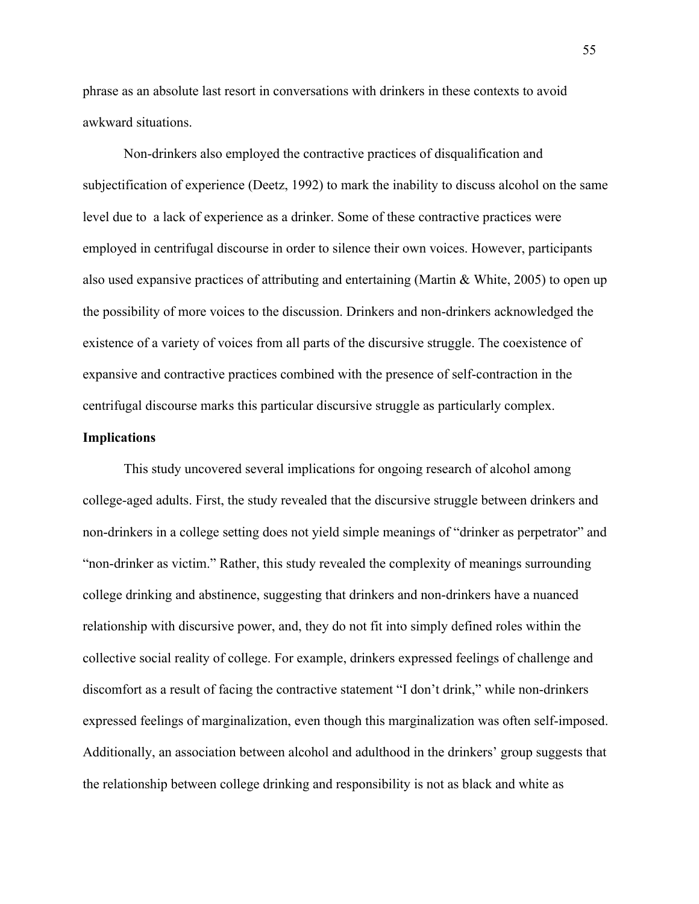phrase as an absolute last resort in conversations with drinkers in these contexts to avoid awkward situations.

Non-drinkers also employed the contractive practices of disqualification and subjectification of experience (Deetz, 1992) to mark the inability to discuss alcohol on the same level due to  a lack of experience as a drinker. Some of these contractive practices were employed in centrifugal discourse in order to silence their own voices. However, participants also used expansive practices of attributing and entertaining (Martin & White, 2005) to open up the possibility of more voices to the discussion. Drinkers and non-drinkers acknowledged the existence of a variety of voices from all parts of the discursive struggle. The coexistence of expansive and contractive practices combined with the presence of self-contraction in the centrifugal discourse marks this particular discursive struggle as particularly complex.

**Implications**

This study uncovered several implications for ongoing research of alcohol among college-aged adults. First, the study revealed that the discursive struggle between drinkers and non-drinkers in a college setting does not yield simple meanings of "drinker as perpetrator" and "non-drinker as victim." Rather, this study revealed the complexity of meanings surrounding college drinking and abstinence, suggesting that drinkers and non-drinkers have a nuanced relationship with discursive power, and, they do not fit into simply defined roles within the collective social reality of college. For example, drinkers expressed feelings of challenge and discomfort as a result of facing the contractive statement "I don't drink," while non-drinkers expressed feelings of marginalization, even though this marginalization was often self-imposed. Additionally, an association between alcohol and adulthood in the drinkers' group suggests that the relationship between college drinking and responsibility is not as black and white as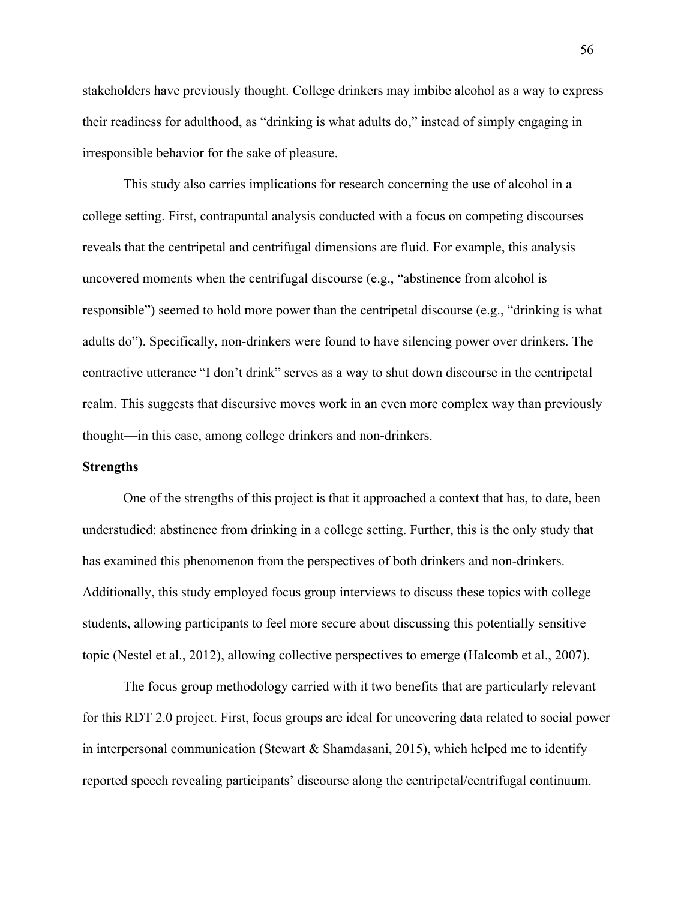stakeholders have previously thought. College drinkers may imbibe alcohol as a way to express their readiness for adulthood, as "drinking is what adults do," instead of simply engaging in irresponsible behavior for the sake of pleasure.

This study also carries implications for research concerning the use of alcohol in a college setting. First, contrapuntal analysis conducted with a focus on competing discourses reveals that the centripetal and centrifugal dimensions are fluid. For example, this analysis uncovered moments when the centrifugal discourse (e.g., "abstinence from alcohol is responsible") seemed to hold more power than the centripetal discourse (e.g., "drinking is what adults do"). Specifically, non-drinkers were found to have silencing power over drinkers. The contractive utterance "I don't drink" serves as a way to shut down discourse in the centripetal realm. This suggests that discursive moves work in an even more complex way than previously thought—in this case, among college drinkers and non-drinkers.

**Strengths**

One of the strengths of this project is that it approached a context that has, to date, been understudied: abstinence from drinking in a college setting. Further, this is the only study that has examined this phenomenon from the perspectives of both drinkers and non-drinkers. Additionally, this study employed focus group interviews to discuss these topics with college students, allowing participants to feel more secure about discussing this potentially sensitive topic (Nestel et al., 2012), allowing collective perspectives to emerge (Halcomb et al., 2007).

The focus group methodology carried with it two benefits that are particularly relevant for this RDT 2.0 project. First, focus groups are ideal for uncovering data related to social power in interpersonal communication (Stewart & Shamdasani, 2015), which helped me to identify reported speech revealing participants' discourse along the centripetal/centrifugal continuum.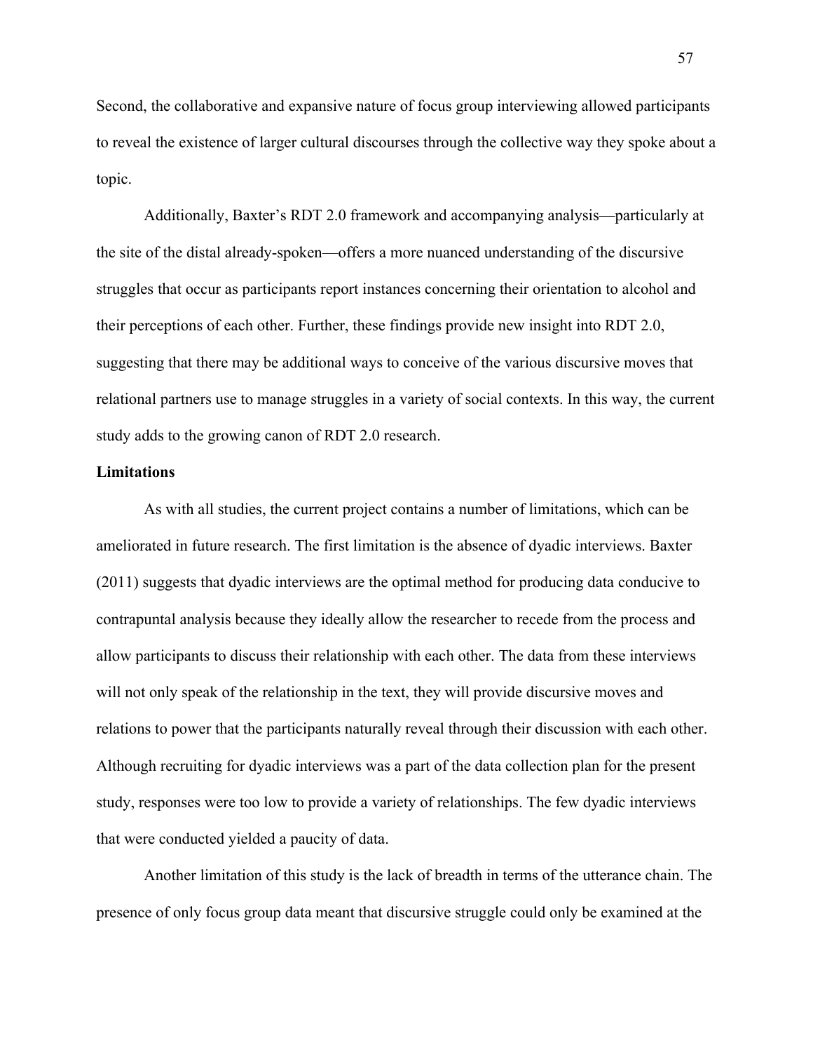Second, the collaborative and expansive nature of focus group interviewing allowed participants to reveal the existence of larger cultural discourses through the collective way they spoke about a topic.

Additionally, Baxter's RDT 2.0 framework and accompanying analysis—particularly at the site of the distal already-spoken—offers a more nuanced understanding of the discursive struggles that occur as participants report instances concerning their orientation to alcohol and their perceptions of each other. Further, these findings provide new insight into RDT 2.0, suggesting that there may be additional ways to conceive of the various discursive moves that relational partners use to manage struggles in a variety of social contexts. In this way, the current study adds to the growing canon of RDT 2.0 research.

**Limitations**

As with all studies, the current project contains a number of limitations, which can be ameliorated in future research. The first limitation is the absence of dyadic interviews. Baxter (2011) suggests that dyadic interviews are the optimal method for producing data conducive to contrapuntal analysis because they ideally allow the researcher to recede from the process and allow participants to discuss their relationship with each other. The data from these interviews will not only speak of the relationship in the text, they will provide discursive moves and relations to power that the participants naturally reveal through their discussion with each other. Although recruiting for dyadic interviews was a part of the data collection plan for the present study, responses were too low to provide a variety of relationships. The few dyadic interviews that were conducted yielded a paucity of data.

Another limitation of this study is the lack of breadth in terms of the utterance chain. The presence of only focus group data meant that discursive struggle could only be examined at the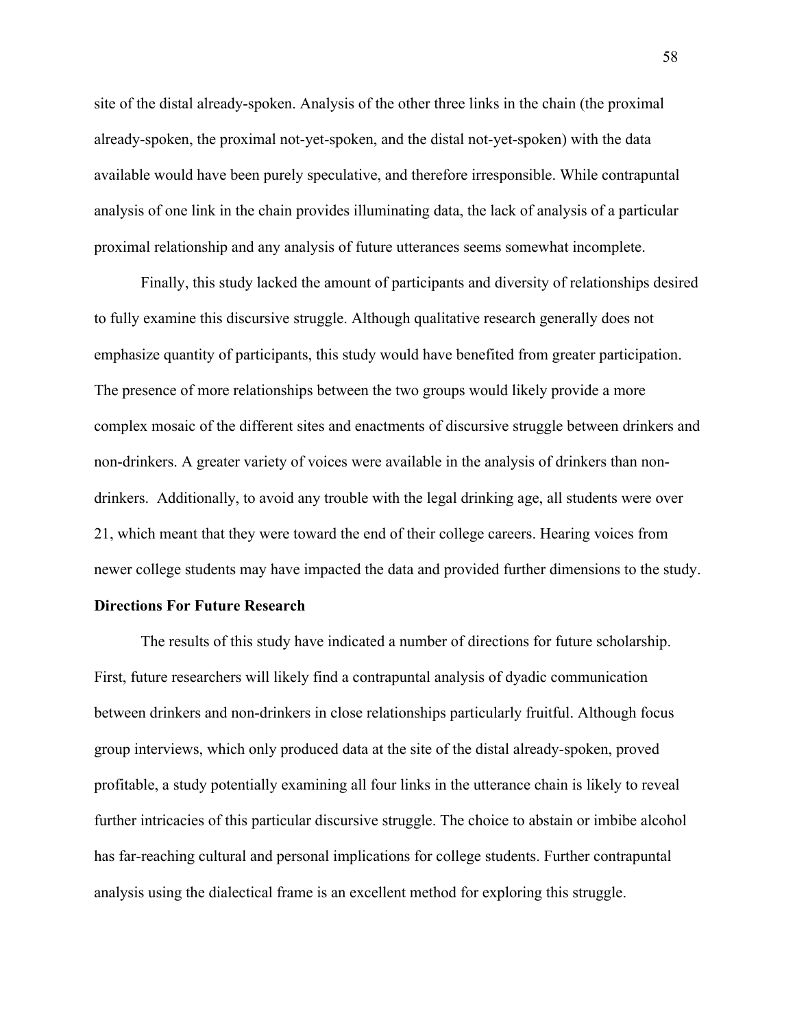site of the distal already-spoken. Analysis of the other three links in the chain (the proximal already-spoken, the proximal not-yet-spoken, and the distal not-yet-spoken) with the data available would have been purely speculative, and therefore irresponsible. While contrapuntal analysis of one link in the chain provides illuminating data, the lack of analysis of a particular proximal relationship and any analysis of future utterances seems somewhat incomplete.

Finally, this study lacked the amount of participants and diversity of relationships desired to fully examine this discursive struggle. Although qualitative research generally does not emphasize quantity of participants, this study would have benefited from greater participation. The presence of more relationships between the two groups would likely provide a more complex mosaic of the different sites and enactments of discursive struggle between drinkers and non-drinkers. A greater variety of voices were available in the analysis of drinkers than non-drinkers. Additionally, to avoid any trouble with the legal drinking age, all students were over 21, which meant that they were toward the end of their college careers. Hearing voices from newer college students may have impacted the data and provided further dimensions to the study.

**Directions For Future Research**

The results of this study have indicated a number of directions for future scholarship. First, future researchers will likely find a contrapuntal analysis of dyadic communication between drinkers and non-drinkers in close relationships particularly fruitful. Although focus group interviews, which only produced data at the site of the distal already-spoken, proved profitable, a study potentially examining all four links in the utterance chain is likely to reveal further intricacies of this particular discursive struggle. The choice to abstain or imbibe alcohol has far-reaching cultural and personal implications for college students. Further contrapuntal analysis using the dialectical frame is an excellent method for exploring this struggle.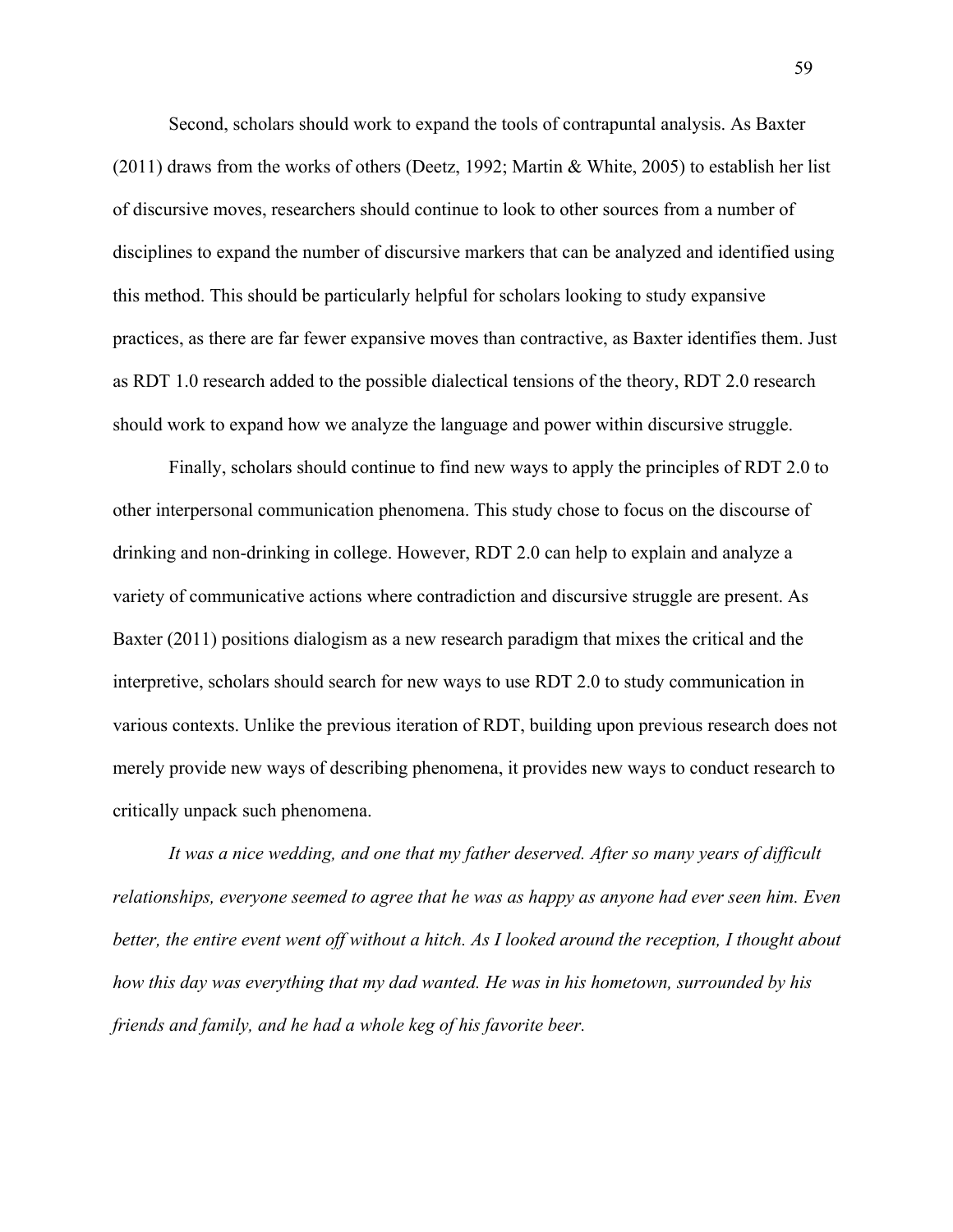Second, scholars should work to expand the tools of contrapuntal analysis. As Baxter (2011) draws from the works of others (Deetz, 1992; Martin & White, 2005) to establish her list of discursive moves, researchers should continue to look to other sources from a number of disciplines to expand the number of discursive markers that can be analyzed and identified using this method. This should be particularly helpful for scholars looking to study expansive practices, as there are far fewer expansive moves than contractive, as Baxter identifies them. Just as RDT 1.0 research added to the possible dialectical tensions of the theory, RDT 2.0 research should work to expand how we analyze the language and power within discursive struggle.

Finally, scholars should continue to find new ways to apply the principles of RDT 2.0 to other interpersonal communication phenomena. This study chose to focus on the discourse of drinking and non-drinking in college. However, RDT 2.0 can help to explain and analyze a variety of communicative actions where contradiction and discursive struggle are present. As Baxter (2011) positions dialogism as a new research paradigm that mixes the critical and the interpretive, scholars should search for new ways to use RDT 2.0 to study communication in various contexts. Unlike the previous iteration of RDT, building upon previous research does not merely provide new ways of describing phenomena, it provides new ways to conduct research to critically unpack such phenomena.

*It was a nice wedding, and one that my father deserved. After so many years of difficult relationships, everyone seemed to agree that he was as happy as anyone had ever seen him. Even better, the entire event went off without a hitch. As I looked around the reception, I thought about how this day was everything that my dad wanted. He was in his hometown, surrounded by his friends and family, and he had a whole keg of his favorite beer.*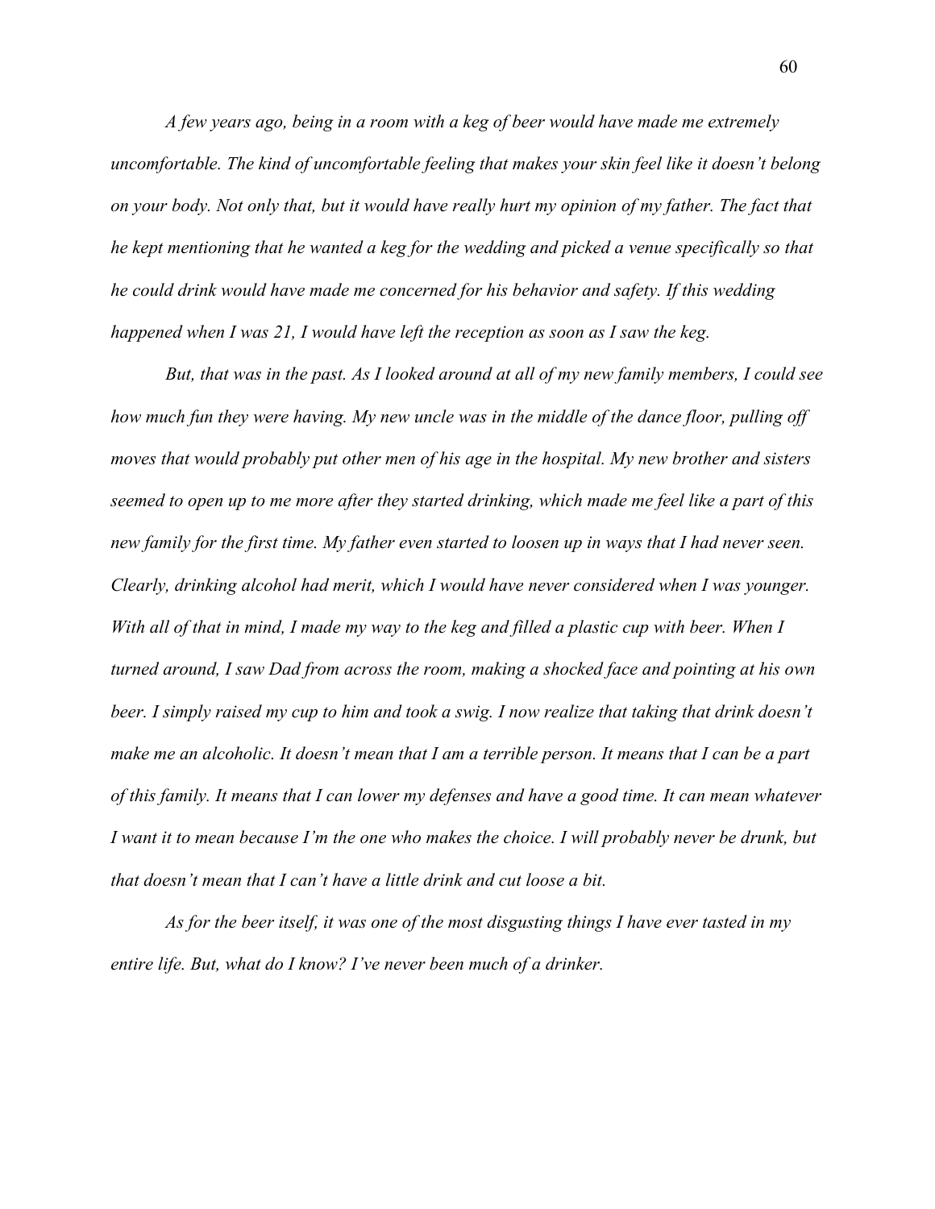*A few years ago, being in a room with a keg of beer would have made me extremely uncomfortable. The kind of uncomfortable feeling that makes your skin feel like it doesn't belong on your body. Not only that, but it would have really hurt my opinion of my father. The fact that he kept mentioning that he wanted a keg for the wedding and picked a venue specifically so that he could drink would have made me concerned for his behavior and safety. If this wedding happened when I was 21, I would have left the reception as soon as I saw the keg.*

*But, that was in the past. As I looked around at all of my new family members, I could see how much fun they were having. My new uncle was in the middle of the dance floor, pulling off moves that would probably put other men of his age in the hospital. My new brother and sisters seemed to open up to me more after they started drinking, which made me feel like a part of this new family for the first time. My father even started to loosen up in ways that I had never seen. Clearly, drinking alcohol had merit, which I would have never considered when I was younger. With all of that in mind, I made my way to the keg and filled a plastic cup with beer. When I turned around, I saw Dad from across the room, making a shocked face and pointing at his own beer. I simply raised my cup to him and took a swig. I now realize that taking that drink doesn't make me an alcoholic. It doesn't mean that I am a terrible person. It means that I can be a part of this family. It means that I can lower my defenses and have a good time. It can mean whatever I want it to mean because I'm the one who makes the choice. I will probably never be drunk, but that doesn't mean that I can't have a little drink and cut loose a bit.*

*As for the beer itself, it was one of the most disgusting things I have ever tasted in my entire life. But, what do I know? I've never been much of a drinker.*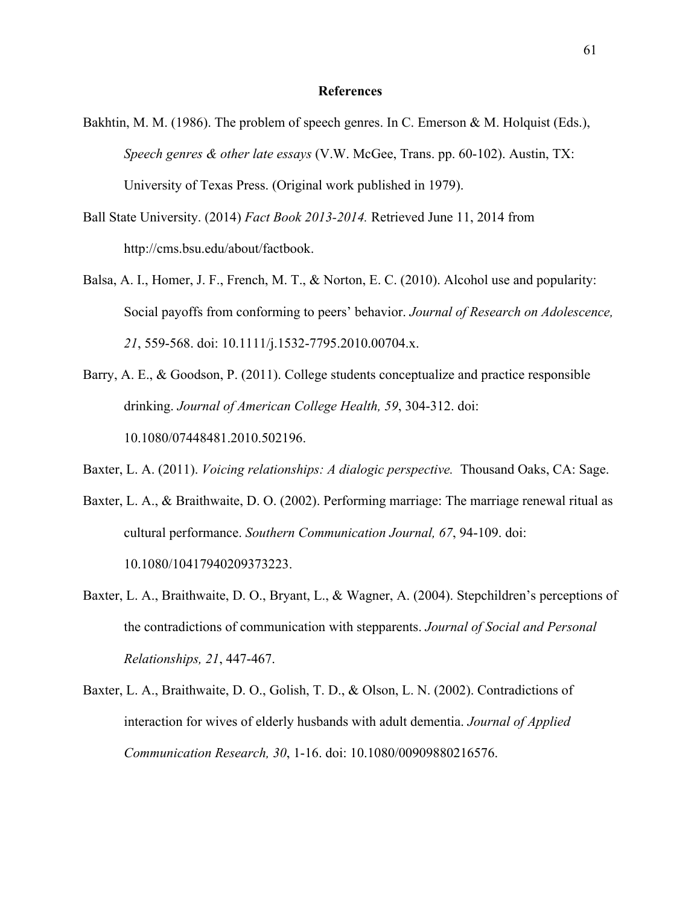# References

Bakhtin, M. M. (1986). The problem of speech genres. In C. Emerson & M. Holquist (Eds.), *Speech genres & other late essays* (V.W. McGee, Trans. pp. 60-102). Austin, TX: University of Texas Press. (Original work published in 1979).

Ball State University. (2014) *Fact Book 2013-2014.* Retrieved June 11, 2014 from http://cms.bsu.edu/about/factbook.

Balsa, A. I., Homer, J. F., French, M. T., & Norton, E. C. (2010). Alcohol use and popularity: Social payoffs from conforming to peers' behavior. *Journal of Research on Adolescence, 21*, 559-568. doi: 10.1111/j.1532-7795.2010.00704.x.

Barry, A. E., & Goodson, P. (2011). College students conceptualize and practice responsible drinking. *Journal of American College Health, 59*, 304-312. doi: 10.1080/07448481.2010.502196.

Baxter, L. A. (2011). *Voicing relationships: A dialogic perspective.* Thousand Oaks, CA: Sage.

Baxter, L. A., & Braithwaite, D. O. (2002). Performing marriage: The marriage renewal ritual as cultural performance. *Southern Communication Journal, 67*, 94-109. doi: 10.1080/10417940209373223.

Baxter, L. A., Braithwaite, D. O., Bryant, L., & Wagner, A. (2004). Stepchildren's perceptions of the contradictions of communication with stepparents. *Journal of Social and Personal Relationships, 21*, 447-467.

Baxter, L. A., Braithwaite, D. O., Golish, T. D., & Olson, L. N. (2002). Contradictions of interaction for wives of elderly husbands with adult dementia. *Journal of Applied Communication Research, 30*, 1-16. doi: 10.1080/00909880216576.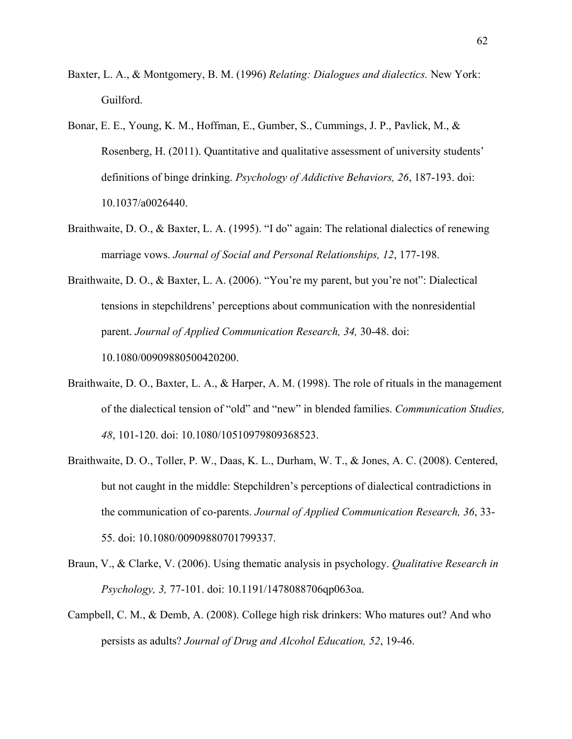Baxter, L. A., & Montgomery, B. M. (1996) *Relating: Dialogues and dialectics.* New York: Guilford.

Bonar, E. E., Young, K. M., Hoffman, E., Gumber, S., Cummings, J. P., Pavlick, M., & Rosenberg, H. (2011). Quantitative and qualitative assessment of university students' definitions of binge drinking. *Psychology of Addictive Behaviors, 26*, 187-193. doi: 10.1037/a0026440.

Braithwaite, D. O., & Baxter, L. A. (1995). "I do" again: The relational dialectics of renewing marriage vows. *Journal of Social and Personal Relationships, 12*, 177-198.

Braithwaite, D. O., & Baxter, L. A. (2006). "You're my parent, but you're not": Dialectical tensions in stepchildrens' perceptions about communication with the nonresidential parent. *Journal of Applied Communication Research, 34,* 30-48. doi: 10.1080/00909880500420200.

Braithwaite, D. O., Baxter, L. A., & Harper, A. M. (1998). The role of rituals in the management of the dialectical tension of "old" and "new" in blended families. *Communication Studies, 48*, 101-120. doi: 10.1080/10510979809368523.

Braithwaite, D. O., Toller, P. W., Daas, K. L., Durham, W. T., & Jones, A. C. (2008). Centered, but not caught in the middle: Stepchildren's perceptions of dialectical contradictions in the communication of co-parents. *Journal of Applied Communication Research, 36*, 33-55. doi: 10.1080/00909880701799337.

Braun, V., & Clarke, V. (2006). Using thematic analysis in psychology. *Qualitative Research in Psychology, 3,* 77-101. doi: 10.1191/1478088706qp063oa.

Campbell, C. M., & Demb, A. (2008). College high risk drinkers: Who matures out? And who persists as adults? *Journal of Drug and Alcohol Education, 52*, 19-46.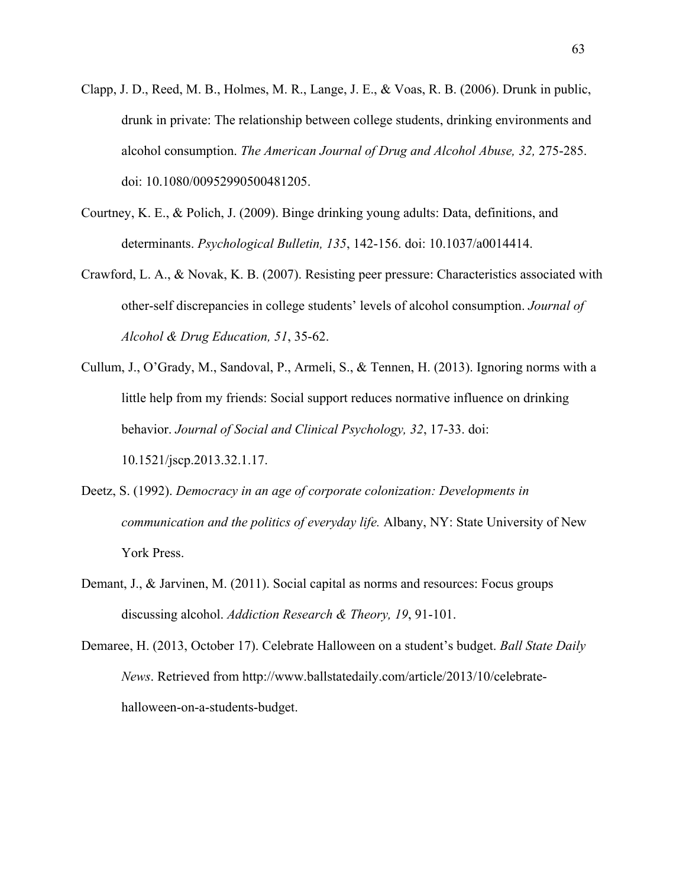Clapp, J. D., Reed, M. B., Holmes, M. R., Lange, J. E., & Voas, R. B. (2006). Drunk in public, drunk in private: The relationship between college students, drinking environments and alcohol consumption. *The American Journal of Drug and Alcohol Abuse, 32,* 275-285. doi: 10.1080/00952990500481205.

Courtney, K. E., & Polich, J. (2009). Binge drinking young adults: Data, definitions, and determinants. *Psychological Bulletin, 135*, 142-156. doi: 10.1037/a0014414.

Crawford, L. A., & Novak, K. B. (2007). Resisting peer pressure: Characteristics associated with other-self discrepancies in college students' levels of alcohol consumption. *Journal of Alcohol & Drug Education, 51*, 35-62.

Cullum, J., O'Grady, M., Sandoval, P., Armeli, S., & Tennen, H. (2013). Ignoring norms with a little help from my friends: Social support reduces normative influence on drinking behavior. *Journal of Social and Clinical Psychology, 32*, 17-33. doi: 10.1521/jscp.2013.32.1.17.

Deetz, S. (1992). *Democracy in an age of corporate colonization: Developments in communication and the politics of everyday life.* Albany, NY: State University of New York Press.

Demant, J., & Jarvinen, M. (2011). Social capital as norms and resources: Focus groups discussing alcohol. *Addiction Research & Theory, 19*, 91-101.

Demaree, H. (2013, October 17). Celebrate Halloween on a student's budget. *Ball State Daily News*. Retrieved from http://www.ballstatedaily.com/article/2013/10/celebrate-halloween-on-a-students-budget.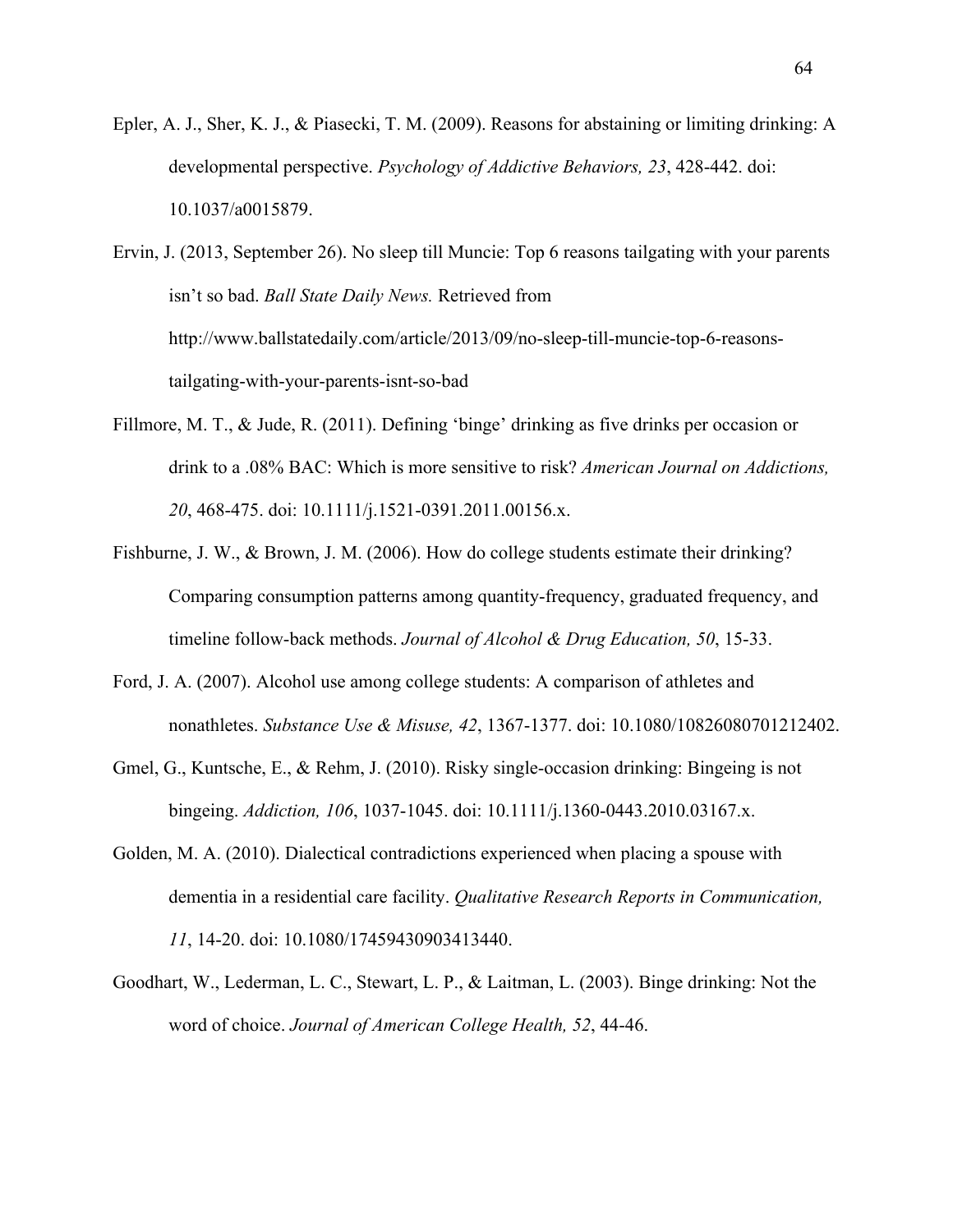Epler, A. J., Sher, K. J., & Piasecki, T. M. (2009). Reasons for abstaining or limiting drinking: A developmental perspective. *Psychology of Addictive Behaviors, 23*, 428-442. doi: 10.1037/a0015879.

Ervin, J. (2013, September 26). No sleep till Muncie: Top 6 reasons tailgating with your parents isn't so bad. *Ball State Daily News.* Retrieved from http://www.ballstatedaily.com/article/2013/09/no-sleep-till-muncie-top-6-reasons-tailgating-with-your-parents-isnt-so-bad

Fillmore, M. T., & Jude, R. (2011). Defining 'binge' drinking as five drinks per occasion or drink to a .08% BAC: Which is more sensitive to risk? *American Journal on Addictions, 20*, 468-475. doi: 10.1111/j.1521-0391.2011.00156.x.

Fishburne, J. W., & Brown, J. M. (2006). How do college students estimate their drinking? Comparing consumption patterns among quantity-frequency, graduated frequency, and timeline follow-back methods. *Journal of Alcohol & Drug Education, 50*, 15-33.

Ford, J. A. (2007). Alcohol use among college students: A comparison of athletes and nonathletes. *Substance Use & Misuse, 42*, 1367-1377. doi: 10.1080/10826080701212402.

Gmel, G., Kuntsche, E., & Rehm, J. (2010). Risky single-occasion drinking: Bingeing is not bingeing. *Addiction, 106*, 1037-1045. doi: 10.1111/j.1360-0443.2010.03167.x.

Golden, M. A. (2010). Dialectical contradictions experienced when placing a spouse with dementia in a residential care facility. *Qualitative Research Reports in Communication, 11*, 14-20. doi: 10.1080/17459430903413440.

Goodhart, W., Lederman, L. C., Stewart, L. P., & Laitman, L. (2003). Binge drinking: Not the word of choice. *Journal of American College Health, 52*, 44-46.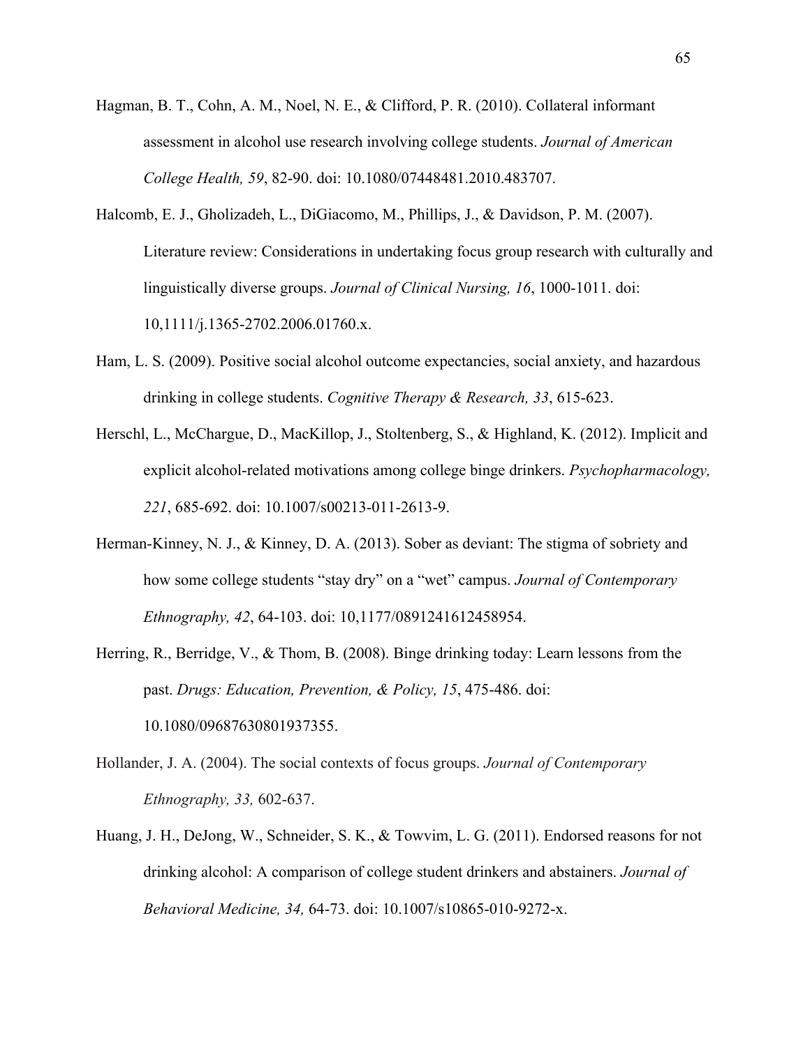Hagman, B. T., Cohn, A. M., Noel, N. E., & Clifford, P. R. (2010). Collateral informant assessment in alcohol use research involving college students. *Journal of American College Health, 59*, 82-90. doi: 10.1080/07448481.2010.483707.

Halcomb, E. J., Gholizadeh, L., DiGiacomo, M., Phillips, J., & Davidson, P. M. (2007). Literature review: Considerations in undertaking focus group research with culturally and linguistically diverse groups. *Journal of Clinical Nursing, 16*, 1000-1011. doi: 10,1111/j.1365-2702.2006.01760.x.

Ham, L. S. (2009). Positive social alcohol outcome expectancies, social anxiety, and hazardous drinking in college students. *Cognitive Therapy & Research, 33*, 615-623.

Herschl, L., McChargue, D., MacKillop, J., Stoltenberg, S., & Highland, K. (2012). Implicit and explicit alcohol-related motivations among college binge drinkers. *Psychopharmacology, 221*, 685-692. doi: 10.1007/s00213-011-2613-9.

Herman-Kinney, N. J., & Kinney, D. A. (2013). Sober as deviant: The stigma of sobriety and how some college students "stay dry" on a "wet" campus. *Journal of Contemporary Ethnography, 42*, 64-103. doi: 10,1177/0891241612458954.

Herring, R., Berridge, V., & Thom, B. (2008). Binge drinking today: Learn lessons from the past. *Drugs: Education, Prevention, & Policy, 15*, 475-486. doi: 10.1080/09687630801937355.

Hollander, J. A. (2004). The social contexts of focus groups. *Journal of Contemporary Ethnography, 33,* 602-637.

Huang, J. H., DeJong, W., Schneider, S. K., & Towvim, L. G. (2011). Endorsed reasons for not drinking alcohol: A comparison of college student drinkers and abstainers. *Journal of Behavioral Medicine, 34,* 64-73. doi: 10.1007/s10865-010-9272-x.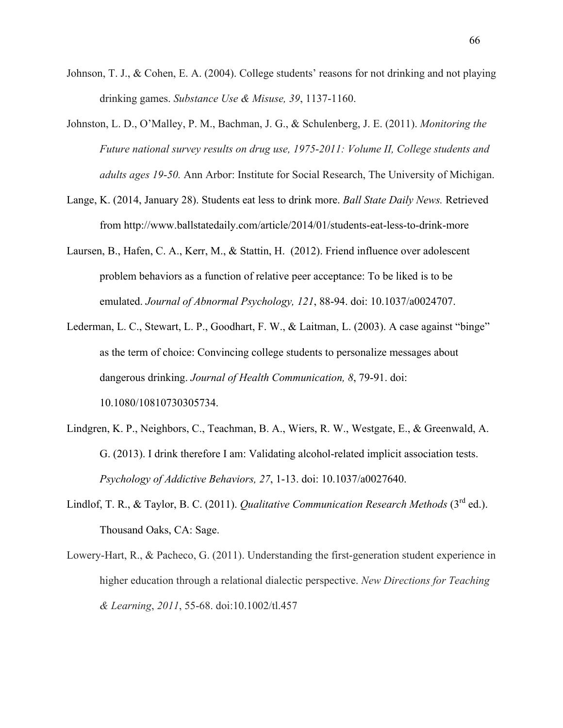Johnson, T. J., & Cohen, E. A. (2004). College students' reasons for not drinking and not playing drinking games. *Substance Use & Misuse, 39*, 1137-1160.

Johnston, L. D., O'Malley, P. M., Bachman, J. G., & Schulenberg, J. E. (2011). *Monitoring the Future national survey results on drug use, 1975-2011: Volume II, College students and adults ages 19-50.* Ann Arbor: Institute for Social Research, The University of Michigan.

Lange, K. (2014, January 28). Students eat less to drink more. *Ball State Daily News.* Retrieved from http://www.ballstatedaily.com/article/2014/01/students-eat-less-to-drink-more

Laursen, B., Hafen, C. A., Kerr, M., & Stattin, H. (2012). Friend influence over adolescent problem behaviors as a function of relative peer acceptance: To be liked is to be emulated. *Journal of Abnormal Psychology, 121*, 88-94. doi: 10.1037/a0024707.

Lederman, L. C., Stewart, L. P., Goodhart, F. W., & Laitman, L. (2003). A case against "binge" as the term of choice: Convincing college students to personalize messages about dangerous drinking. *Journal of Health Communication, 8*, 79-91. doi: 10.1080/10810730305734.

Lindgren, K. P., Neighbors, C., Teachman, B. A., Wiers, R. W., Westgate, E., & Greenwald, A. G. (2013). I drink therefore I am: Validating alcohol-related implicit association tests. *Psychology of Addictive Behaviors, 27*, 1-13. doi: 10.1037/a0027640.

Lindlof, T. R., & Taylor, B. C. (2011). *Qualitative Communication Research Methods* (3rd ed.). Thousand Oaks, CA: Sage.

Lowery-Hart, R., & Pacheco, G. (2011). Understanding the first-generation student experience in higher education through a relational dialectic perspective. *New Directions for Teaching & Learning*, *2011*, 55-68. doi:10.1002/tl.457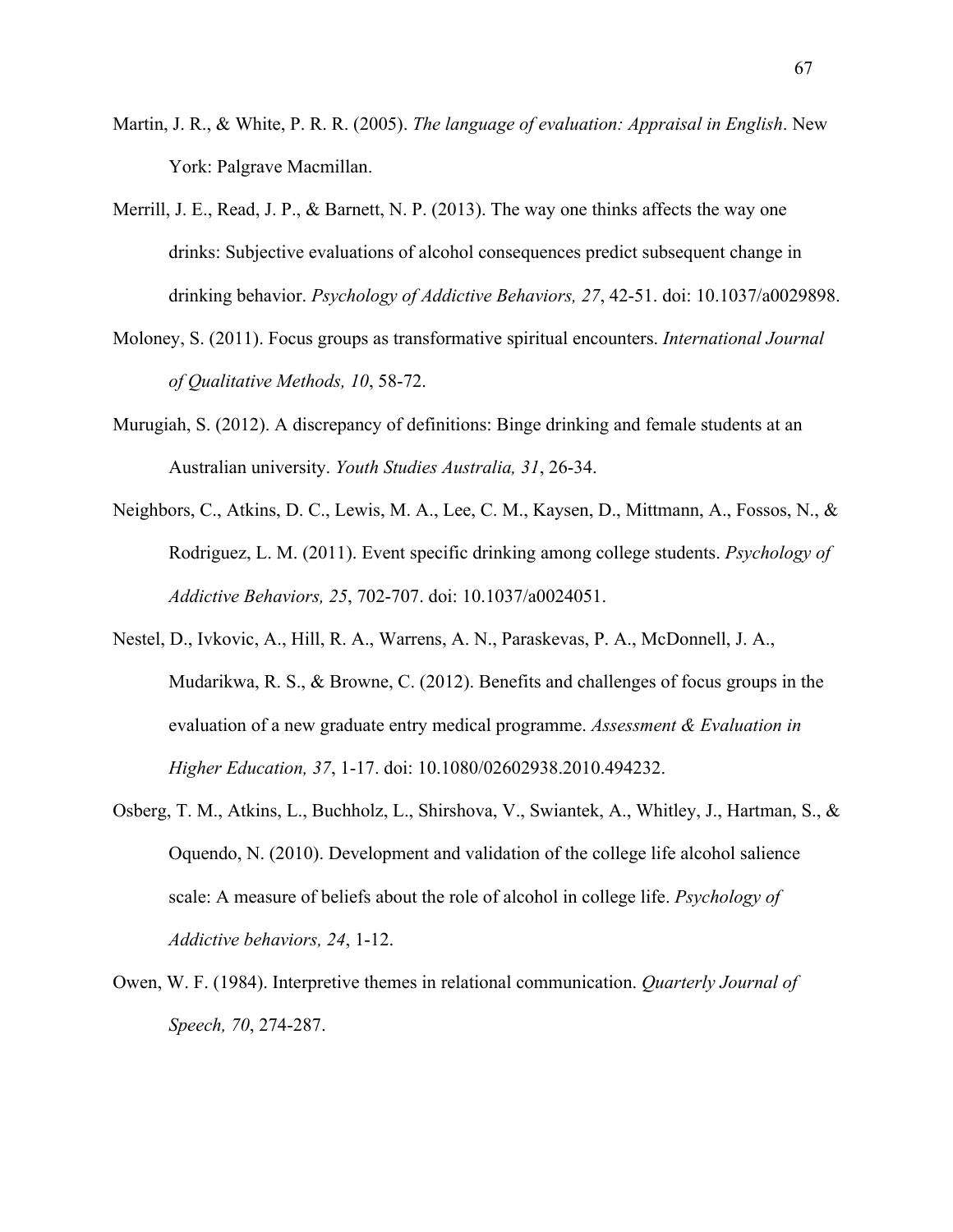Martin, J. R., & White, P. R. R. (2005). *The language of evaluation: Appraisal in English*. New York: Palgrave Macmillan.

Merrill, J. E., Read, J. P., & Barnett, N. P. (2013). The way one thinks affects the way one drinks: Subjective evaluations of alcohol consequences predict subsequent change in drinking behavior. *Psychology of Addictive Behaviors, 27*, 42-51. doi: 10.1037/a0029898.

Moloney, S. (2011). Focus groups as transformative spiritual encounters. *International Journal of Qualitative Methods, 10*, 58-72.

Murugiah, S. (2012). A discrepancy of definitions: Binge drinking and female students at an Australian university. *Youth Studies Australia, 31*, 26-34.

Neighbors, C., Atkins, D. C., Lewis, M. A., Lee, C. M., Kaysen, D., Mittmann, A., Fossos, N., & Rodriguez, L. M. (2011). Event specific drinking among college students. *Psychology of Addictive Behaviors, 25*, 702-707. doi: 10.1037/a0024051.

Nestel, D., Ivkovic, A., Hill, R. A., Warrens, A. N., Paraskevas, P. A., McDonnell, J. A., Mudarikwa, R. S., & Browne, C. (2012). Benefits and challenges of focus groups in the evaluation of a new graduate entry medical programme. *Assessment & Evaluation in Higher Education, 37*, 1-17. doi: 10.1080/02602938.2010.494232.

Osberg, T. M., Atkins, L., Buchholz, L., Shirshova, V., Swiantek, A., Whitley, J., Hartman, S., & Oquendo, N. (2010). Development and validation of the college life alcohol salience scale: A measure of beliefs about the role of alcohol in college life. *Psychology of Addictive behaviors, 24*, 1-12.

Owen, W. F. (1984). Interpretive themes in relational communication. *Quarterly Journal of Speech, 70*, 274-287.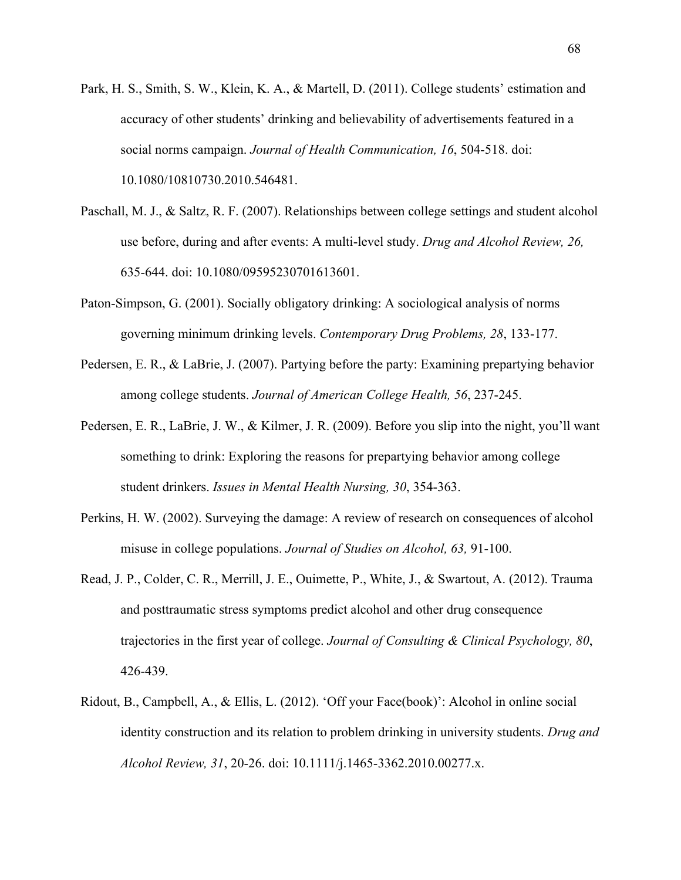Park, H. S., Smith, S. W., Klein, K. A., & Martell, D. (2011). College students' estimation and accuracy of other students' drinking and believability of advertisements featured in a social norms campaign. *Journal of Health Communication, 16*, 504-518. doi: 10.1080/10810730.2010.546481.

Paschall, M. J., & Saltz, R. F. (2007). Relationships between college settings and student alcohol use before, during and after events: A multi-level study. *Drug and Alcohol Review, 26,* 635-644. doi: 10.1080/09595230701613601.

Paton-Simpson, G. (2001). Socially obligatory drinking: A sociological analysis of norms governing minimum drinking levels. *Contemporary Drug Problems, 28*, 133-177.

Pedersen, E. R., & LaBrie, J. (2007). Partying before the party: Examining prepartying behavior among college students. *Journal of American College Health, 56*, 237-245.

Pedersen, E. R., LaBrie, J. W., & Kilmer, J. R. (2009). Before you slip into the night, you'll want something to drink: Exploring the reasons for prepartying behavior among college student drinkers. *Issues in Mental Health Nursing, 30*, 354-363.

Perkins, H. W. (2002). Surveying the damage: A review of research on consequences of alcohol misuse in college populations. *Journal of Studies on Alcohol, 63,* 91-100.

Read, J. P., Colder, C. R., Merrill, J. E., Ouimette, P., White, J., & Swartout, A. (2012). Trauma and posttraumatic stress symptoms predict alcohol and other drug consequence trajectories in the first year of college. *Journal of Consulting & Clinical Psychology, 80*, 426-439.

Ridout, B., Campbell, A., & Ellis, L. (2012). 'Off your Face(book)': Alcohol in online social identity construction and its relation to problem drinking in university students. *Drug and Alcohol Review, 31*, 20-26. doi: 10.1111/j.1465-3362.2010.00277.x.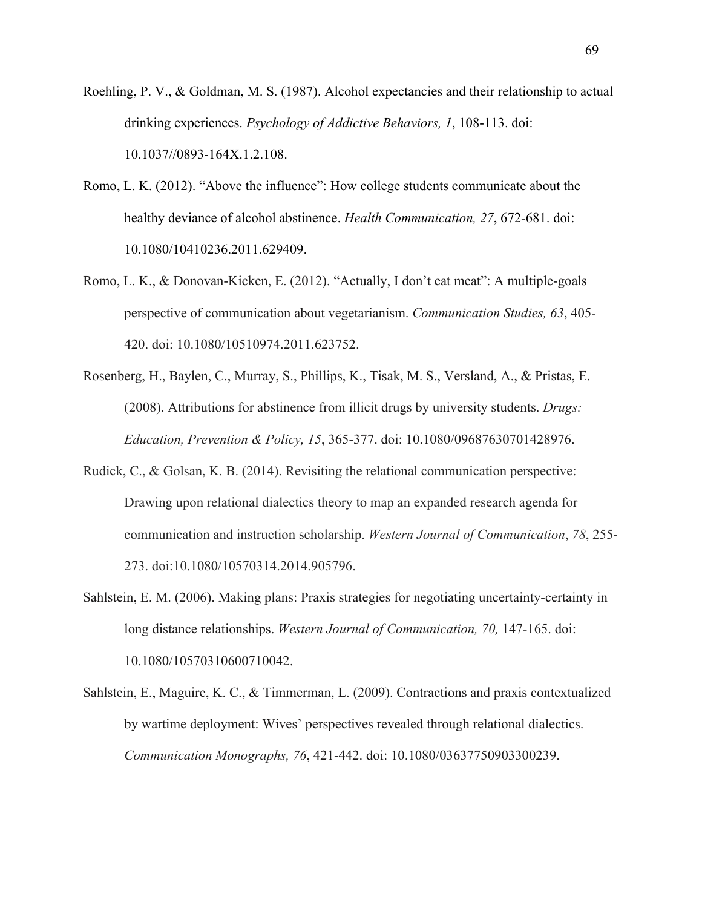Roehling, P. V., & Goldman, M. S. (1987). Alcohol expectancies and their relationship to actual drinking experiences. *Psychology of Addictive Behaviors, 1*, 108-113. doi: 10.1037//0893-164X.1.2.108.

Romo, L. K. (2012). "Above the influence": How college students communicate about the healthy deviance of alcohol abstinence. *Health Communication, 27*, 672-681. doi: 10.1080/10410236.2011.629409.

Romo, L. K., & Donovan-Kicken, E. (2012). "Actually, I don't eat meat": A multiple-goals perspective of communication about vegetarianism. *Communication Studies, 63*, 405-420. doi: 10.1080/10510974.2011.623752.

Rosenberg, H., Baylen, C., Murray, S., Phillips, K., Tisak, M. S., Versland, A., & Pristas, E. (2008). Attributions for abstinence from illicit drugs by university students. *Drugs: Education, Prevention & Policy, 15*, 365-377. doi: 10.1080/09687630701428976.

Rudick, C., & Golsan, K. B. (2014). Revisiting the relational communication perspective: Drawing upon relational dialectics theory to map an expanded research agenda for communication and instruction scholarship. *Western Journal of Communication*, *78*, 255-273. doi:10.1080/10570314.2014.905796.

Sahlstein, E. M. (2006). Making plans: Praxis strategies for negotiating uncertainty-certainty in long distance relationships. *Western Journal of Communication, 70,* 147-165. doi: 10.1080/10570310600710042.

Sahlstein, E., Maguire, K. C., & Timmerman, L. (2009). Contractions and praxis contextualized by wartime deployment: Wives' perspectives revealed through relational dialectics. *Communication Monographs, 76*, 421-442. doi: 10.1080/03637750903300239.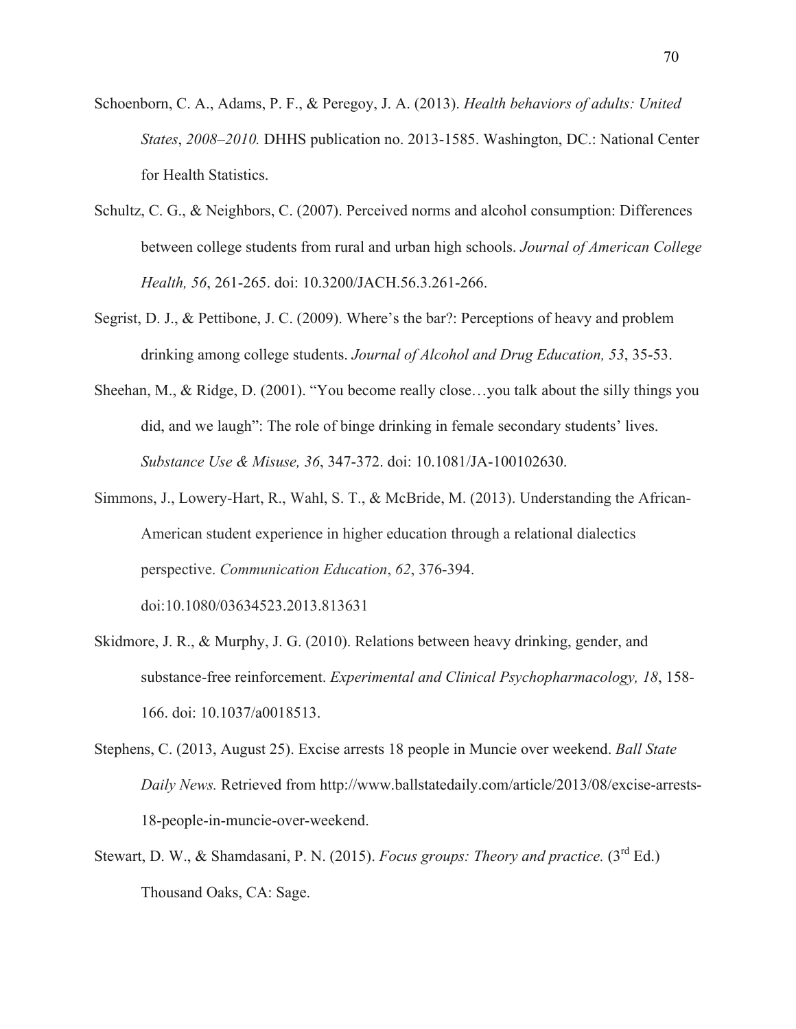Schoenborn, C. A., Adams, P. F., & Peregoy, J. A. (2013). *Health behaviors of adults: United States, 2008–2010.* DHHS publication no. 2013-1585. Washington, DC.: National Center for Health Statistics.

Schultz, C. G., & Neighbors, C. (2007). Perceived norms and alcohol consumption: Differences between college students from rural and urban high schools. *Journal of American College Health, 56*, 261-265. doi: 10.3200/JACH.56.3.261-266.

Segrist, D. J., & Pettibone, J. C. (2009). Where's the bar?: Perceptions of heavy and problem drinking among college students. *Journal of Alcohol and Drug Education, 53*, 35-53.

Sheehan, M., & Ridge, D. (2001). "You become really close…you talk about the silly things you did, and we laugh": The role of binge drinking in female secondary students' lives. *Substance Use & Misuse, 36*, 347-372. doi: 10.1081/JA-100102630.

Simmons, J., Lowery-Hart, R., Wahl, S. T., & McBride, M. (2013). Understanding the African-American student experience in higher education through a relational dialectics perspective. *Communication Education*, *62*, 376-394. doi:10.1080/03634523.2013.813631

Skidmore, J. R., & Murphy, J. G. (2010). Relations between heavy drinking, gender, and substance-free reinforcement. *Experimental and Clinical Psychopharmacology, 18*, 158-166. doi: 10.1037/a0018513.

Stephens, C. (2013, August 25). Excise arrests 18 people in Muncie over weekend. *Ball State Daily News.* Retrieved from http://www.ballstatedaily.com/article/2013/08/excise-arrests-18-people-in-muncie-over-weekend.

Stewart, D. W., & Shamdasani, P. N. (2015). *Focus groups: Theory and practice.* (3rd Ed.) Thousand Oaks, CA: Sage.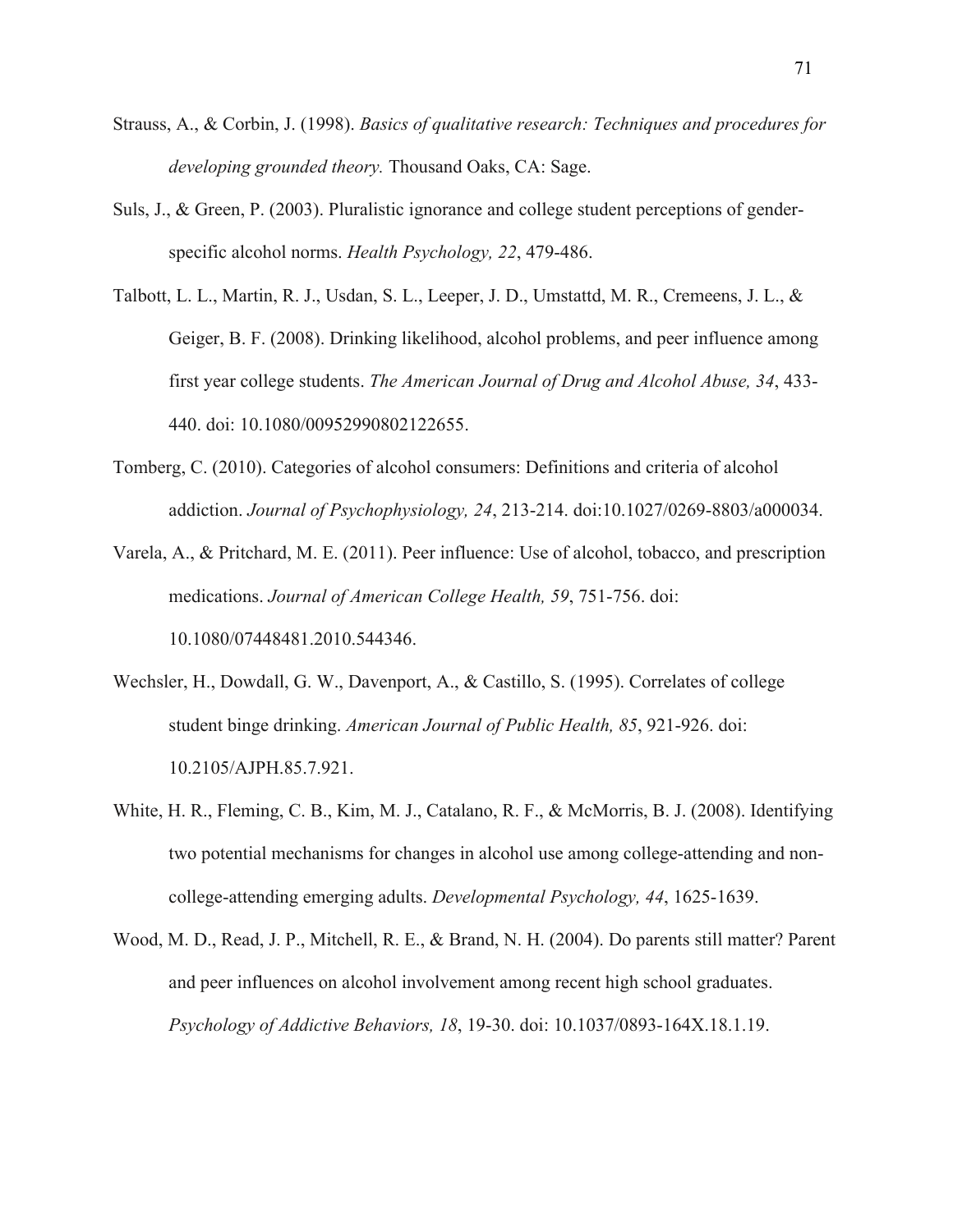Strauss, A., & Corbin, J. (1998). *Basics of qualitative research: Techniques and procedures for developing grounded theory.* Thousand Oaks, CA: Sage.

Suls, J., & Green, P. (2003). Pluralistic ignorance and college student perceptions of gender-specific alcohol norms. *Health Psychology, 22*, 479-486.

Talbott, L. L., Martin, R. J., Usdan, S. L., Leeper, J. D., Umstattd, M. R., Cremeens, J. L., & Geiger, B. F. (2008). Drinking likelihood, alcohol problems, and peer influence among first year college students. *The American Journal of Drug and Alcohol Abuse, 34*, 433-440. doi: 10.1080/00952990802122655.

Tomberg, C. (2010). Categories of alcohol consumers: Definitions and criteria of alcohol addiction. *Journal of Psychophysiology, 24*, 213-214. doi:10.1027/0269-8803/a000034.

Varela, A., & Pritchard, M. E. (2011). Peer influence: Use of alcohol, tobacco, and prescription medications. *Journal of American College Health, 59*, 751-756. doi: 10.1080/07448481.2010.544346.

Wechsler, H., Dowdall, G. W., Davenport, A., & Castillo, S. (1995). Correlates of college student binge drinking. *American Journal of Public Health, 85*, 921-926. doi: 10.2105/AJPH.85.7.921.

White, H. R., Fleming, C. B., Kim, M. J., Catalano, R. F., & McMorris, B. J. (2008). Identifying two potential mechanisms for changes in alcohol use among college-attending and non-college-attending emerging adults. *Developmental Psychology, 44*, 1625-1639.

Wood, M. D., Read, J. P., Mitchell, R. E., & Brand, N. H. (2004). Do parents still matter? Parent and peer influences on alcohol involvement among recent high school graduates. *Psychology of Addictive Behaviors, 18*, 19-30. doi: 10.1037/0893-164X.18.1.19.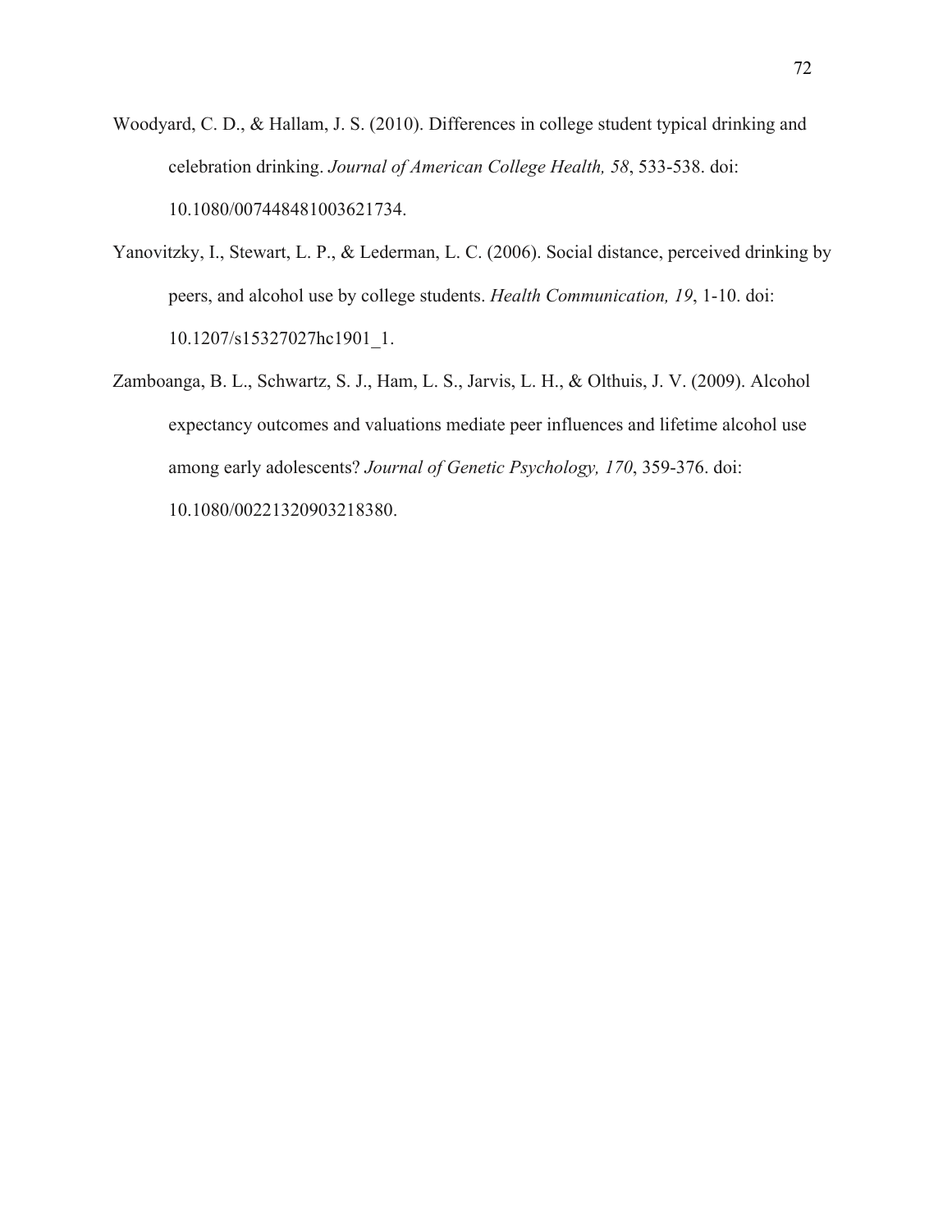Woodyard, C. D., & Hallam, J. S. (2010). Differences in college student typical drinking and celebration drinking. *Journal of American College Health, 58*, 533-538. doi: 10.1080/007448481003621734.

Yanovitzky, I., Stewart, L. P., & Lederman, L. C. (2006). Social distance, perceived drinking by peers, and alcohol use by college students. *Health Communication, 19*, 1-10. doi: 10.1207/s15327027hc1901_1.

Zamboanga, B. L., Schwartz, S. J., Ham, L. S., Jarvis, L. H., & Olthuis, J. V. (2009). Alcohol expectancy outcomes and valuations mediate peer influences and lifetime alcohol use among early adolescents? *Journal of Genetic Psychology, 170*, 359-376. doi: 10.1080/00221320903218380.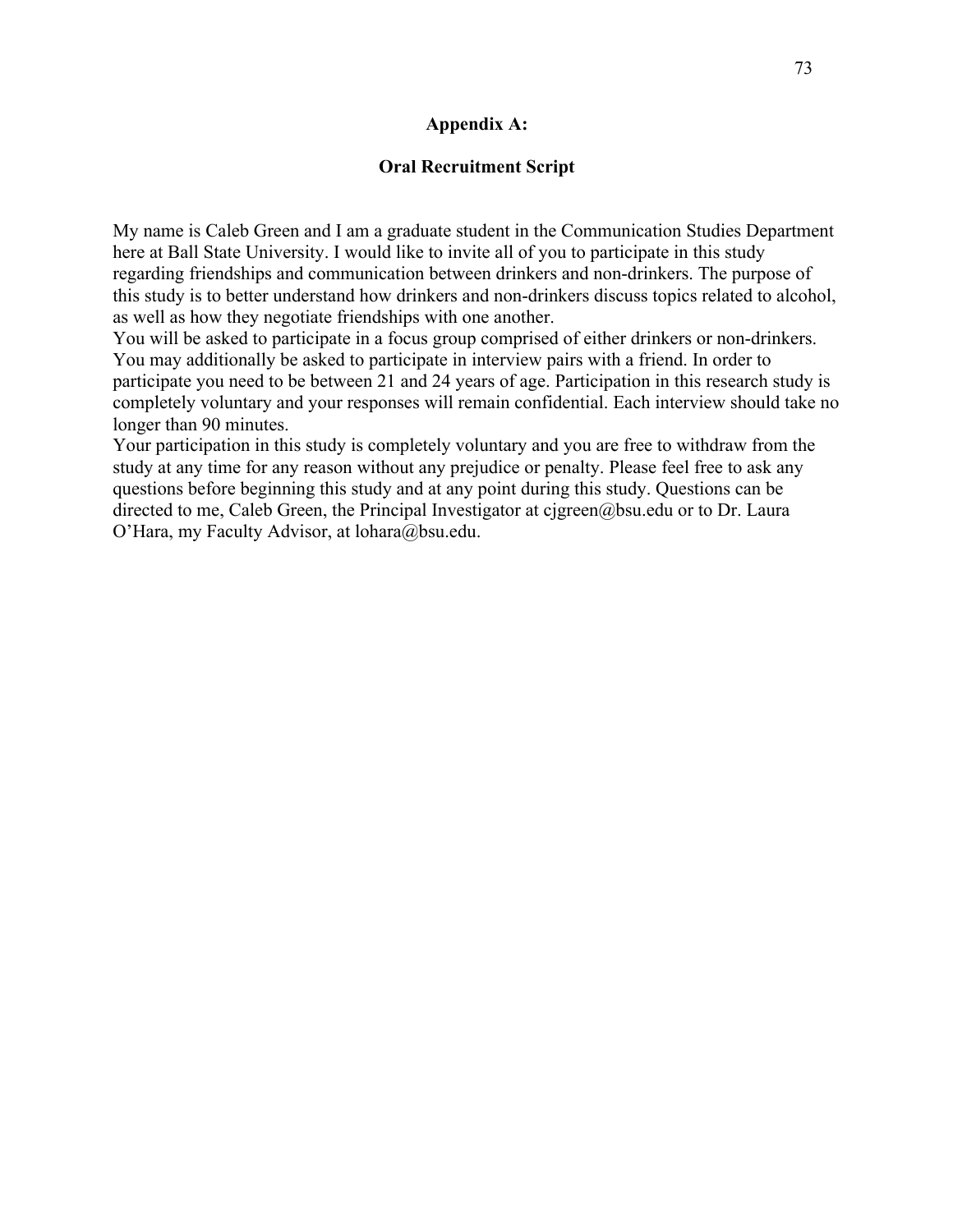## Appendix A:

## Oral Recruitment Script

My name is Caleb Green and I am a graduate student in the Communication Studies Department here at Ball State University. I would like to invite all of you to participate in this study regarding friendships and communication between drinkers and non-drinkers. The purpose of this study is to better understand how drinkers and non-drinkers discuss topics related to alcohol, as well as how they negotiate friendships with one another.

You will be asked to participate in a focus group comprised of either drinkers or non-drinkers. You may additionally be asked to participate in interview pairs with a friend. In order to participate you need to be between 21 and 24 years of age. Participation in this research study is completely voluntary and your responses will remain confidential. Each interview should take no longer than 90 minutes.

Your participation in this study is completely voluntary and you are free to withdraw from the study at any time for any reason without any prejudice or penalty. Please feel free to ask any questions before beginning this study and at any point during this study. Questions can be directed to me, Caleb Green, the Principal Investigator at cjgreen@bsu.edu or to Dr. Laura O'Hara, my Faculty Advisor, at lohara@bsu.edu.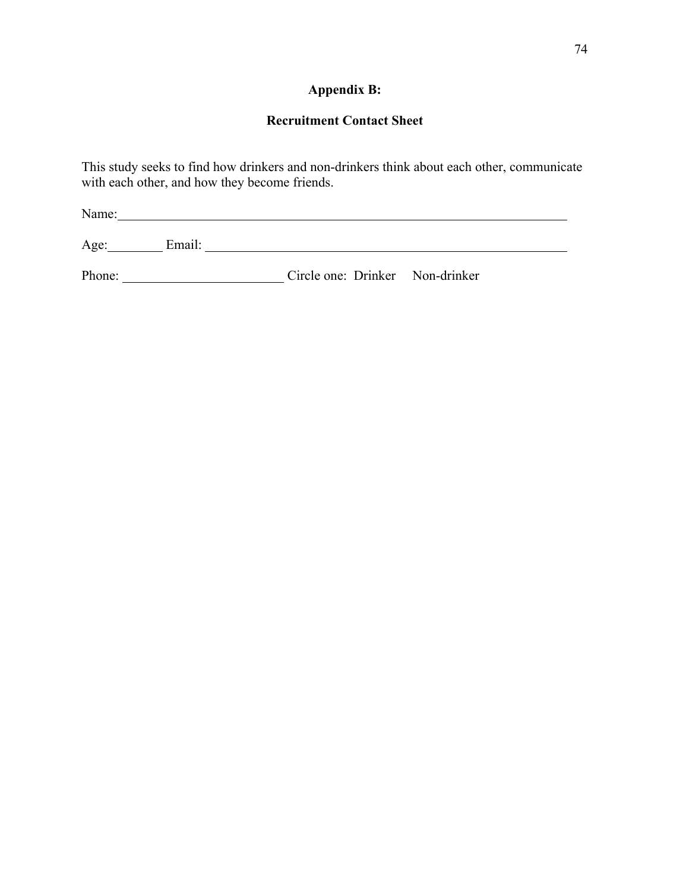## Appendix B:

## Recruitment Contact Sheet

This study seeks to find how drinkers and non-drinkers think about each other, communicate with each other, and how they become friends.

Name:\_\_\_\_\_\_\_\_\_\_\_\_\_\_\_\_\_\_\_\_\_\_\_\_\_\_\_\_\_\_\_\_\_\_\_\_\_\_\_\_\_\_\_\_\_\_\_\_\_\_\_\_\_\_\_\_\_\_\_\_\_\_\_\_\_\_\_\_

Age:\_\_\_\_\_\_\_\_ Email: \_\_\_\_\_\_\_\_\_\_\_\_\_\_\_\_\_\_\_\_\_\_\_\_\_\_\_\_\_\_\_\_\_\_\_\_\_\_\_\_\_\_\_\_\_\_\_\_\_\_\_\_\_\_

Phone: \_\_\_\_\_\_\_\_\_\_\_\_\_\_\_\_\_\_\_\_\_\_\_\_ Circle one: Drinker Non-drinker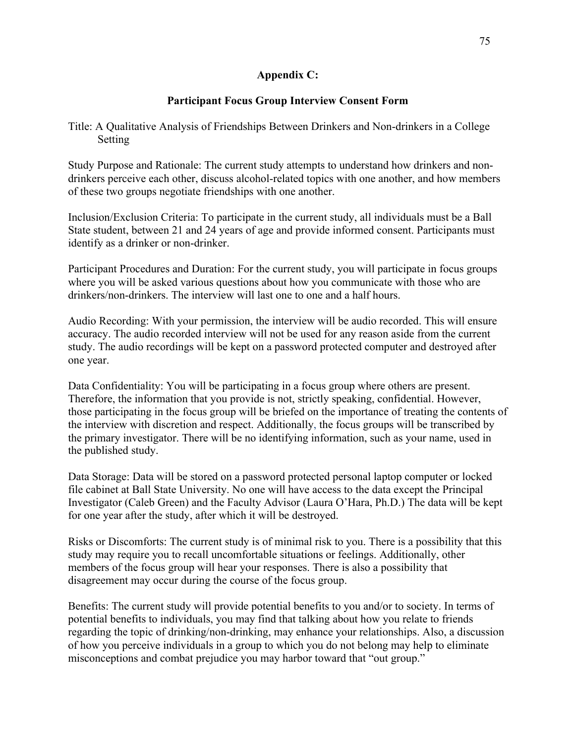## Appendix C:

## Participant Focus Group Interview Consent Form

Title: A Qualitative Analysis of Friendships Between Drinkers and Non-drinkers in a College Setting

Study Purpose and Rationale: The current study attempts to understand how drinkers and non-drinkers perceive each other, discuss alcohol-related topics with one another, and how members of these two groups negotiate friendships with one another.

Inclusion/Exclusion Criteria: To participate in the current study, all individuals must be a Ball State student, between 21 and 24 years of age and provide informed consent. Participants must identify as a drinker or non-drinker.

Participant Procedures and Duration: For the current study, you will participate in focus groups where you will be asked various questions about how you communicate with those who are drinkers/non-drinkers. The interview will last one to one and a half hours.

Audio Recording: With your permission, the interview will be audio recorded. This will ensure accuracy. The audio recorded interview will not be used for any reason aside from the current study. The audio recordings will be kept on a password protected computer and destroyed after one year.

Data Confidentiality: You will be participating in a focus group where others are present. Therefore, the information that you provide is not, strictly speaking, confidential. However, those participating in the focus group will be briefed on the importance of treating the contents of the interview with discretion and respect. Additionally, the focus groups will be transcribed by the primary investigator. There will be no identifying information, such as your name, used in the published study.

Data Storage: Data will be stored on a password protected personal laptop computer or locked file cabinet at Ball State University. No one will have access to the data except the Principal Investigator (Caleb Green) and the Faculty Advisor (Laura O'Hara, Ph.D.) The data will be kept for one year after the study, after which it will be destroyed.

Risks or Discomforts: The current study is of minimal risk to you. There is a possibility that this study may require you to recall uncomfortable situations or feelings. Additionally, other members of the focus group will hear your responses. There is also a possibility that disagreement may occur during the course of the focus group.

Benefits: The current study will provide potential benefits to you and/or to society. In terms of potential benefits to individuals, you may find that talking about how you relate to friends regarding the topic of drinking/non-drinking, may enhance your relationships. Also, a discussion of how you perceive individuals in a group to which you do not belong may help to eliminate misconceptions and combat prejudice you may harbor toward that "out group."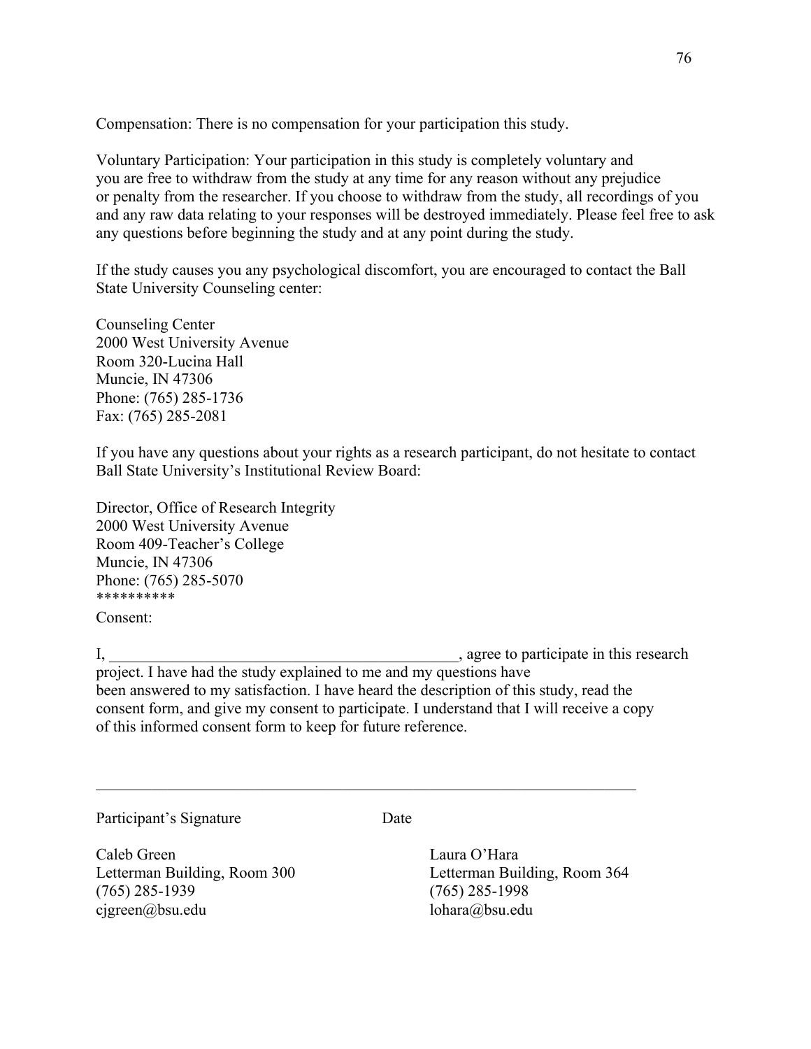Compensation: There is no compensation for your participation this study.

Voluntary Participation: Your participation in this study is completely voluntary and you are free to withdraw from the study at any time for any reason without any prejudice or penalty from the researcher. If you choose to withdraw from the study, all recordings of you and any raw data relating to your responses will be destroyed immediately. Please feel free to ask any questions before beginning the study and at any point during the study.

If the study causes you any psychological discomfort, you are encouraged to contact the Ball State University Counseling center:

Counseling Center  
2000 West University Avenue  
Room 320-Lucina Hall  
Muncie, IN 47306  
Phone: (765) 285-1736  
Fax: (765) 285-2081

If you have any questions about your rights as a research participant, do not hesitate to contact Ball State University's Institutional Review Board:

Director, Office of Research Integrity  
2000 West University Avenue  
Room 409-Teacher's College  
Muncie, IN 47306  
Phone: (765) 285-5070  
**********

Consent:

I, ______________________________________________, agree to participate in this research project. I have had the study explained to me and my questions have been answered to my satisfaction. I have heard the description of this study, read the consent form, and give my consent to participate. I understand that I will receive a copy of this informed consent form to keep for future reference.

_______________________________________________________________________

Participant's Signature                                        Date

Caleb Green  
Letterman Building, Room 300  
(765) 285-1939  
cjgreen@bsu.edu

Laura O'Hara  
Letterman Building, Room 364  
(765) 285-1998  
lohara@bsu.edu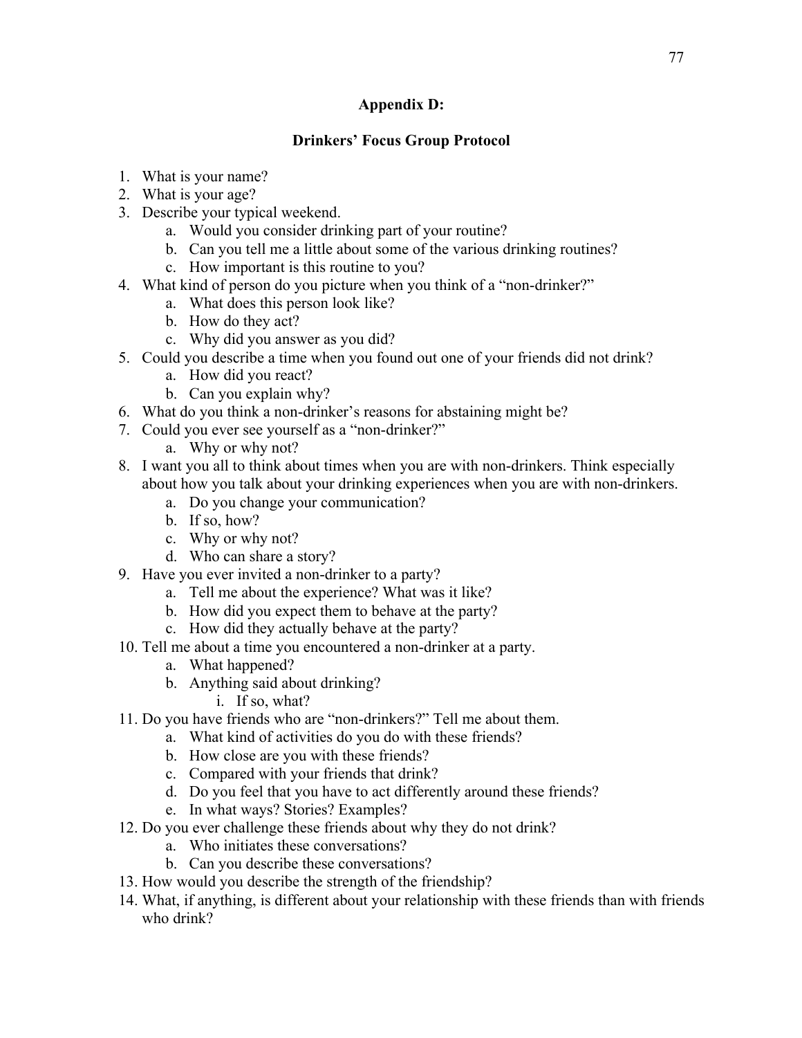## Appendix D:

## Drinkers' Focus Group Protocol

1. What is your name?
2. What is your age?
3. Describe your typical weekend.
    a. Would you consider drinking part of your routine?
    b. Can you tell me a little about some of the various drinking routines?
    c. How important is this routine to you?
4. What kind of person do you picture when you think of a "non-drinker?"
    a. What does this person look like?
    b. How do they act?
    c. Why did you answer as you did?
5. Could you describe a time when you found out one of your friends did not drink?
    a. How did you react?
    b. Can you explain why?
6. What do you think a non-drinker's reasons for abstaining might be?
7. Could you ever see yourself as a "non-drinker?"
    a. Why or why not?
8. I want you all to think about times when you are with non-drinkers. Think especially about how you talk about your drinking experiences when you are with non-drinkers.
    a. Do you change your communication?
    b. If so, how?
    c. Why or why not?
    d. Who can share a story?
9. Have you ever invited a non-drinker to a party?
    a. Tell me about the experience? What was it like?
    b. How did you expect them to behave at the party?
    c. How did they actually behave at the party?
10. Tell me about a time you encountered a non-drinker at a party.
    a. What happened?
    b. Anything said about drinking?
        i. If so, what?
11. Do you have friends who are "non-drinkers?" Tell me about them.
    a. What kind of activities do you do with these friends?
    b. How close are you with these friends?
    c. Compared with your friends that drink?
    d. Do you feel that you have to act differently around these friends?
    e. In what ways? Stories? Examples?
12. Do you ever challenge these friends about why they do not drink?
    a. Who initiates these conversations?
    b. Can you describe these conversations?
13. How would you describe the strength of the friendship?
14. What, if anything, is different about your relationship with these friends than with friends who drink?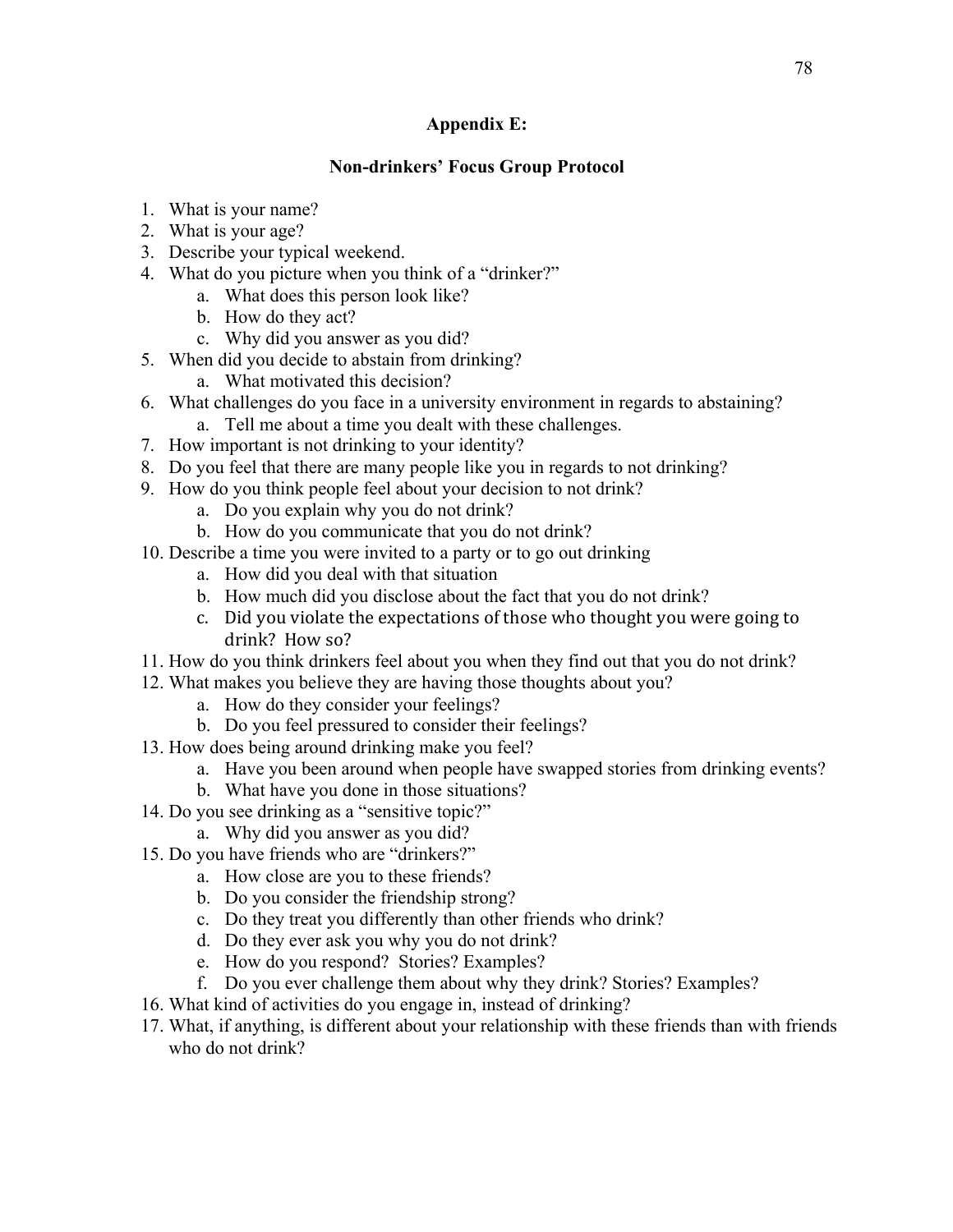## Appendix E:

### Non-drinkers' Focus Group Protocol

1. What is your name?
2. What is your age?
3. Describe your typical weekend.
4. What do you picture when you think of a "drinker?"
    a. What does this person look like?
    b. How do they act?
    c. Why did you answer as you did?
5. When did you decide to abstain from drinking?
    a. What motivated this decision?
6. What challenges do you face in a university environment in regards to abstaining?
    a. Tell me about a time you dealt with these challenges.
7. How important is not drinking to your identity?
8. Do you feel that there are many people like you in regards to not drinking?
9. How do you think people feel about your decision to not drink?
    a. Do you explain why you do not drink?
    b. How do you communicate that you do not drink?
10. Describe a time you were invited to a party or to go out drinking
    a. How did you deal with that situation
    b. How much did you disclose about the fact that you do not drink?
    c. Did you violate the expectations of those who thought you were going to drink? How so?
11. How do you think drinkers feel about you when they find out that you do not drink?
12. What makes you believe they are having those thoughts about you?
    a. How do they consider your feelings?
    b. Do you feel pressured to consider their feelings?
13. How does being around drinking make you feel?
    a. Have you been around when people have swapped stories from drinking events?
    b. What have you done in those situations?
14. Do you see drinking as a "sensitive topic?"
    a. Why did you answer as you did?
15. Do you have friends who are "drinkers?"
    a. How close are you to these friends?
    b. Do you consider the friendship strong?
    c. Do they treat you differently than other friends who drink?
    d. Do they ever ask you why you do not drink?
    e. How do you respond? Stories? Examples?
    f. Do you ever challenge them about why they drink? Stories? Examples?
16. What kind of activities do you engage in, instead of drinking?
17. What, if anything, is different about your relationship with these friends than with friends who do not drink?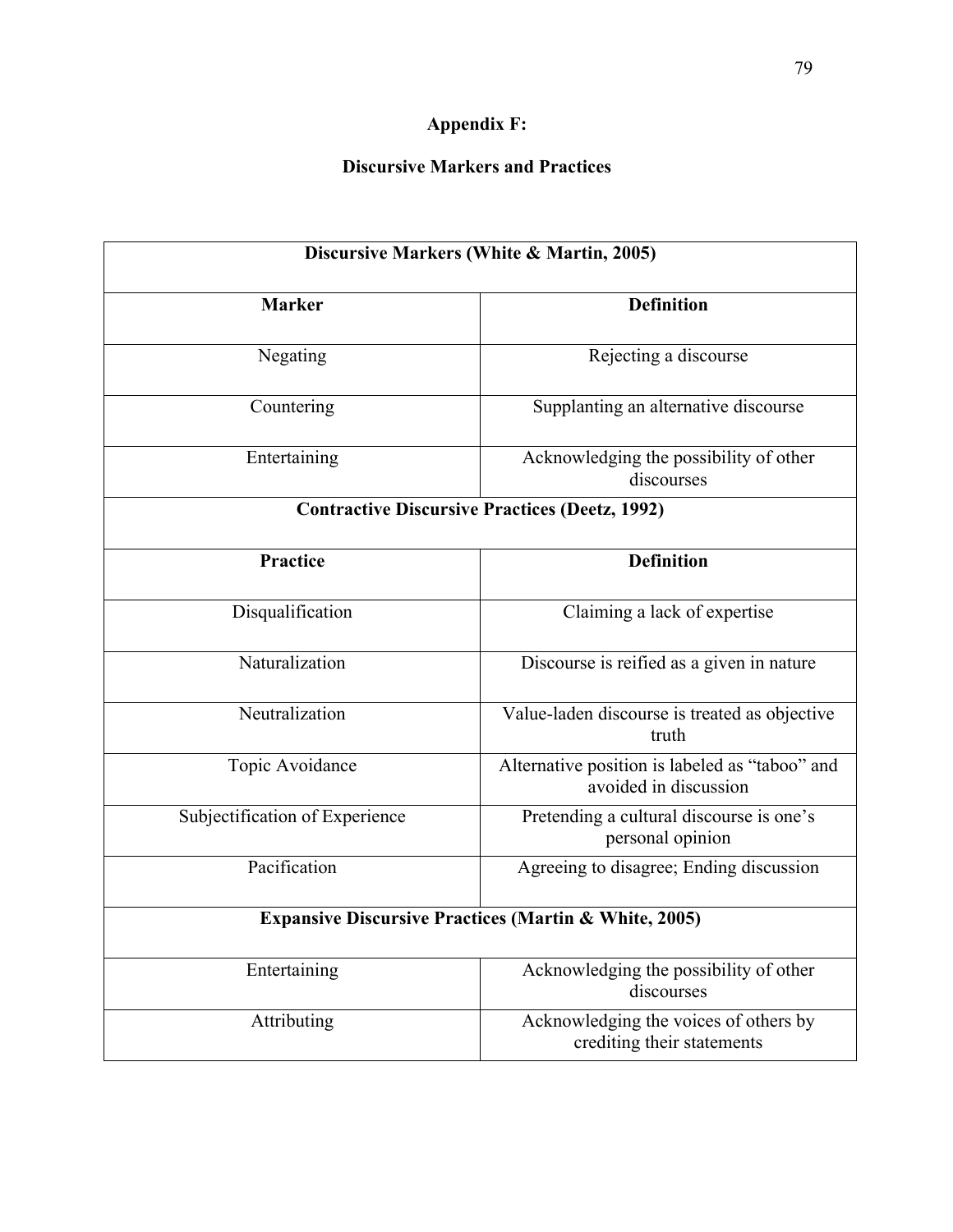## Appendix F:

## Discursive Markers and Practices

| Discursive Markers (White & Martin, 2005) | |
|---|---|
| **Marker** | **Definition** |
| Negating | Rejecting a discourse |
| Countering | Supplanting an alternative discourse |
| Entertaining | Acknowledging the possibility of other discourses |
| **Contractive Discursive Practices (Deetz, 1992)** | |
| **Practice** | **Definition** |
| Disqualification | Claiming a lack of expertise |
| Naturalization | Discourse is reified as a given in nature |
| Neutralization | Value-laden discourse is treated as objective truth |
| Topic Avoidance | Alternative position is labeled as "taboo" and avoided in discussion |
| Subjectification of Experience | Pretending a cultural discourse is one's personal opinion |
| Pacification | Agreeing to disagree; Ending discussion |
| **Expansive Discursive Practices (Martin & White, 2005)** | |
| Entertaining | Acknowledging the possibility of other discourses |
| Attributing | Acknowledging the voices of others by crediting their statements |